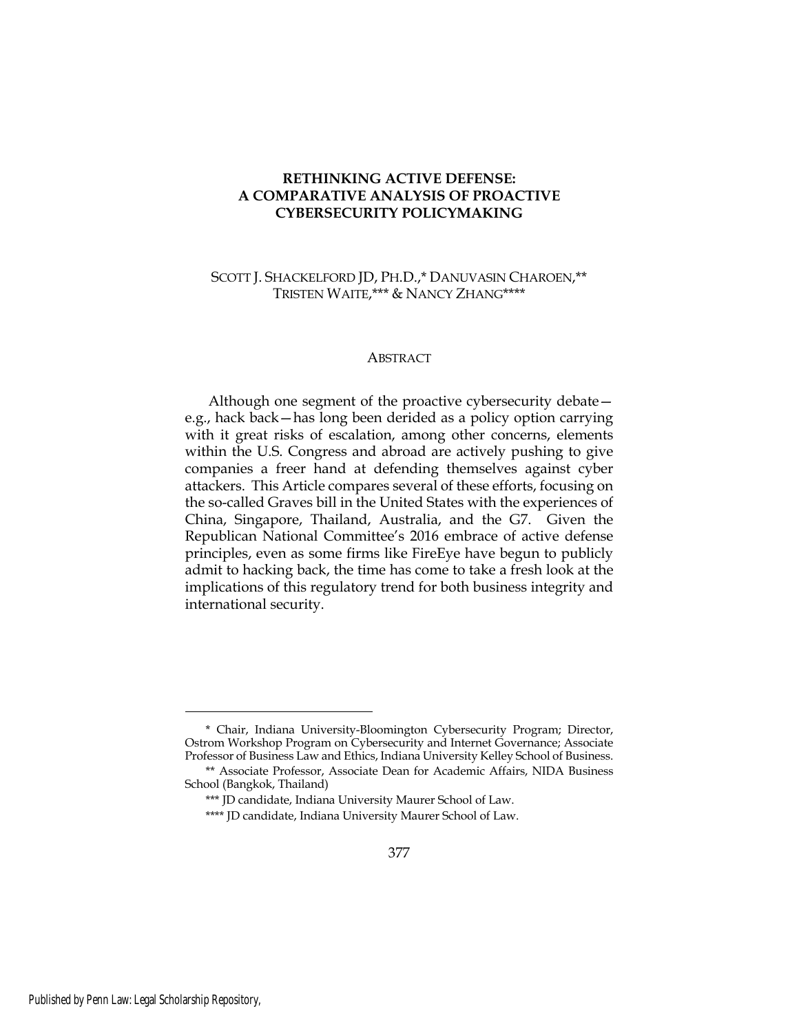# RETHINKING ACTIVE DEFENSE: A COMPARATIVE ANALYSIS OF PROACTIVE CYBERSECURITY POLICYMAKING

SCOTT J. SHACKELFORD JD, PH.D.,* DANUVASIN CHAROEN,** TRISTEN WAITE,*** & NANCY ZHANG****

## ABSTRACT

Although one segment of the proactive cybersecurity debate—e.g., hack back—has long been derided as a policy option carrying with it great risks of escalation, among other concerns, elements within the U.S. Congress and abroad are actively pushing to give companies a freer hand at defending themselves against cyber attackers. This Article compares several of these efforts, focusing on the so-called Graves bill in the United States with the experiences of China, Singapore, Thailand, Australia, and the G7. Given the Republican National Committee's 2016 embrace of active defense principles, even as some firms like FireEye have begun to publicly admit to hacking back, the time has come to take a fresh look at the implications of this regulatory trend for both business integrity and international security.

---

\* Chair, Indiana University-Bloomington Cybersecurity Program; Director, Ostrom Workshop Program on Cybersecurity and Internet Governance; Associate Professor of Business Law and Ethics, Indiana University Kelley School of Business.

\** Associate Professor, Associate Dean for Academic Affairs, NIDA Business School (Bangkok, Thailand)

\*** JD candidate, Indiana University Maurer School of Law.

\**** JD candidate, Indiana University Maurer School of Law.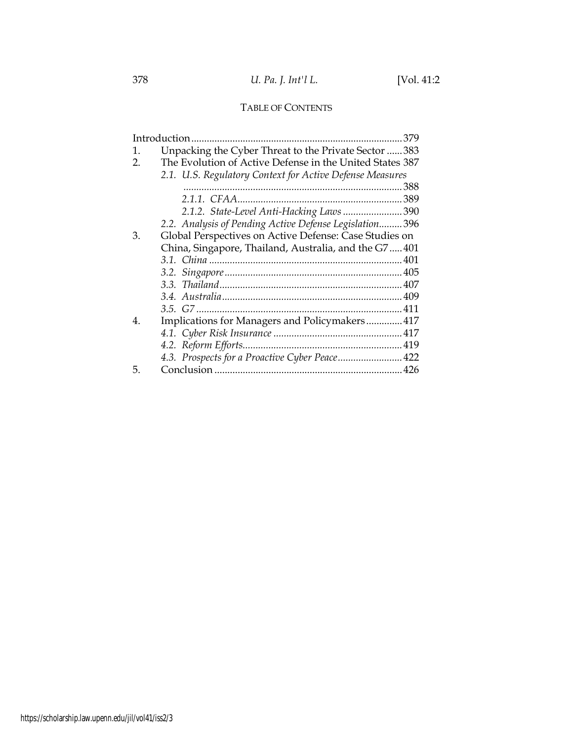## TABLE OF CONTENTS

Introduction ..... 379
1. Unpacking the Cyber Threat to the Private Sector ..... 383
2. The Evolution of Active Defense in the United States 387
   - *2.1. U.S. Regulatory Context for Active Defense Measures* ..... 388
     - *2.1.1. CFAA* ..... 389
     - *2.1.2. State-Level Anti-Hacking Laws* ..... 390
   - *2.2. Analysis of Pending Active Defense Legislation* ..... 396
3. Global Perspectives on Active Defense: Case Studies on China, Singapore, Thailand, Australia, and the G7 ..... 401
   - *3.1. China* ..... 401
   - *3.2. Singapore* ..... 405
   - *3.3. Thailand* ..... 407
   - *3.4. Australia* ..... 409
   - *3.5. G7* ..... 411
4. Implications for Managers and Policymakers ..... 417
   - *4.1. Cyber Risk Insurance* ..... 417
   - *4.2. Reform Efforts* ..... 419
   - *4.3. Prospects for a Proactive Cyber Peace* ..... 422
5. Conclusion ..... 426

https://scholarship.law.upenn.edu/jil/vol41/iss2/3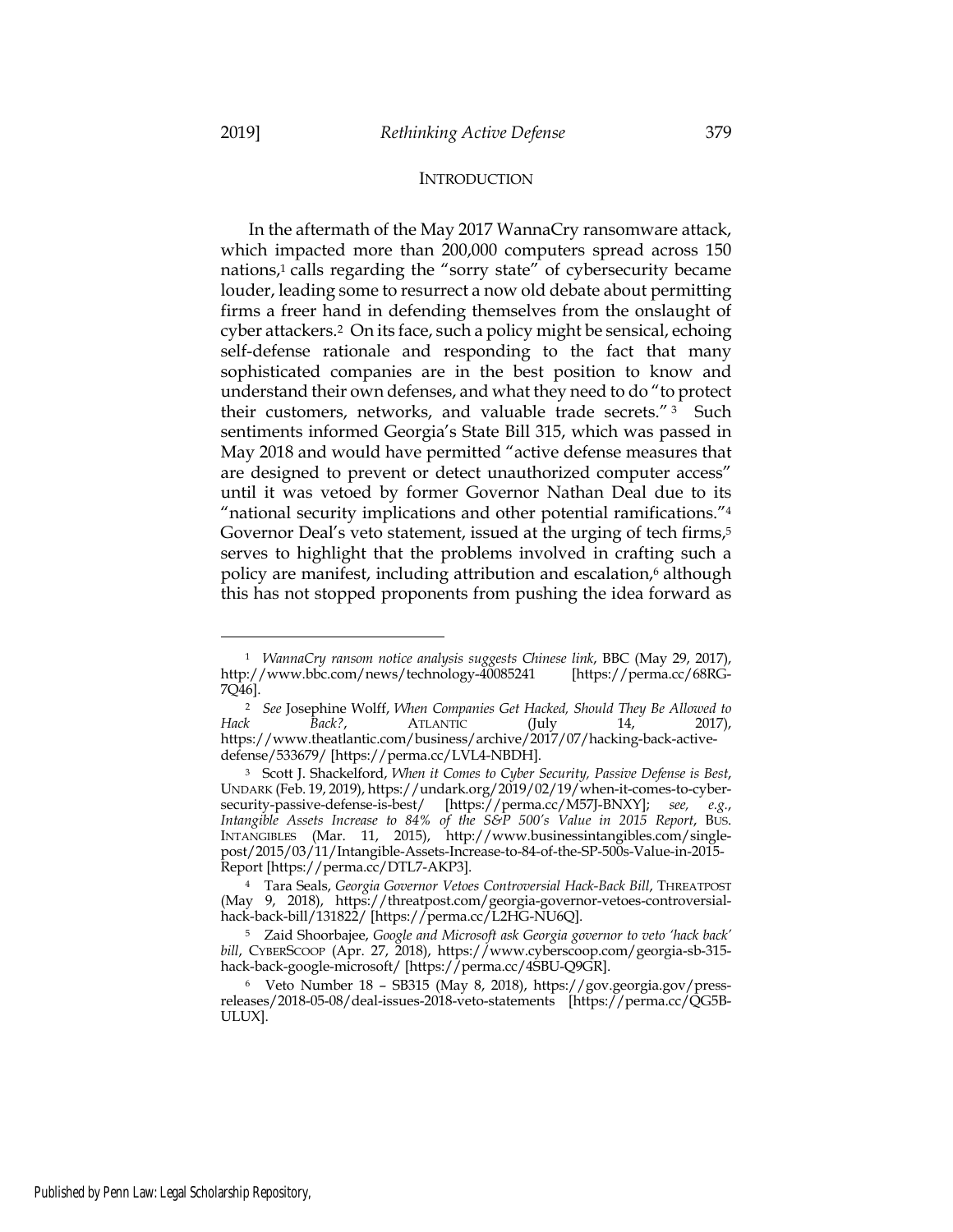## INTRODUCTION

In the aftermath of the May 2017 WannaCry ransomware attack, which impacted more than 200,000 computers spread across 150 nations,[1] calls regarding the "sorry state" of cybersecurity became louder, leading some to resurrect a now old debate about permitting firms a freer hand in defending themselves from the onslaught of cyber attackers.[2] On its face, such a policy might be sensical, echoing self-defense rationale and responding to the fact that many sophisticated companies are in the best position to know and understand their own defenses, and what they need to do "to protect their customers, networks, and valuable trade secrets."[3] Such sentiments informed Georgia's State Bill 315, which was passed in May 2018 and would have permitted "active defense measures that are designed to prevent or detect unauthorized computer access" until it was vetoed by former Governor Nathan Deal due to its "national security implications and other potential ramifications."[4] Governor Deal's veto statement, issued at the urging of tech firms,[5] serves to highlight that the problems involved in crafting such a policy are manifest, including attribution and escalation,[6] although this has not stopped proponents from pushing the idea forward as

---

[1] *WannaCry ransom notice analysis suggests Chinese link*, BBC (May 29, 2017), http://www.bbc.com/news/technology-40085241 [https://perma.cc/68RG-7Q46].

[2] *See* Josephine Wolff, *When Companies Get Hacked, Should They Be Allowed to Hack Back?*, ATLANTIC (July 14, 2017), https://www.theatlantic.com/business/archive/2017/07/hacking-back-active-defense/533679/ [https://perma.cc/LVL4-NBDH].

[3] Scott J. Shackelford, *When it Comes to Cyber Security, Passive Defense is Best*, UNDARK (Feb. 19, 2019), https://undark.org/2019/02/19/when-it-comes-to-cyber-security-passive-defense-is-best/ [https://perma.cc/M57J-BNXY]; *see, e.g.*, *Intangible Assets Increase to 84% of the S&P 500's Value in 2015 Report*, BUS. INTANGIBLES (Mar. 11, 2015), http://www.businessintangibles.com/single-post/2015/03/11/Intangible-Assets-Increase-to-84-of-the-SP-500s-Value-in-2015-Report [https://perma.cc/DTL7-AKP3].

[4] Tara Seals, *Georgia Governor Vetoes Controversial Hack-Back Bill*, THREATPOST (May 9, 2018), https://threatpost.com/georgia-governor-vetoes-controversial-hack-back-bill/131822/ [https://perma.cc/L2HG-NU6Q].

[5] Zaid Shoorbajee, *Google and Microsoft ask Georgia governor to veto 'hack back' bill*, CYBERSCOOP (Apr. 27, 2018), https://www.cyberscoop.com/georgia-sb-315-hack-back-google-microsoft/ [https://perma.cc/4SBU-Q9GR].

[6] Veto Number 18 – SB315 (May 8, 2018), https://gov.georgia.gov/press-releases/2018-05-08/deal-issues-2018-veto-statements [https://perma.cc/QG5B-ULUX].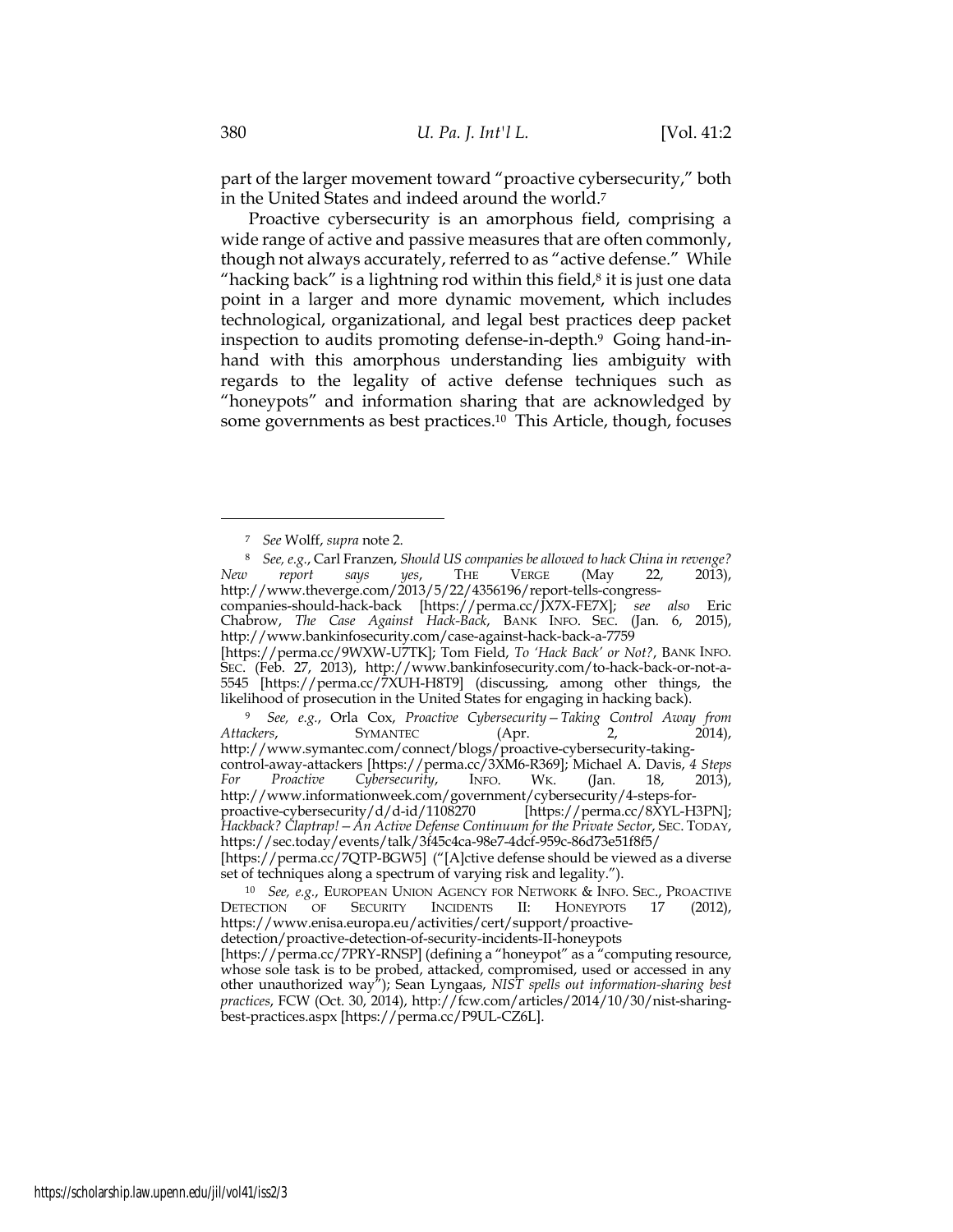part of the larger movement toward "proactive cybersecurity," both in the United States and indeed around the world.[7]

Proactive cybersecurity is an amorphous field, comprising a wide range of active and passive measures that are often commonly, though not always accurately, referred to as "active defense." While "hacking back" is a lightning rod within this field,[8] it is just one data point in a larger and more dynamic movement, which includes technological, organizational, and legal best practices deep packet inspection to audits promoting defense-in-depth.[9] Going hand-in-hand with this amorphous understanding lies ambiguity with regards to the legality of active defense techniques such as "honeypots" and information sharing that are acknowledged by some governments as best practices.[10] This Article, though, focuses

---

[7] *See* Wolff, *supra* note 2.

[8] *See, e.g.*, Carl Franzen, *Should US companies be allowed to hack China in revenge? New report says yes*, THE VERGE (May 22, 2013), http://www.theverge.com/2013/5/22/4356196/report-tells-congress-companies-should-hack-back [https://perma.cc/JX7X-FE7X]; *see also* Eric Chabrow, *The Case Against Hack-Back*, BANK INFO. SEC. (Jan. 6, 2015), http://www.bankinfosecurity.com/case-against-hack-back-a-7759 [https://perma.cc/9WXW-U7TK]; Tom Field, *To 'Hack Back' or Not?*, BANK INFO. SEC. (Feb. 27, 2013), http://www.bankinfosecurity.com/to-hack-back-or-not-a-5545 [https://perma.cc/7XUH-H8T9] (discussing, among other things, the likelihood of prosecution in the United States for engaging in hacking back).

[9] *See, e.g.*, Orla Cox, *Proactive Cybersecurity—Taking Control Away from Attackers*, SYMANTEC (Apr. 2, 2014), http://www.symantec.com/connect/blogs/proactive-cybersecurity-taking-control-away-attackers [https://perma.cc/3XM6-R369]; Michael A. Davis, *4 Steps For Proactive Cybersecurity*, INFO. WK. (Jan. 18, 2013), http://www.informationweek.com/government/cybersecurity/4-steps-for-proactive-cybersecurity/d/d-id/1108270 [https://perma.cc/8XYL-H3PN]; *Hackback? Claptrap!—An Active Defense Continuum for the Private Sector*, SEC. TODAY, https://sec.today/events/talk/3f45c4ca-98e7-4dcf-959c-86d73e51f8f5/ [https://perma.cc/7QTP-BGW5] ("[A]ctive defense should be viewed as a diverse set of techniques along a spectrum of varying risk and legality.").

[10] *See, e.g.*, EUROPEAN UNION AGENCY FOR NETWORK & INFO. SEC., PROACTIVE DETECTION OF SECURITY INCIDENTS II: HONEYPOTS 17 (2012), https://www.enisa.europa.eu/activities/cert/support/proactive-detection/proactive-detection-of-security-incidents-II-honeypots [https://perma.cc/7PRY-RNSP] (defining a "honeypot" as a "computing resource, whose sole task is to be probed, attacked, compromised, used or accessed in any other unauthorized way"); Sean Lyngaas, *NIST spells out information-sharing best practices*, FCW (Oct. 30, 2014), http://fcw.com/articles/2014/10/30/nist-sharing-best-practices.aspx [https://perma.cc/P9UL-CZ6L].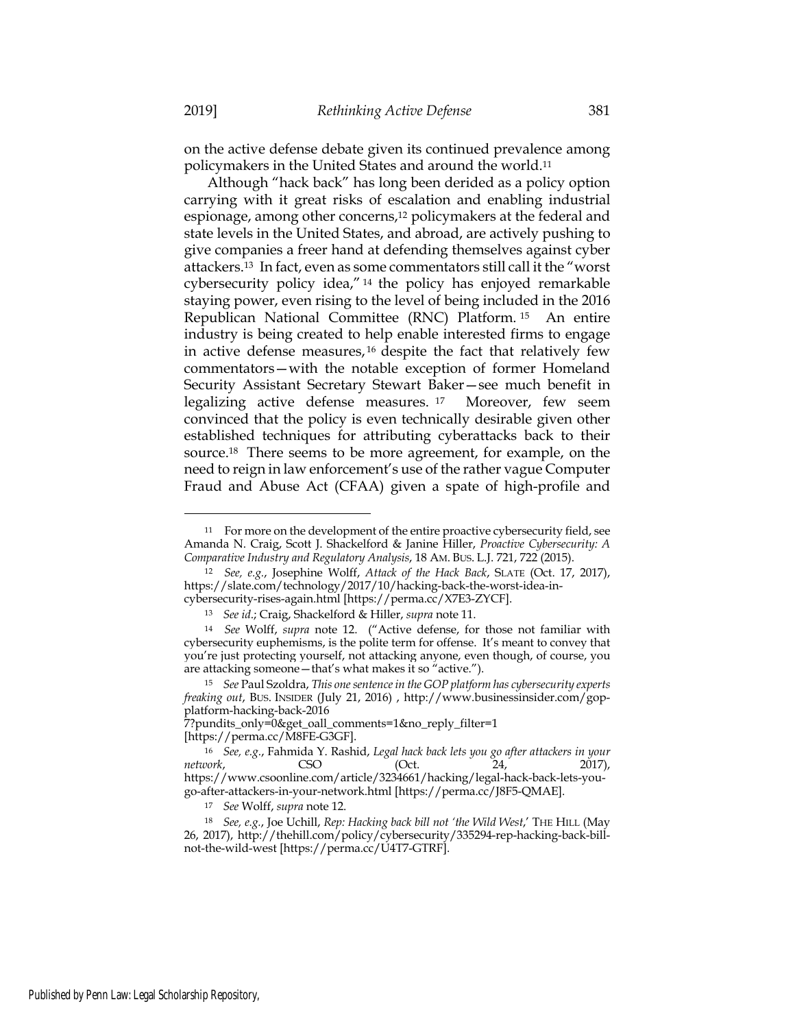on the active defense debate given its continued prevalence among policymakers in the United States and around the world.[11]

Although "hack back" has long been derided as a policy option carrying with it great risks of escalation and enabling industrial espionage, among other concerns,[12] policymakers at the federal and state levels in the United States, and abroad, are actively pushing to give companies a freer hand at defending themselves against cyber attackers.[13] In fact, even as some commentators still call it the "worst cybersecurity policy idea,"[14] the policy has enjoyed remarkable staying power, even rising to the level of being included in the 2016 Republican National Committee (RNC) Platform.[15] An entire industry is being created to help enable interested firms to engage in active defense measures,[16] despite the fact that relatively few commentators—with the notable exception of former Homeland Security Assistant Secretary Stewart Baker—see much benefit in legalizing active defense measures.[17] Moreover, few seem convinced that the policy is even technically desirable given other established techniques for attributing cyberattacks back to their source.[18] There seems to be more agreement, for example, on the need to reign in law enforcement's use of the rather vague Computer Fraud and Abuse Act (CFAA) given a spate of high-profile and

---

[11] For more on the development of the entire proactive cybersecurity field, see Amanda N. Craig, Scott J. Shackelford & Janine Hiller, *Proactive Cybersecurity: A Comparative Industry and Regulatory Analysis*, 18 AM. BUS. L.J. 721, 722 (2015).

[12] *See, e.g.*, Josephine Wolff, *Attack of the Hack Back*, SLATE (Oct. 17, 2017), https://slate.com/technology/2017/10/hacking-back-the-worst-idea-in-cybersecurity-rises-again.html [https://perma.cc/X7E3-ZYCF].

[13] *See id.*; Craig, Shackelford & Hiller, *supra* note 11.

[14] *See* Wolff, *supra* note 12. ("Active defense, for those not familiar with cybersecurity euphemisms, is the polite term for offense. It's meant to convey that you're just protecting yourself, not attacking anyone, even though, of course, you are attacking someone—that's what makes it so "active.").

[15] *See* Paul Szoldra, *This one sentence in the GOP platform has cybersecurity experts freaking out*, BUS. INSIDER (July 21, 2016) , http://www.businessinsider.com/gop-platform-hacking-back-2016 7?pundits_only=0&get_oall_comments=1&no_reply_filter=1 [https://perma.cc/M8FE-G3GF].

[16] *See, e.g.*, Fahmida Y. Rashid, *Legal hack back lets you go after attackers in your network*, CSO (Oct. 24, 2017), https://www.csoonline.com/article/3234661/hacking/legal-hack-back-lets-you-go-after-attackers-in-your-network.html [https://perma.cc/J8F5-QMAE].

[17] *See* Wolff, *supra* note 12.

[18] *See, e.g.*, Joe Uchill, *Rep: Hacking back bill not 'the Wild West*,' THE HILL (May 26, 2017), http://thehill.com/policy/cybersecurity/335294-rep-hacking-back-bill-not-the-wild-west [https://perma.cc/U4T7-GTRF].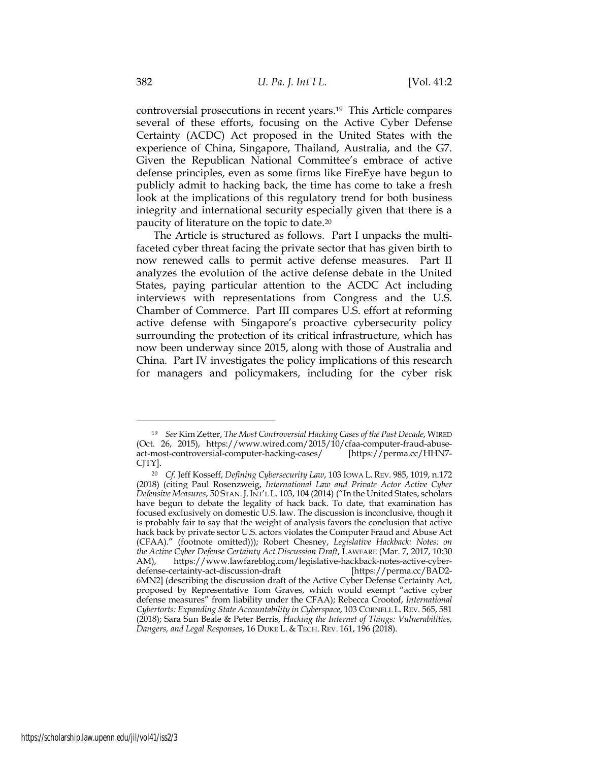controversial prosecutions in recent years.[19] This Article compares several of these efforts, focusing on the Active Cyber Defense Certainty (ACDC) Act proposed in the United States with the experience of China, Singapore, Thailand, Australia, and the G7. Given the Republican National Committee's embrace of active defense principles, even as some firms like FireEye have begun to publicly admit to hacking back, the time has come to take a fresh look at the implications of this regulatory trend for both business integrity and international security especially given that there is a paucity of literature on the topic to date.[20]

The Article is structured as follows. Part I unpacks the multi-faceted cyber threat facing the private sector that has given birth to now renewed calls to permit active defense measures. Part II analyzes the evolution of the active defense debate in the United States, paying particular attention to the ACDC Act including interviews with representations from Congress and the U.S. Chamber of Commerce. Part III compares U.S. effort at reforming active defense with Singapore's proactive cybersecurity policy surrounding the protection of its critical infrastructure, which has now been underway since 2015, along with those of Australia and China. Part IV investigates the policy implications of this research for managers and policymakers, including for the cyber risk

---

[19] *See* Kim Zetter, *The Most Controversial Hacking Cases of the Past Decade*, WIRED (Oct. 26, 2015), https://www.wired.com/2015/10/cfaa-computer-fraud-abuse-act-most-controversial-computer-hacking-cases/ [https://perma.cc/HHN7-CJTY].

[20] *Cf.* Jeff Kosseff, *Defining Cybersecurity Law*, 103 IOWA L. REV. 985, 1019, n.172 (2018) (citing Paul Rosenzweig, *International Law and Private Actor Active Cyber Defensive Measures*, 50 STAN. J. INT'L L. 103, 104 (2014) ("In the United States, scholars have begun to debate the legality of hack back. To date, that examination has focused exclusively on domestic U.S. law. The discussion is inconclusive, though it is probably fair to say that the weight of analysis favors the conclusion that active hack back by private sector U.S. actors violates the Computer Fraud and Abuse Act (CFAA)." (footnote omitted))); Robert Chesney, *Legislative Hackback: Notes: on the Active Cyber Defense Certainty Act Discussion Draft*, LAWFARE (Mar. 7, 2017, 10:30 AM), https://www.lawfareblog.com/legislative-hackback-notes-active-cyber-defense-certainty-act-discussion-draft [https://perma.cc/BAD2-6MN2] (describing the discussion draft of the Active Cyber Defense Certainty Act, proposed by Representative Tom Graves, which would exempt "active cyber defense measures" from liability under the CFAA); Rebecca Crootof, *International Cybertorts: Expanding State Accountability in Cyberspace*, 103 CORNELL L. REV. 565, 581 (2018); Sara Sun Beale & Peter Berris, *Hacking the Internet of Things: Vulnerabilities, Dangers, and Legal Responses*, 16 DUKE L. & TECH. REV. 161, 196 (2018).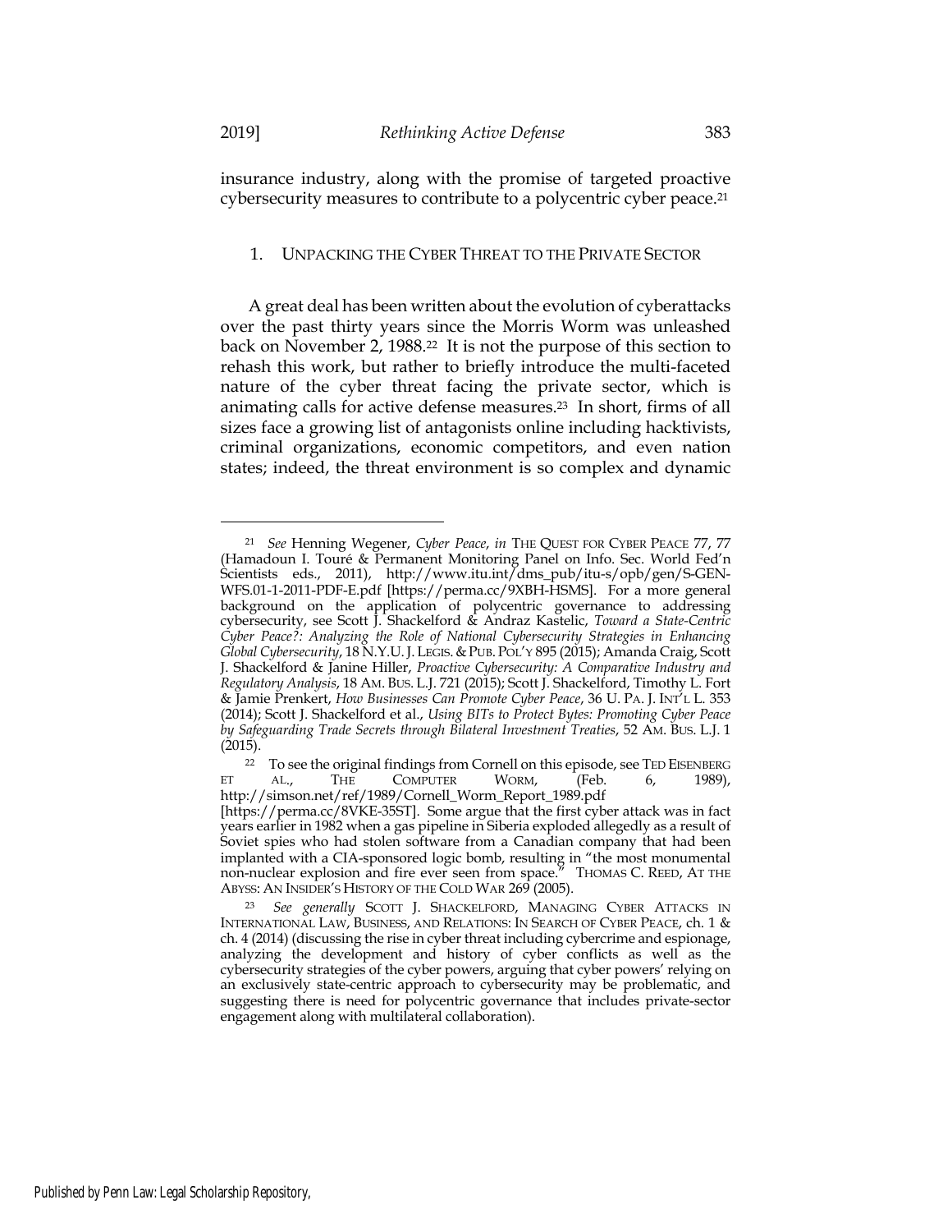insurance industry, along with the promise of targeted proactive cybersecurity measures to contribute to a polycentric cyber peace.[21]

## 1. UNPACKING THE CYBER THREAT TO THE PRIVATE SECTOR

A great deal has been written about the evolution of cyberattacks over the past thirty years since the Morris Worm was unleashed back on November 2, 1988.[22] It is not the purpose of this section to rehash this work, but rather to briefly introduce the multi-faceted nature of the cyber threat facing the private sector, which is animating calls for active defense measures.[23] In short, firms of all sizes face a growing list of antagonists online including hacktivists, criminal organizations, economic competitors, and even nation states; indeed, the threat environment is so complex and dynamic

---

[21] *See* Henning Wegener, *Cyber Peace*, *in* THE QUEST FOR CYBER PEACE 77, 77 (Hamadoun I. Touré & Permanent Monitoring Panel on Info. Sec. World Fed'n Scientists eds., 2011), http://www.itu.int/dms_pub/itu-s/opb/gen/S-GEN-WFS.01-1-2011-PDF-E.pdf [https://perma.cc/9XBH-HSMS]. For a more general background on the application of polycentric governance to addressing cybersecurity, see Scott J. Shackelford & Andraz Kastelic, *Toward a State-Centric Cyber Peace?: Analyzing the Role of National Cybersecurity Strategies in Enhancing Global Cybersecurity*, 18 N.Y.U. J. LEGIS. & PUB. POL'Y 895 (2015); Amanda Craig, Scott J. Shackelford & Janine Hiller, *Proactive Cybersecurity: A Comparative Industry and Regulatory Analysis*, 18 AM. BUS. L.J. 721 (2015); Scott J. Shackelford, Timothy L. Fort & Jamie Prenkert, *How Businesses Can Promote Cyber Peace*, 36 U. PA. J. INT'L L. 353 (2014); Scott J. Shackelford et al., *Using BITs to Protect Bytes: Promoting Cyber Peace by Safeguarding Trade Secrets through Bilateral Investment Treaties*, 52 AM. BUS. L.J. 1 (2015).

[22] To see the original findings from Cornell on this episode, see TED EISENBERG ET AL., THE COMPUTER WORM, (Feb. 6, 1989), http://simson.net/ref/1989/Cornell_Worm_Report_1989.pdf [https://perma.cc/8VKE-35ST]. Some argue that the first cyber attack was in fact years earlier in 1982 when a gas pipeline in Siberia exploded allegedly as a result of Soviet spies who had stolen software from a Canadian company that had been implanted with a CIA-sponsored logic bomb, resulting in "the most monumental non-nuclear explosion and fire ever seen from space." THOMAS C. REED, AT THE ABYSS: AN INSIDER'S HISTORY OF THE COLD WAR 269 (2005).

[23] *See generally* SCOTT J. SHACKELFORD, MANAGING CYBER ATTACKS IN INTERNATIONAL LAW, BUSINESS, AND RELATIONS: IN SEARCH OF CYBER PEACE, ch. 1 & ch. 4 (2014) (discussing the rise in cyber threat including cybercrime and espionage, analyzing the development and history of cyber conflicts as well as the cybersecurity strategies of the cyber powers, arguing that cyber powers' relying on an exclusively state-centric approach to cybersecurity may be problematic, and suggesting there is need for polycentric governance that includes private-sector engagement along with multilateral collaboration).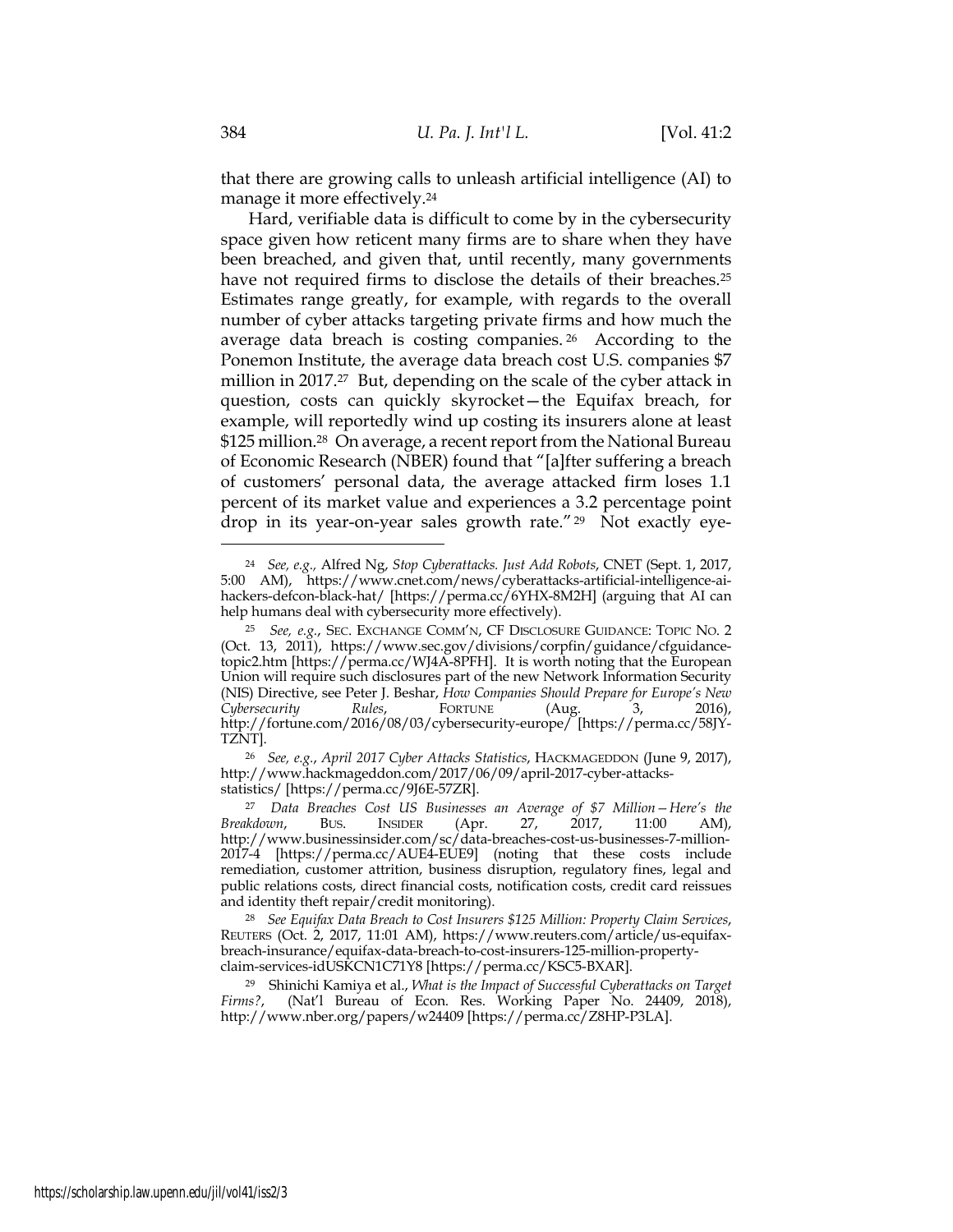that there are growing calls to unleash artificial intelligence (AI) to manage it more effectively.[24]

Hard, verifiable data is difficult to come by in the cybersecurity space given how reticent many firms are to share when they have been breached, and given that, until recently, many governments have not required firms to disclose the details of their breaches.[25] Estimates range greatly, for example, with regards to the overall number of cyber attacks targeting private firms and how much the average data breach is costing companies.[26] According to the Ponemon Institute, the average data breach cost U.S. companies $7 million in 2017.[27] But, depending on the scale of the cyber attack in question, costs can quickly skyrocket—the Equifax breach, for example, will reportedly wind up costing its insurers alone at least $125 million.[28] On average, a recent report from the National Bureau of Economic Research (NBER) found that "[a]fter suffering a breach of customers' personal data, the average attacked firm loses 1.1 percent of its market value and experiences a 3.2 percentage point drop in its year-on-year sales growth rate."[29] Not exactly eye-

---

[24] *See, e.g.,* Alfred Ng, *Stop Cyberattacks. Just Add Robots*, CNET (Sept. 1, 2017, 5:00 AM), https://www.cnet.com/news/cyberattacks-artificial-intelligence-ai-hackers-defcon-black-hat/ [https://perma.cc/6YHX-8M2H] (arguing that AI can help humans deal with cybersecurity more effectively).

[25] *See, e.g.*, SEC. EXCHANGE COMM'N, CF DISCLOSURE GUIDANCE: TOPIC NO. 2 (Oct. 13, 2011), https://www.sec.gov/divisions/corpfin/guidance/cfguidance-topic2.htm [https://perma.cc/WJ4A-8PFH]. It is worth noting that the European Union will require such disclosures part of the new Network Information Security (NIS) Directive, see Peter J. Beshar, *How Companies Should Prepare for Europe's New Cybersecurity Rules*, FORTUNE (Aug. 3, 2016), http://fortune.com/2016/08/03/cybersecurity-europe/ [https://perma.cc/58JY-TZNT].

[26] *See, e.g.*, *April 2017 Cyber Attacks Statistics*, HACKMAGEDDON (June 9, 2017), http://www.hackmageddon.com/2017/06/09/april-2017-cyber-attacks-statistics/ [https://perma.cc/9J6E-57ZR].

[27] *Data Breaches Cost US Businesses an Average of $7 Million—Here's the Breakdown*, BUS. INSIDER (Apr. 27, 2017, 11:00 AM), http://www.businessinsider.com/sc/data-breaches-cost-us-businesses-7-million-2017-4 [https://perma.cc/AUE4-EUE9] (noting that these costs include remediation, customer attrition, business disruption, regulatory fines, legal and public relations costs, direct financial costs, notification costs, credit card reissues and identity theft repair/credit monitoring).

[28] *See Equifax Data Breach to Cost Insurers $125 Million: Property Claim Services*, REUTERS (Oct. 2, 2017, 11:01 AM), https://www.reuters.com/article/us-equifax-breach-insurance/equifax-data-breach-to-cost-insurers-125-million-property-claim-services-idUSKCN1C71Y8 [https://perma.cc/KSC5-BXAR].

[29] Shinichi Kamiya et al., *What is the Impact of Successful Cyberattacks on Target Firms?*, (Nat'l Bureau of Econ. Res. Working Paper No. 24409, 2018), http://www.nber.org/papers/w24409 [https://perma.cc/Z8HP-P3LA].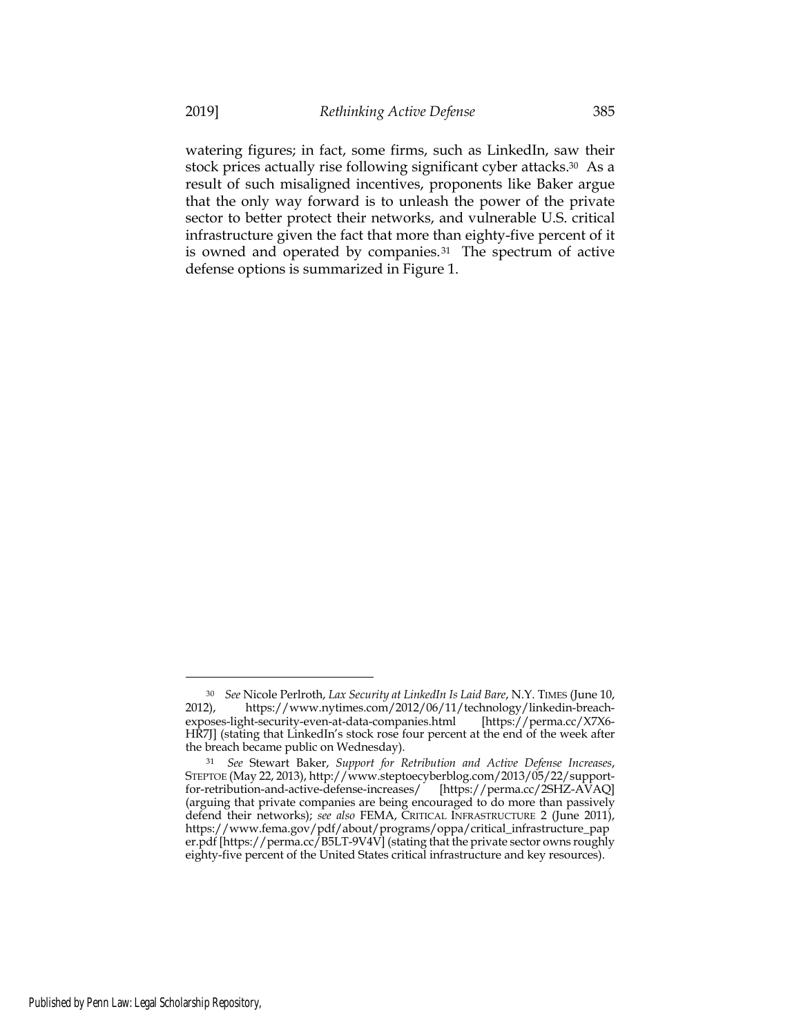watering figures; in fact, some firms, such as LinkedIn, saw their stock prices actually rise following significant cyber attacks.[30] As a result of such misaligned incentives, proponents like Baker argue that the only way forward is to unleash the power of the private sector to better protect their networks, and vulnerable U.S. critical infrastructure given the fact that more than eighty-five percent of it is owned and operated by companies.[31] The spectrum of active defense options is summarized in Figure 1.

---

[30] *See* Nicole Perlroth, *Lax Security at LinkedIn Is Laid Bare*, N.Y. TIMES (June 10, 2012), https://www.nytimes.com/2012/06/11/technology/linkedin-breach-exposes-light-security-even-at-data-companies.html [https://perma.cc/X7X6-HR7J] (stating that LinkedIn's stock rose four percent at the end of the week after the breach became public on Wednesday).

[31] *See* Stewart Baker, *Support for Retribution and Active Defense Increases*, STEPTOE (May 22, 2013), http://www.steptoecyberblog.com/2013/05/22/support-for-retribution-and-active-defense-increases/ [https://perma.cc/2SHZ-AVAQ] (arguing that private companies are being encouraged to do more than passively defend their networks); *see also* FEMA, CRITICAL INFRASTRUCTURE 2 (June 2011), https://www.fema.gov/pdf/about/programs/oppa/critical_infrastructure_paper.pdf [https://perma.cc/B5LT-9V4V] (stating that the private sector owns roughly eighty-five percent of the United States critical infrastructure and key resources).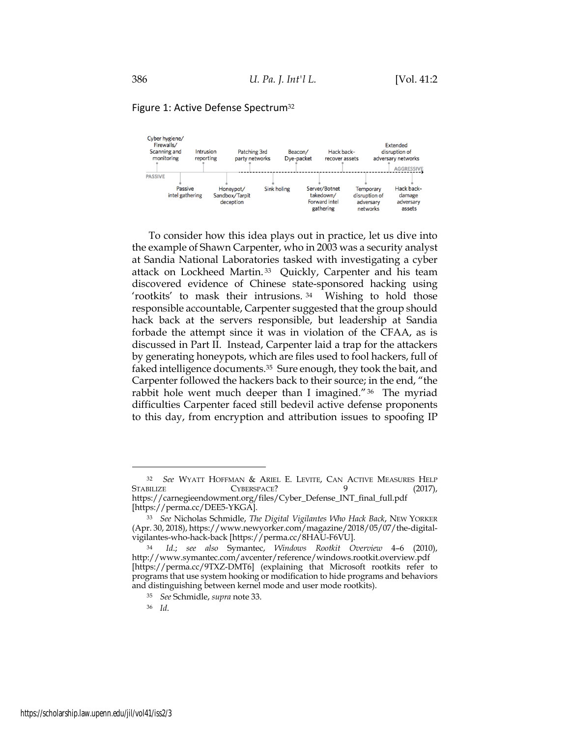Figure 1: Active Defense Spectrum[32]

PASSIVE → AGGRESSIVE

Cyber hygiene/ Firewalls/ Scanning and monitoring | Passive intel gathering | Intrusion reporting | Honeypot/ Sandbox/Tarpit deception | Patching 3rd party networks | Sink holing | Beacon/ Dye-packet | Server/Botnet takedown/ Forward intel gathering | Hack back- recover assets | Temporary disruption of adversary networks | Extended disruption of adversary networks | Hack back- damage adversary assets

To consider how this idea plays out in practice, let us dive into the example of Shawn Carpenter, who in 2003 was a security analyst at Sandia National Laboratories tasked with investigating a cyber attack on Lockheed Martin.[33] Quickly, Carpenter and his team discovered evidence of Chinese state-sponsored hacking using 'rootkits' to mask their intrusions.[34] Wishing to hold those responsible accountable, Carpenter suggested that the group should hack back at the servers responsible, but leadership at Sandia forbade the attempt since it was in violation of the CFAA, as is discussed in Part II. Instead, Carpenter laid a trap for the attackers by generating honeypots, which are files used to fool hackers, full of faked intelligence documents.[35] Sure enough, they took the bait, and Carpenter followed the hackers back to their source; in the end, "the rabbit hole went much deeper than I imagined."[36] The myriad difficulties Carpenter faced still bedevil active defense proponents to this day, from encryption and attribution issues to spoofing IP

---

[32] *See* WYATT HOFFMAN & ARIEL E. LEVITE, CAN ACTIVE MEASURES HELP STABILIZE CYBERSPACE? 9 (2017), https://carnegieendowment.org/files/Cyber_Defense_INT_final_full.pdf [https://perma.cc/DEE5-YKGA].

[33] *See* Nicholas Schmidle, *The Digital Vigilantes Who Hack Back*, NEW YORKER (Apr. 30, 2018), https://www.newyorker.com/magazine/2018/05/07/the-digital-vigilantes-who-hack-back [https://perma.cc/8HAU-F6VU].

[34] *Id.*; *see also* Symantec, *Windows Rootkit Overview* 4–6 (2010), http://www.symantec.com/avcenter/reference/windows.rootkit.overview.pdf [https://perma.cc/9TXZ-DMT6] (explaining that Microsoft rootkits refer to programs that use system hooking or modification to hide programs and behaviors and distinguishing between kernel mode and user mode rootkits).

[35] *See* Schmidle, *supra* note 33.

[36] *Id.*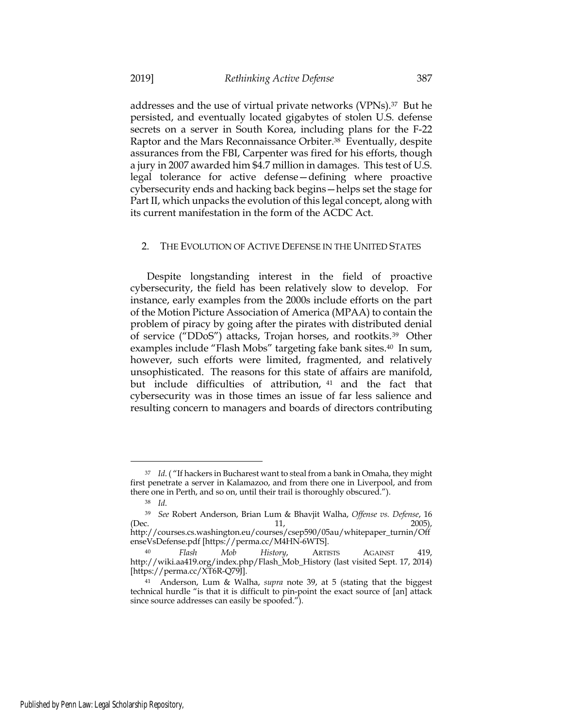addresses and the use of virtual private networks (VPNs).[37] But he persisted, and eventually located gigabytes of stolen U.S. defense secrets on a server in South Korea, including plans for the F-22 Raptor and the Mars Reconnaissance Orbiter.[38] Eventually, despite assurances from the FBI, Carpenter was fired for his efforts, though a jury in 2007 awarded him $4.7 million in damages. This test of U.S. legal tolerance for active defense—defining where proactive cybersecurity ends and hacking back begins—helps set the stage for Part II, which unpacks the evolution of this legal concept, along with its current manifestation in the form of the ACDC Act.

## 2. THE EVOLUTION OF ACTIVE DEFENSE IN THE UNITED STATES

Despite longstanding interest in the field of proactive cybersecurity, the field has been relatively slow to develop. For instance, early examples from the 2000s include efforts on the part of the Motion Picture Association of America (MPAA) to contain the problem of piracy by going after the pirates with distributed denial of service ("DDoS") attacks, Trojan horses, and rootkits.[39] Other examples include "Flash Mobs" targeting fake bank sites.[40] In sum, however, such efforts were limited, fragmented, and relatively unsophisticated. The reasons for this state of affairs are manifold, but include difficulties of attribution,[41] and the fact that cybersecurity was in those times an issue of far less salience and resulting concern to managers and boards of directors contributing

---

[37] *Id.* ( "If hackers in Bucharest want to steal from a bank in Omaha, they might first penetrate a server in Kalamazoo, and from there one in Liverpool, and from there one in Perth, and so on, until their trail is thoroughly obscured.").

[38] *Id.*

[39] *See* Robert Anderson, Brian Lum & Bhavjit Walha, *Offense vs. Defense*, 16 (Dec. 11, 2005), http://courses.cs.washington.eu/courses/csep590/05au/whitepaper_turnin/OffenseVsDefense.pdf [https://perma.cc/M4HN-6WTS].

[40] *Flash Mob History*, ARTISTS AGAINST 419, http://wiki.aa419.org/index.php/Flash_Mob_History (last visited Sept. 17, 2014) [https://perma.cc/XT6R-Q79J].

[41] Anderson, Lum & Walha, *supra* note 39, at 5 (stating that the biggest technical hurdle "is that it is difficult to pin-point the exact source of [an] attack since source addresses can easily be spoofed.").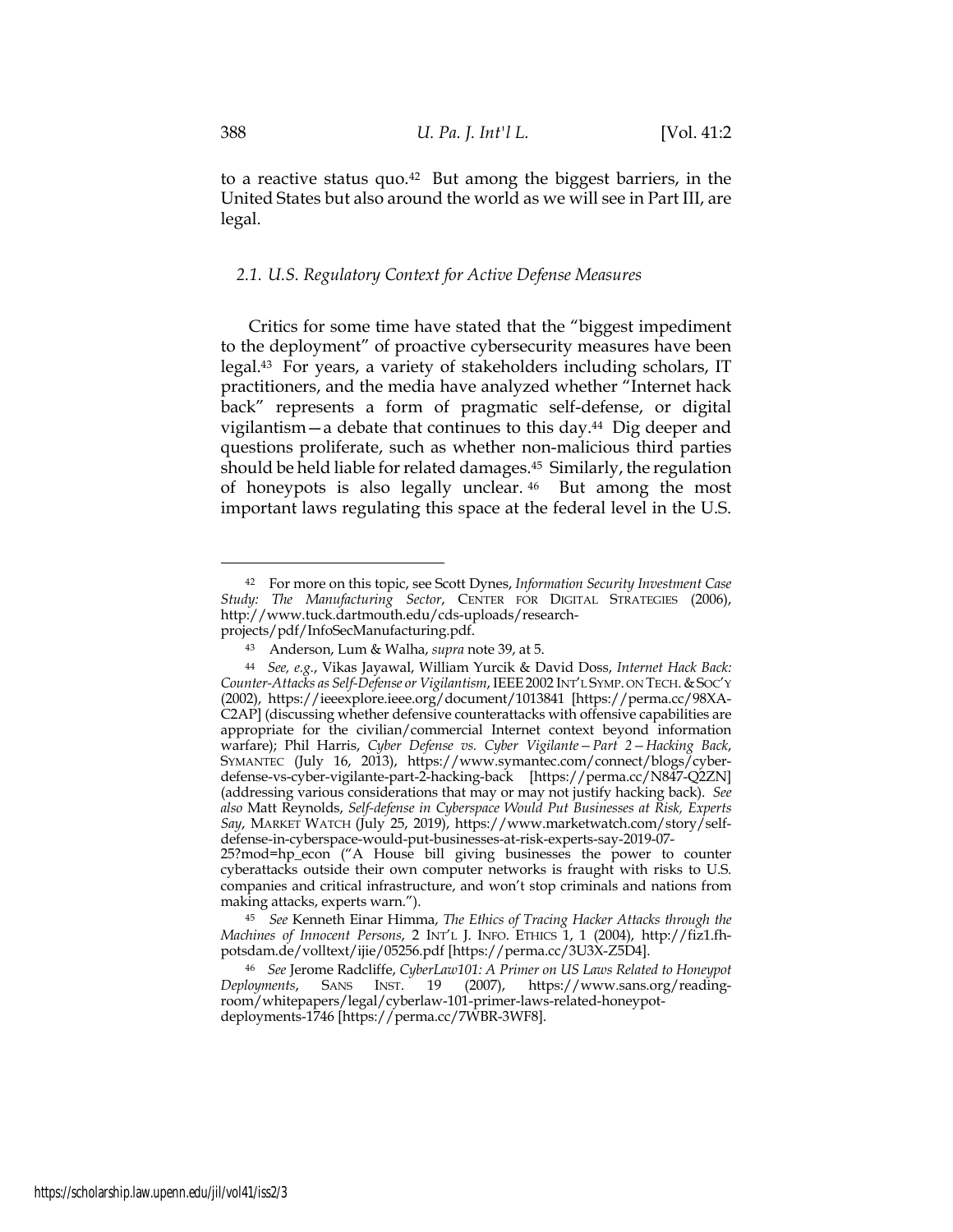to a reactive status quo.[42] But among the biggest barriers, in the United States but also around the world as we will see in Part III, are legal.

### *2.1. U.S. Regulatory Context for Active Defense Measures*

Critics for some time have stated that the "biggest impediment to the deployment" of proactive cybersecurity measures have been legal.[43] For years, a variety of stakeholders including scholars, IT practitioners, and the media have analyzed whether "Internet hack back" represents a form of pragmatic self-defense, or digital vigilantism—a debate that continues to this day.[44] Dig deeper and questions proliferate, such as whether non-malicious third parties should be held liable for related damages.[45] Similarly, the regulation of honeypots is also legally unclear.[46] But among the most important laws regulating this space at the federal level in the U.S.

---

[42] For more on this topic, see Scott Dynes, *Information Security Investment Case Study: The Manufacturing Sector*, CENTER FOR DIGITAL STRATEGIES (2006), http://www.tuck.dartmouth.edu/cds-uploads/research-projects/pdf/InfoSecManufacturing.pdf.

[43] Anderson, Lum & Walha, *supra* note 39, at 5.

[44] *See, e.g.*, Vikas Jayawal, William Yurcik & David Doss, *Internet Hack Back: Counter-Attacks as Self-Defense or Vigilantism*, IEEE 2002 INT'L SYMP. ON TECH. & SOC'Y (2002), https://ieeexplore.ieee.org/document/1013841 [https://perma.cc/98XA-C2AP] (discussing whether defensive counterattacks with offensive capabilities are appropriate for the civilian/commercial Internet context beyond information warfare); Phil Harris, *Cyber Defense vs. Cyber Vigilante—Part 2—Hacking Back*, SYMANTEC (July 16, 2013), https://www.symantec.com/connect/blogs/cyber-defense-vs-cyber-vigilante-part-2-hacking-back [https://perma.cc/N847-Q2ZN] (addressing various considerations that may or may not justify hacking back). *See also* Matt Reynolds, *Self-defense in Cyberspace Would Put Businesses at Risk, Experts Say*, MARKET WATCH (July 25, 2019), https://www.marketwatch.com/story/self-defense-in-cyberspace-would-put-businesses-at-risk-experts-say-2019-07-25?mod=hp_econ ("A House bill giving businesses the power to counter cyberattacks outside their own computer networks is fraught with risks to U.S. companies and critical infrastructure, and won't stop criminals and nations from making attacks, experts warn.").

[45] *See* Kenneth Einar Himma, *The Ethics of Tracing Hacker Attacks through the Machines of Innocent Persons*, 2 INT'L J. INFO. ETHICS 1, 1 (2004), http://fiz1.fh-potsdam.de/volltext/ijie/05256.pdf [https://perma.cc/3U3X-Z5D4].

[46] *See* Jerome Radcliffe, *CyberLaw101: A Primer on US Laws Related to Honeypot Deployments*, SANS INST. 19 (2007), https://www.sans.org/reading-room/whitepapers/legal/cyberlaw-101-primer-laws-related-honeypot-deployments-1746 [https://perma.cc/7WBR-3WF8].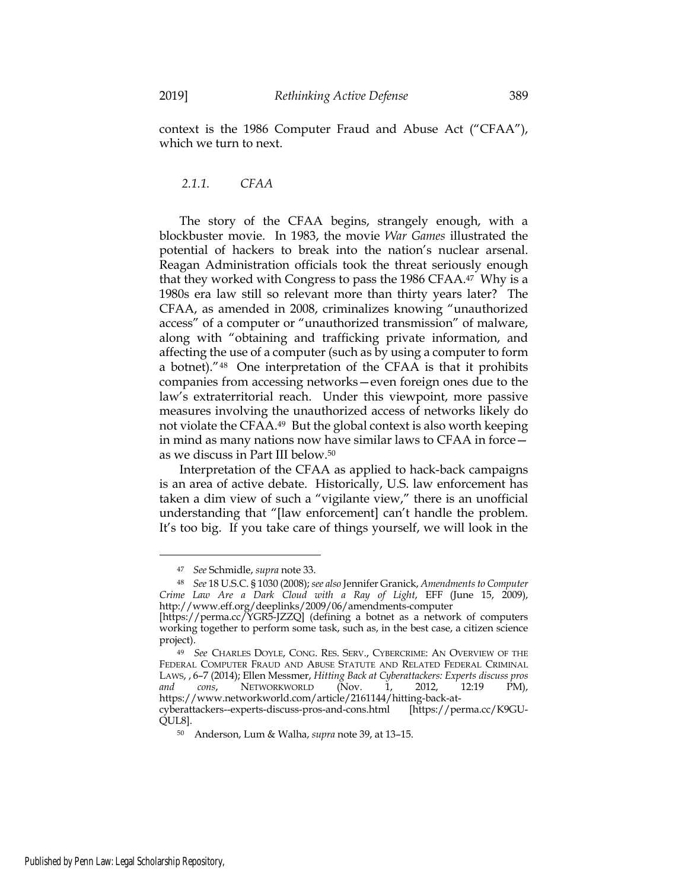context is the 1986 Computer Fraud and Abuse Act ("CFAA"), which we turn to next.

#### *2.1.1. CFAA*

The story of the CFAA begins, strangely enough, with a blockbuster movie. In 1983, the movie *War Games* illustrated the potential of hackers to break into the nation's nuclear arsenal. Reagan Administration officials took the threat seriously enough that they worked with Congress to pass the 1986 CFAA.[47] Why is a 1980s era law still so relevant more than thirty years later? The CFAA, as amended in 2008, criminalizes knowing "unauthorized access" of a computer or "unauthorized transmission" of malware, along with "obtaining and trafficking private information, and affecting the use of a computer (such as by using a computer to form a botnet)."[48] One interpretation of the CFAA is that it prohibits companies from accessing networks—even foreign ones due to the law's extraterritorial reach. Under this viewpoint, more passive measures involving the unauthorized access of networks likely do not violate the CFAA.[49] But the global context is also worth keeping in mind as many nations now have similar laws to CFAA in force—as we discuss in Part III below.[50]

Interpretation of the CFAA as applied to hack-back campaigns is an area of active debate. Historically, U.S. law enforcement has taken a dim view of such a "vigilante view," there is an unofficial understanding that "[law enforcement] can't handle the problem. It's too big. If you take care of things yourself, we will look in the

---

[47] *See* Schmidle, *supra* note 33.

[48] *See* 18 U.S.C. § 1030 (2008); *see also* Jennifer Granick, *Amendments to Computer Crime Law Are a Dark Cloud with a Ray of Light*, EFF (June 15, 2009), http://www.eff.org/deeplinks/2009/06/amendments-computer [https://perma.cc/YGR5-JZZQ] (defining a botnet as a network of computers working together to perform some task, such as, in the best case, a citizen science project).

[49] *See* CHARLES DOYLE, CONG. RES. SERV., CYBERCRIME: AN OVERVIEW OF THE FEDERAL COMPUTER FRAUD AND ABUSE STATUTE AND RELATED FEDERAL CRIMINAL LAWS, , 6–7 (2014); Ellen Messmer, *Hitting Back at Cyberattackers: Experts discuss pros and cons*, NETWORKWORLD (Nov. 1, 2012, 12:19 PM), https://www.networkworld.com/article/2161144/hitting-back-at-cyberattackers--experts-discuss-pros-and-cons.html [https://perma.cc/K9GU-QUL8].

[50] Anderson, Lum & Walha, *supra* note 39, at 13–15.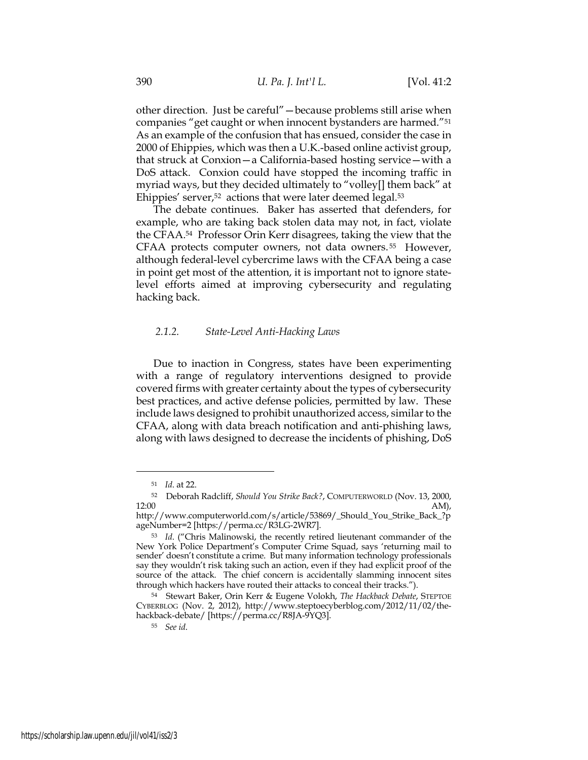other direction. Just be careful"—because problems still arise when companies "get caught or when innocent bystanders are harmed."[51] As an example of the confusion that has ensued, consider the case in 2000 of Ehippies, which was then a U.K.-based online activist group, that struck at Conxion—a California-based hosting service—with a DoS attack. Conxion could have stopped the incoming traffic in myriad ways, but they decided ultimately to "volley[] them back" at Ehippies' server,[52] actions that were later deemed legal.[53]

The debate continues. Baker has asserted that defenders, for example, who are taking back stolen data may not, in fact, violate the CFAA.[54] Professor Orin Kerr disagrees, taking the view that the CFAA protects computer owners, not data owners.[55] However, although federal-level cybercrime laws with the CFAA being a case in point get most of the attention, it is important not to ignore state-level efforts aimed at improving cybersecurity and regulating hacking back.

### *2.1.2. State-Level Anti-Hacking Laws*

Due to inaction in Congress, states have been experimenting with a range of regulatory interventions designed to provide covered firms with greater certainty about the types of cybersecurity best practices, and active defense policies, permitted by law. These include laws designed to prohibit unauthorized access, similar to the CFAA, along with data breach notification and anti-phishing laws, along with laws designed to decrease the incidents of phishing, DoS

---

[51] *Id.* at 22.

[52] Deborah Radcliff, *Should You Strike Back?*, COMPUTERWORLD (Nov. 13, 2000, 12:00 AM), http://www.computerworld.com/s/article/53869/_Should_You_Strike_Back_?pageNumber=2 [https://perma.cc/R3LG-2WR7].

[53] *Id.* ("Chris Malinowski, the recently retired lieutenant commander of the New York Police Department's Computer Crime Squad, says 'returning mail to sender' doesn't constitute a crime. But many information technology professionals say they wouldn't risk taking such an action, even if they had explicit proof of the source of the attack. The chief concern is accidentally slamming innocent sites through which hackers have routed their attacks to conceal their tracks.").

[54] Stewart Baker, Orin Kerr & Eugene Volokh, *The Hackback Debate*, STEPTOE CYBERBLOG (Nov. 2, 2012), http://www.steptoecyberblog.com/2012/11/02/the-hackback-debate/ [https://perma.cc/R8JA-9YQ3].

[55] *See id.*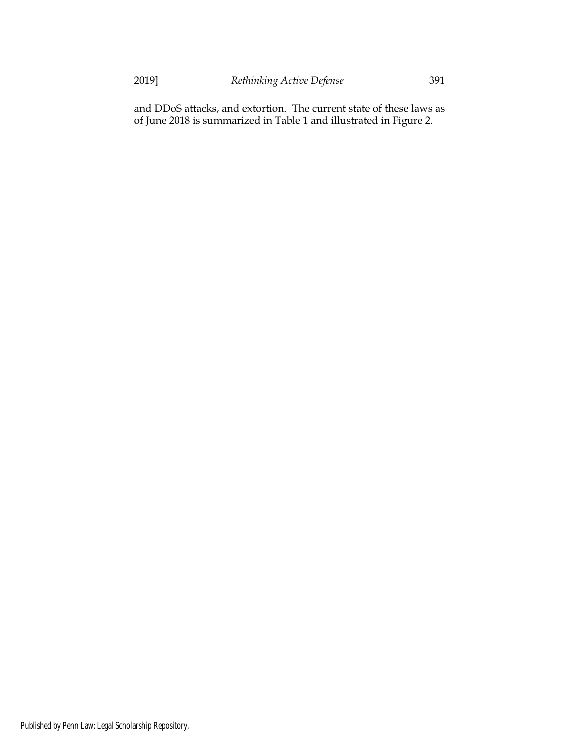and DDoS attacks, and extortion. The current state of these laws as of June 2018 is summarized in Table 1 and illustrated in Figure 2.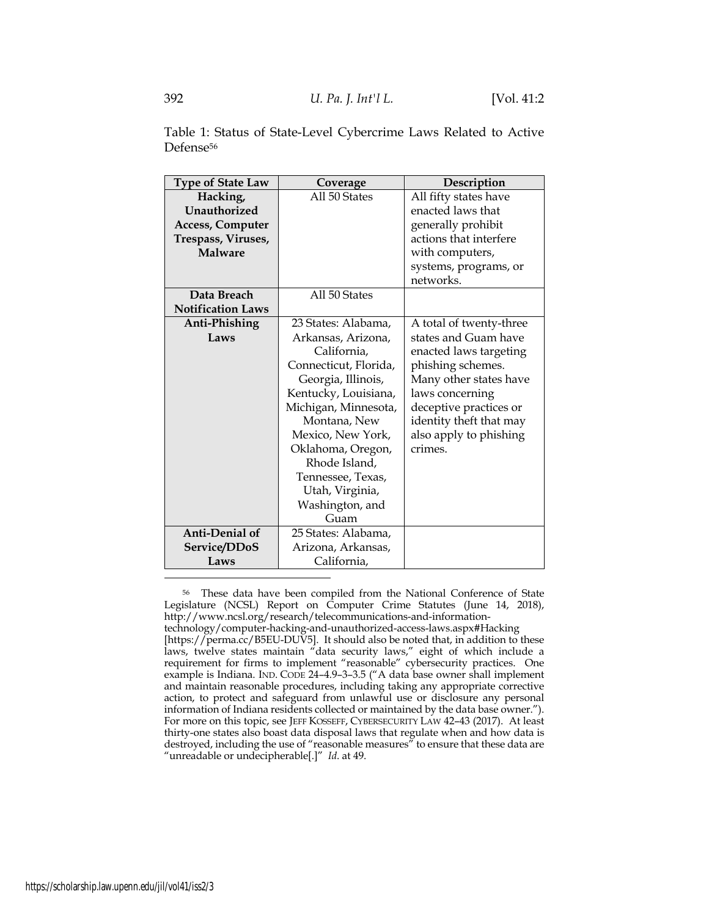Table 1: Status of State-Level Cybercrime Laws Related to Active Defense[56]

| Type of State Law | Coverage | Description |
| --- | --- | --- |
| **Hacking, Unauthorized Access, Computer Trespass, Viruses, Malware** | All 50 States | All fifty states have enacted laws that generally prohibit actions that interfere with computers, systems, programs, or networks. |
| **Data Breach Notification Laws** | All 50 States | |
| **Anti-Phishing Laws** | 23 States: Alabama, Arkansas, Arizona, California, Connecticut, Florida, Georgia, Illinois, Kentucky, Louisiana, Michigan, Minnesota, Montana, New Mexico, New York, Oklahoma, Oregon, Rhode Island, Tennessee, Texas, Utah, Virginia, Washington, and Guam | A total of twenty-three states and Guam have enacted laws targeting phishing schemes. Many other states have laws concerning deceptive practices or identity theft that may also apply to phishing crimes. |
| **Anti-Denial of Service/DDoS Laws** | 25 States: Alabama, Arizona, Arkansas, California, | |

[56] These data have been compiled from the National Conference of State Legislature (NCSL) Report on Computer Crime Statutes (June 14, 2018), http://www.ncsl.org/research/telecommunications-and-information-technology/computer-hacking-and-unauthorized-access-laws.aspx#Hacking [https://perma.cc/B5EU-DUV5]. It should also be noted that, in addition to these laws, twelve states maintain "data security laws," eight of which include a requirement for firms to implement "reasonable" cybersecurity practices. One example is Indiana. IND. CODE 24–4.9–3–3.5 ("A data base owner shall implement and maintain reasonable procedures, including taking any appropriate corrective action, to protect and safeguard from unlawful use or disclosure any personal information of Indiana residents collected or maintained by the data base owner."). For more on this topic, see JEFF KOSSEFF, CYBERSECURITY LAW 42–43 (2017). At least thirty-one states also boast data disposal laws that regulate when and how data is destroyed, including the use of "reasonable measures" to ensure that these data are "unreadable or undecipherable[.]" *Id.* at 49.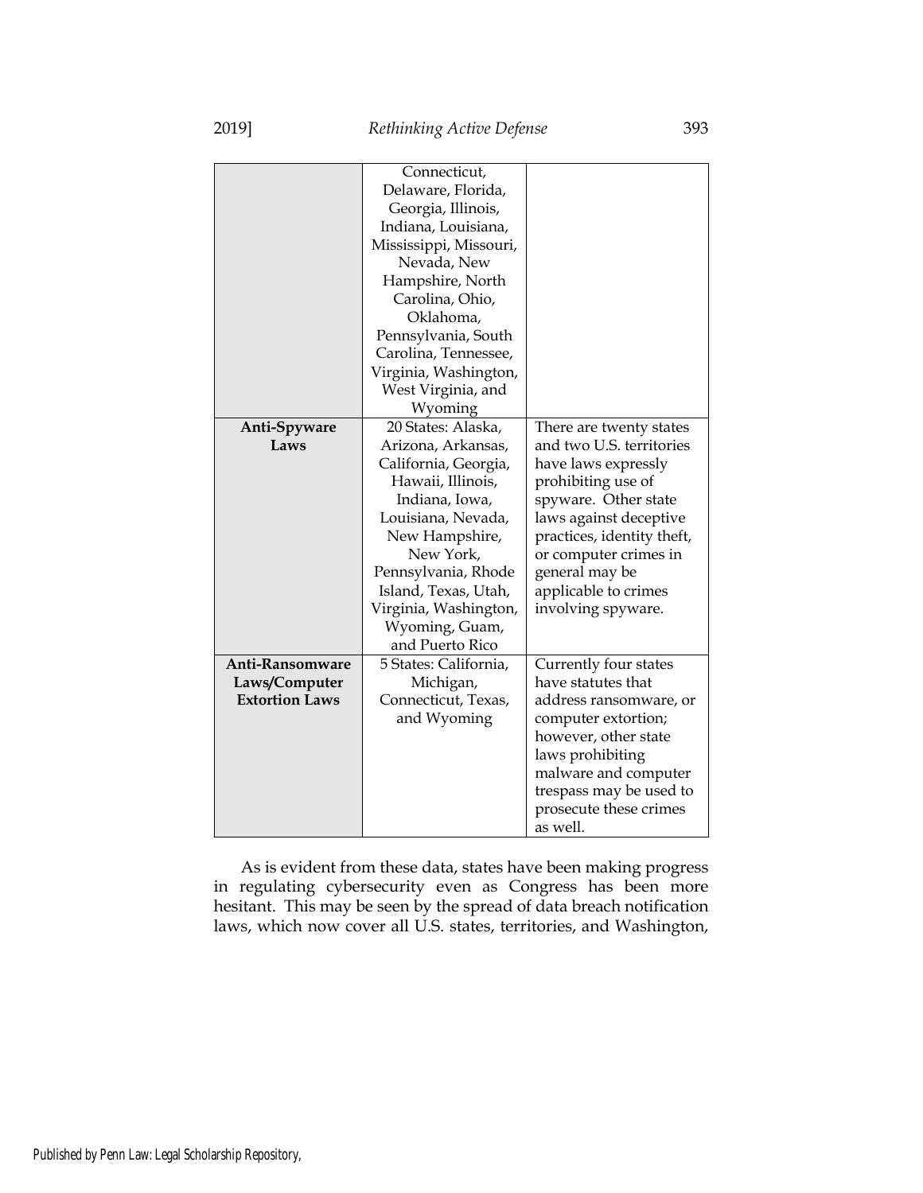| | | |
|---|---|---|
| | Connecticut, Delaware, Florida, Georgia, Illinois, Indiana, Louisiana, Mississippi, Missouri, Nevada, New Hampshire, North Carolina, Ohio, Oklahoma, Pennsylvania, South Carolina, Tennessee, Virginia, Washington, West Virginia, and Wyoming | |
| **Anti-Spyware Laws** | 20 States: Alaska, Arizona, Arkansas, California, Georgia, Hawaii, Illinois, Indiana, Iowa, Louisiana, Nevada, New Hampshire, New York, Pennsylvania, Rhode Island, Texas, Utah, Virginia, Washington, Wyoming, Guam, and Puerto Rico | There are twenty states and two U.S. territories have laws expressly prohibiting use of spyware. Other state laws against deceptive practices, identity theft, or computer crimes in general may be applicable to crimes involving spyware. |
| **Anti-Ransomware Laws/Computer Extortion Laws** | 5 States: California, Michigan, Connecticut, Texas, and Wyoming | Currently four states have statutes that address ransomware, or computer extortion; however, other state laws prohibiting malware and computer trespass may be used to prosecute these crimes as well. |

As is evident from these data, states have been making progress in regulating cybersecurity even as Congress has been more hesitant. This may be seen by the spread of data breach notification laws, which now cover all U.S. states, territories, and Washington,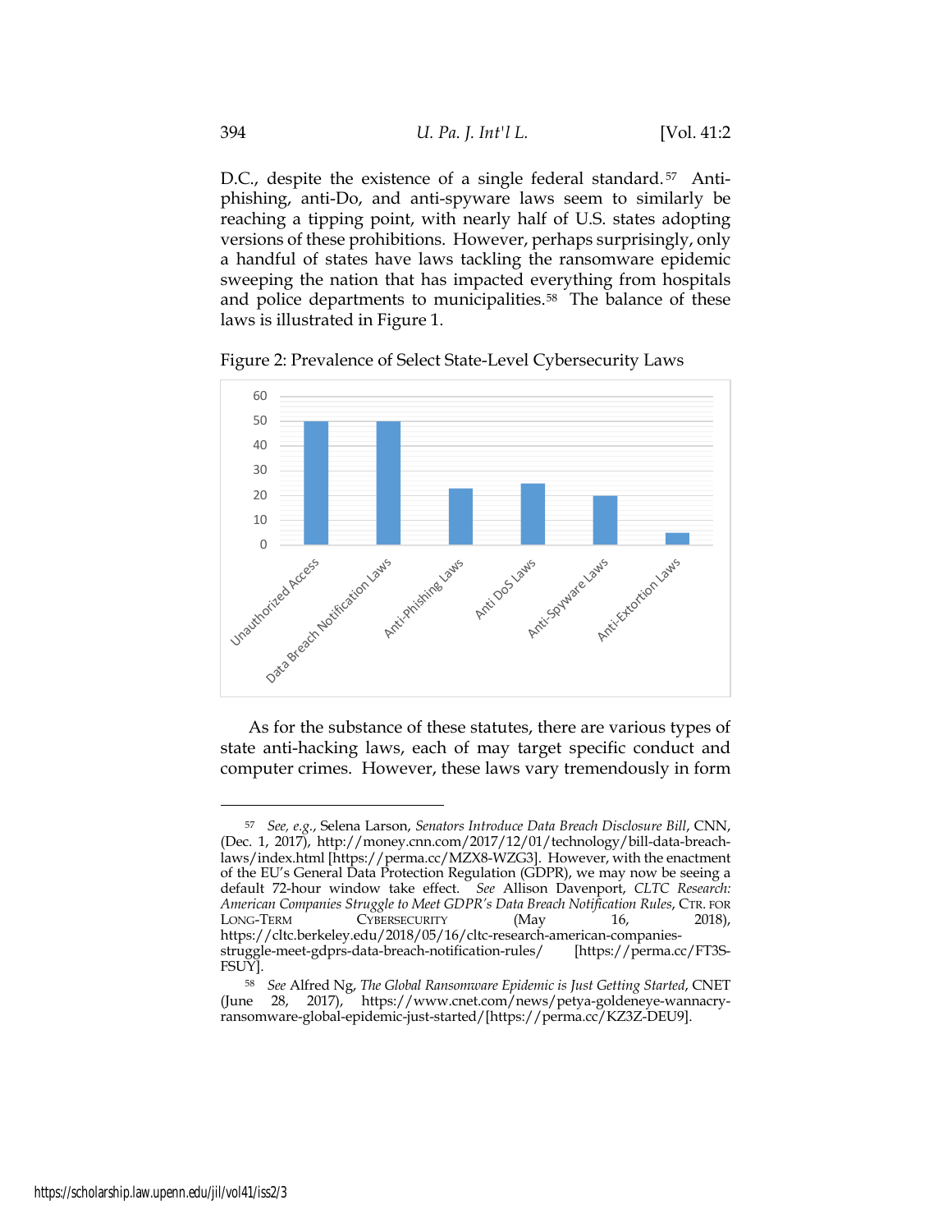D.C., despite the existence of a single federal standard.[57] Anti-phishing, anti-Do, and anti-spyware laws seem to similarly be reaching a tipping point, with nearly half of U.S. states adopting versions of these prohibitions. However, perhaps surprisingly, only a handful of states have laws tackling the ransomware epidemic sweeping the nation that has impacted everything from hospitals and police departments to municipalities.[58] The balance of these laws is illustrated in Figure 1.

Figure 2: Prevalence of Select State-Level Cybersecurity Laws

| Law Type | Number of States |
|---|---|
| Unauthorized Access | 50 |
| Data Breach Notification Laws | 50 |
| Anti-Phishing Laws | 23 |
| Anti DoS Laws | 25 |
| Anti-Spyware Laws | 20 |
| Anti-Extortion Laws | 5 |

As for the substance of these statutes, there are various types of state anti-hacking laws, each of may target specific conduct and computer crimes. However, these laws vary tremendously in form

---

[57] *See, e.g.*, Selena Larson, *Senators Introduce Data Breach Disclosure Bill*, CNN, (Dec. 1, 2017), http://money.cnn.com/2017/12/01/technology/bill-data-breach-laws/index.html [https://perma.cc/MZX8-WZG3]. However, with the enactment of the EU's General Data Protection Regulation (GDPR), we may now be seeing a default 72-hour window take effect. *See* Allison Davenport, *CLTC Research: American Companies Struggle to Meet GDPR's Data Breach Notification Rules*, CTR. FOR LONG-TERM CYBERSECURITY (May 16, 2018), https://cltc.berkeley.edu/2018/05/16/cltc-research-american-companies-struggle-meet-gdprs-data-breach-notification-rules/ [https://perma.cc/FT3S-FSUY].

[58] *See* Alfred Ng, *The Global Ransomware Epidemic is Just Getting Started*, CNET (June 28, 2017), https://www.cnet.com/news/petya-goldeneye-wannacry-ransomware-global-epidemic-just-started/[https://perma.cc/KZ3Z-DEU9].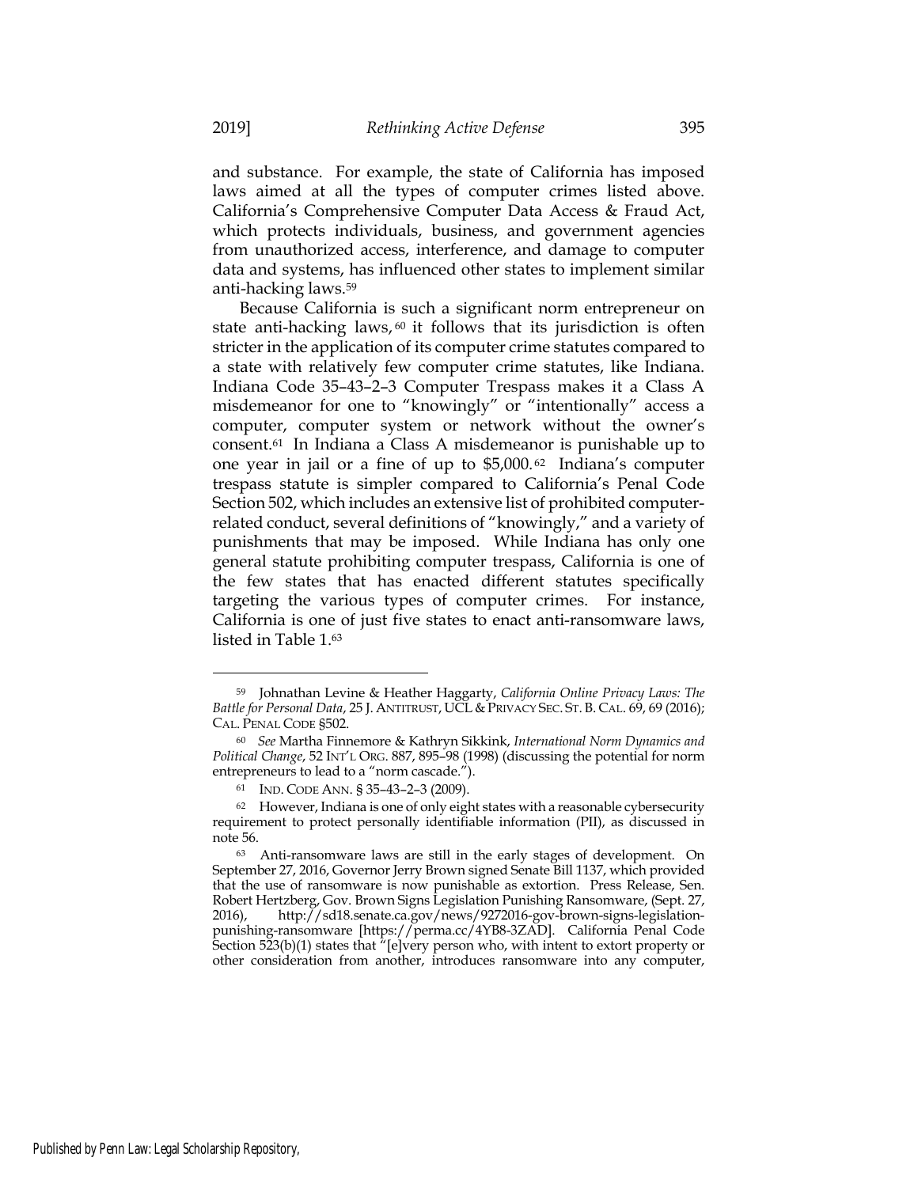and substance. For example, the state of California has imposed laws aimed at all the types of computer crimes listed above. California's Comprehensive Computer Data Access & Fraud Act, which protects individuals, business, and government agencies from unauthorized access, interference, and damage to computer data and systems, has influenced other states to implement similar anti-hacking laws.[59]

Because California is such a significant norm entrepreneur on state anti-hacking laws,[60] it follows that its jurisdiction is often stricter in the application of its computer crime statutes compared to a state with relatively few computer crime statutes, like Indiana. Indiana Code 35–43–2–3 Computer Trespass makes it a Class A misdemeanor for one to "knowingly" or "intentionally" access a computer, computer system or network without the owner's consent.[61] In Indiana a Class A misdemeanor is punishable up to one year in jail or a fine of up to $5,000.[62] Indiana's computer trespass statute is simpler compared to California's Penal Code Section 502, which includes an extensive list of prohibited computer-related conduct, several definitions of "knowingly," and a variety of punishments that may be imposed. While Indiana has only one general statute prohibiting computer trespass, California is one of the few states that has enacted different statutes specifically targeting the various types of computer crimes. For instance, California is one of just five states to enact anti-ransomware laws, listed in Table 1.[63]

---

[59] Johnathan Levine & Heather Haggarty, *California Online Privacy Laws: The Battle for Personal Data*, 25 J. ANTITRUST, UCL & PRIVACY SEC. ST. B. CAL. 69, 69 (2016); CAL. PENAL CODE §502.

[60] *See* Martha Finnemore & Kathryn Sikkink, *International Norm Dynamics and Political Change*, 52 INT'L ORG. 887, 895–98 (1998) (discussing the potential for norm entrepreneurs to lead to a "norm cascade.").

[61] IND. CODE ANN. § 35–43–2–3 (2009).

[62] However, Indiana is one of only eight states with a reasonable cybersecurity requirement to protect personally identifiable information (PII), as discussed in note 56.

[63] Anti-ransomware laws are still in the early stages of development. On September 27, 2016, Governor Jerry Brown signed Senate Bill 1137, which provided that the use of ransomware is now punishable as extortion. Press Release, Sen. Robert Hertzberg, Gov. Brown Signs Legislation Punishing Ransomware, (Sept. 27, 2016), http://sd18.senate.ca.gov/news/9272016-gov-brown-signs-legislation-punishing-ransomware [https://perma.cc/4YB8-3ZAD]. California Penal Code Section 523(b)(1) states that "[e]very person who, with intent to extort property or other consideration from another, introduces ransomware into any computer,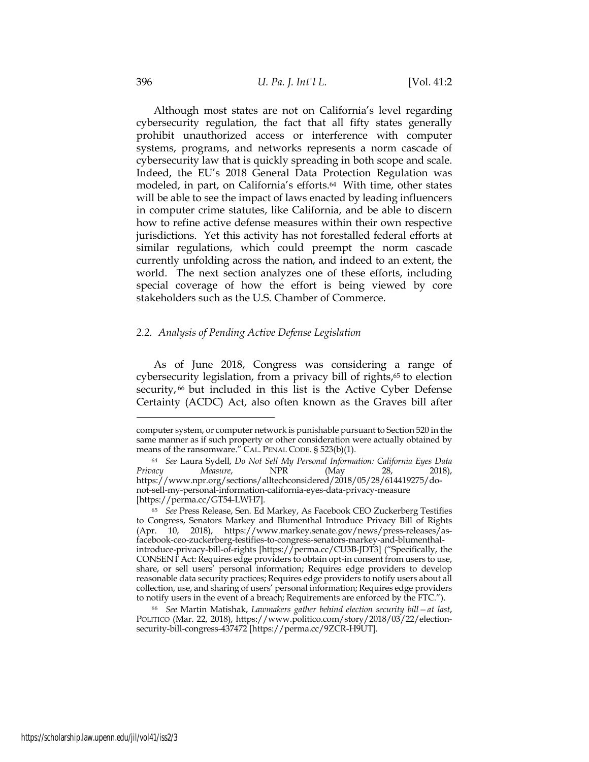Although most states are not on California's level regarding cybersecurity regulation, the fact that all fifty states generally prohibit unauthorized access or interference with computer systems, programs, and networks represents a norm cascade of cybersecurity law that is quickly spreading in both scope and scale. Indeed, the EU's 2018 General Data Protection Regulation was modeled, in part, on California's efforts.[64] With time, other states will be able to see the impact of laws enacted by leading influencers in computer crime statutes, like California, and be able to discern how to refine active defense measures within their own respective jurisdictions. Yet this activity has not forestalled federal efforts at similar regulations, which could preempt the norm cascade currently unfolding across the nation, and indeed to an extent, the world. The next section analyzes one of these efforts, including special coverage of how the effort is being viewed by core stakeholders such as the U.S. Chamber of Commerce.

### *2.2. Analysis of Pending Active Defense Legislation*

As of June 2018, Congress was considering a range of cybersecurity legislation, from a privacy bill of rights,[65] to election security,[66] but included in this list is the Active Cyber Defense Certainty (ACDC) Act, also often known as the Graves bill after

---

computer system, or computer network is punishable pursuant to Section 520 in the same manner as if such property or other consideration were actually obtained by means of the ransomware." CAL. PENAL CODE. § 523(b)(1).

[64] *See* Laura Sydell, *Do Not Sell My Personal Information: California Eyes Data Privacy Measure*, NPR (May 28, 2018), https://www.npr.org/sections/alltechconsidered/2018/05/28/614419275/do-not-sell-my-personal-information-california-eyes-data-privacy-measure [https://perma.cc/GT54-LWH7].

[65] *See* Press Release, Sen. Ed Markey, As Facebook CEO Zuckerberg Testifies to Congress, Senators Markey and Blumenthal Introduce Privacy Bill of Rights (Apr. 10, 2018), https://www.markey.senate.gov/news/press-releases/as-facebook-ceo-zuckerberg-testifies-to-congress-senators-markey-and-blumenthal-introduce-privacy-bill-of-rights [https://perma.cc/CU3B-JDT3] ("Specifically, the CONSENT Act: Requires edge providers to obtain opt-in consent from users to use, share, or sell users' personal information; Requires edge providers to develop reasonable data security practices; Requires edge providers to notify users about all collection, use, and sharing of users' personal information; Requires edge providers to notify users in the event of a breach; Requirements are enforced by the FTC.").

[66] *See* Martin Matishak, *Lawmakers gather behind election security bill—at last*, POLITICO (Mar. 22, 2018), https://www.politico.com/story/2018/03/22/election-security-bill-congress-437472 [https://perma.cc/9ZCR-H9UT].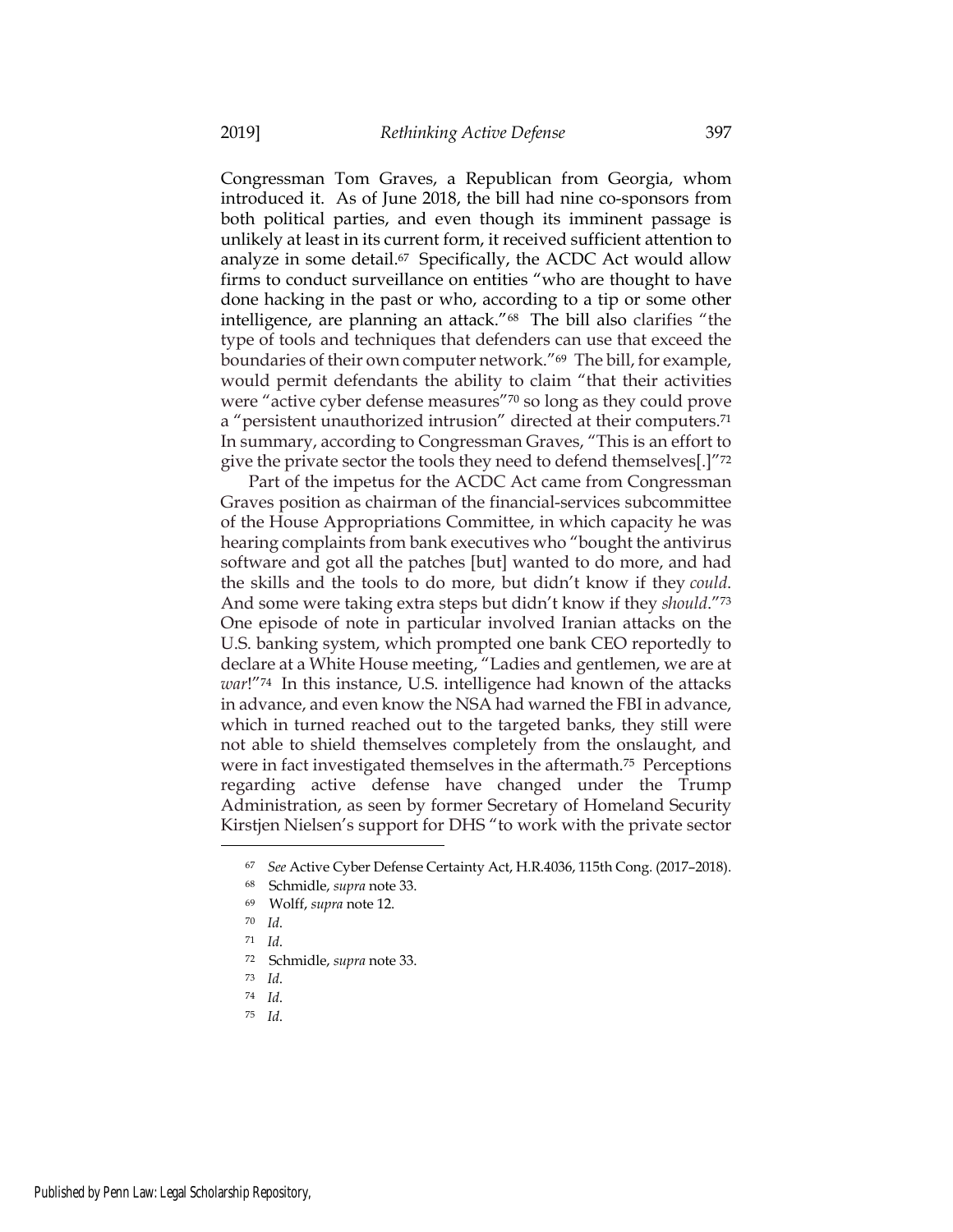Congressman Tom Graves, a Republican from Georgia, whom introduced it. As of June 2018, the bill had nine co-sponsors from both political parties, and even though its imminent passage is unlikely at least in its current form, it received sufficient attention to analyze in some detail.[67] Specifically, the ACDC Act would allow firms to conduct surveillance on entities "who are thought to have done hacking in the past or who, according to a tip or some other intelligence, are planning an attack."[68] The bill also clarifies "the type of tools and techniques that defenders can use that exceed the boundaries of their own computer network."[69] The bill, for example, would permit defendants the ability to claim "that their activities were "active cyber defense measures"[70] so long as they could prove a "persistent unauthorized intrusion" directed at their computers.[71] In summary, according to Congressman Graves, "This is an effort to give the private sector the tools they need to defend themselves[.]"[72]

Part of the impetus for the ACDC Act came from Congressman Graves position as chairman of the financial-services subcommittee of the House Appropriations Committee, in which capacity he was hearing complaints from bank executives who "bought the antivirus software and got all the patches [but] wanted to do more, and had the skills and the tools to do more, but didn't know if they *could*. And some were taking extra steps but didn't know if they *should*."[73] One episode of note in particular involved Iranian attacks on the U.S. banking system, which prompted one bank CEO reportedly to declare at a White House meeting, "Ladies and gentlemen, we are at *war*!"[74] In this instance, U.S. intelligence had known of the attacks in advance, and even know the NSA had warned the FBI in advance, which in turned reached out to the targeted banks, they still were not able to shield themselves completely from the onslaught, and were in fact investigated themselves in the aftermath.[75] Perceptions regarding active defense have changed under the Trump Administration, as seen by former Secretary of Homeland Security Kirstjen Nielsen's support for DHS "to work with the private sector

---

[67] *See* Active Cyber Defense Certainty Act, H.R.4036, 115th Cong. (2017–2018).

[68] Schmidle, *supra* note 33.

[69] Wolff, *supra* note 12.

[70] *Id.*

[71] *Id.*

[72] Schmidle, *supra* note 33.

[73] *Id.*

[74] *Id.*

[75] *Id.*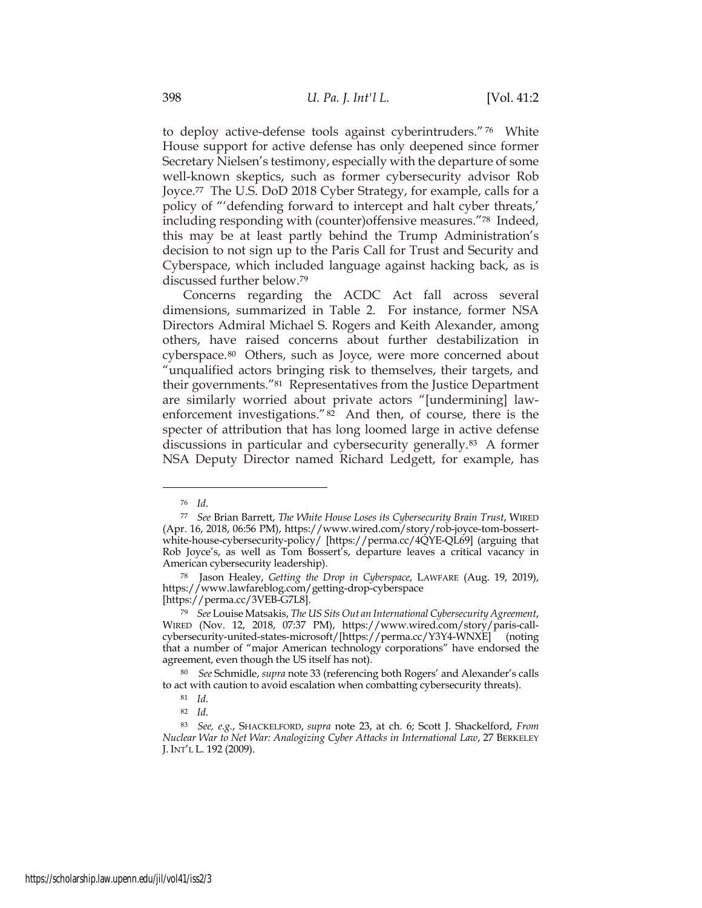to deploy active-defense tools against cyberintruders."[76] White House support for active defense has only deepened since former Secretary Nielsen's testimony, especially with the departure of some well-known skeptics, such as former cybersecurity advisor Rob Joyce.[77] The U.S. DoD 2018 Cyber Strategy, for example, calls for a policy of "'defending forward to intercept and halt cyber threats,' including responding with (counter)offensive measures."[78] Indeed, this may be at least partly behind the Trump Administration's decision to not sign up to the Paris Call for Trust and Security and Cyberspace, which included language against hacking back, as is discussed further below.[79]

Concerns regarding the ACDC Act fall across several dimensions, summarized in Table 2. For instance, former NSA Directors Admiral Michael S. Rogers and Keith Alexander, among others, have raised concerns about further destabilization in cyberspace.[80] Others, such as Joyce, were more concerned about "unqualified actors bringing risk to themselves, their targets, and their governments."[81] Representatives from the Justice Department are similarly worried about private actors "[undermining] law-enforcement investigations."[82] And then, of course, there is the specter of attribution that has long loomed large in active defense discussions in particular and cybersecurity generally.[83] A former NSA Deputy Director named Richard Ledgett, for example, has

---

[76] *Id.*

[77] *See* Brian Barrett, *The White House Loses its Cybersecurity Brain Trust*, WIRED (Apr. 16, 2018, 06:56 PM), https://www.wired.com/story/rob-joyce-tom-bossert-white-house-cybersecurity-policy/ [https://perma.cc/4QYE-QL69] (arguing that Rob Joyce's, as well as Tom Bossert's, departure leaves a critical vacancy in American cybersecurity leadership).

[78] Jason Healey, *Getting the Drop in Cyberspace*, LAWFARE (Aug. 19, 2019), https://www.lawfareblog.com/getting-drop-cyberspace [https://perma.cc/3VEB-G7L8].

[79] *See* Louise Matsakis, *The US Sits Out an International Cybersecurity Agreement*, WIRED (Nov. 12, 2018, 07:37 PM), https://www.wired.com/story/paris-call-cybersecurity-united-states-microsoft/[https://perma.cc/Y3Y4-WNXE] (noting that a number of "major American technology corporations" have endorsed the agreement, even though the US itself has not).

[80] *See* Schmidle, *supra* note 33 (referencing both Rogers' and Alexander's calls to act with caution to avoid escalation when combatting cybersecurity threats).

[81] *Id.*

[82] *Id.*

[83] *See, e.g.*, SHACKELFORD, *supra* note 23, at ch. 6; Scott J. Shackelford, *From Nuclear War to Net War: Analogizing Cyber Attacks in International Law*, 27 BERKELEY J. INT'L L. 192 (2009).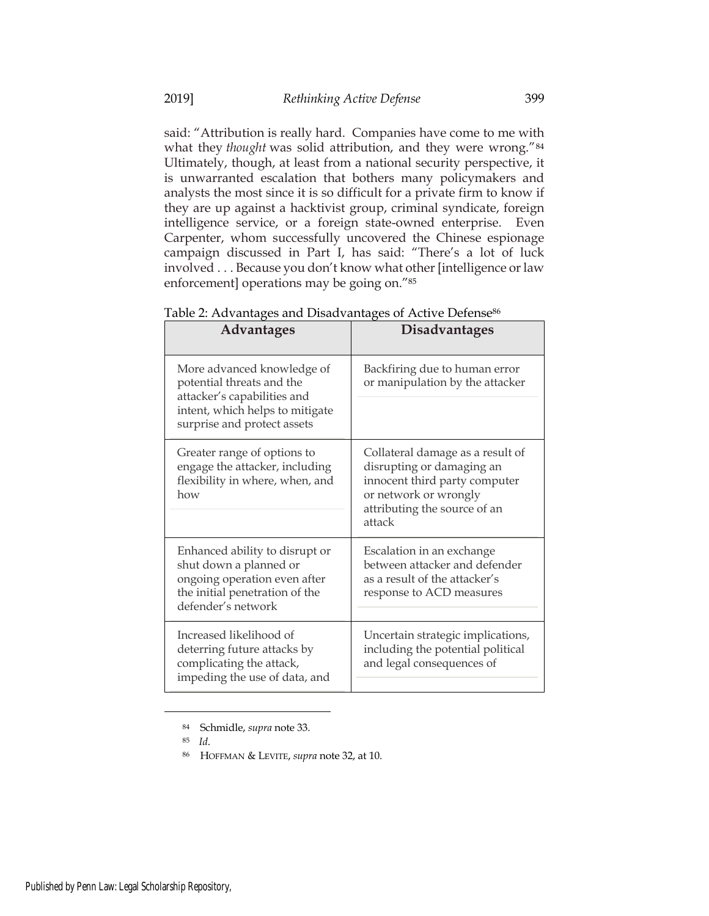said: "Attribution is really hard. Companies have come to me with what they *thought* was solid attribution, and they were wrong."[84] Ultimately, though, at least from a national security perspective, it is unwarranted escalation that bothers many policymakers and analysts the most since it is so difficult for a private firm to know if they are up against a hacktivist group, criminal syndicate, foreign intelligence service, or a foreign state-owned enterprise. Even Carpenter, whom successfully uncovered the Chinese espionage campaign discussed in Part I, has said: "There's a lot of luck involved . . . Because you don't know what other [intelligence or law enforcement] operations may be going on."[85]

Table 2: Advantages and Disadvantages of Active Defense[86]

| Advantages | Disadvantages |
| --- | --- |
| More advanced knowledge of potential threats and the attacker's capabilities and intent, which helps to mitigate surprise and protect assets | Backfiring due to human error or manipulation by the attacker |
| Greater range of options to engage the attacker, including flexibility in where, when, and how | Collateral damage as a result of disrupting or damaging an innocent third party computer or network or wrongly attributing the source of an attack |
| Enhanced ability to disrupt or shut down a planned or ongoing operation even after the initial penetration of the defender's network | Escalation in an exchange between attacker and defender as a result of the attacker's response to ACD measures |
| Increased likelihood of deterring future attacks by complicating the attack, impeding the use of data, and | Uncertain strategic implications, including the potential political and legal consequences of |

[84] Schmidle, *supra* note 33.

[85] *Id.*

[86] HOFFMAN & LEVITE, *supra* note 32, at 10.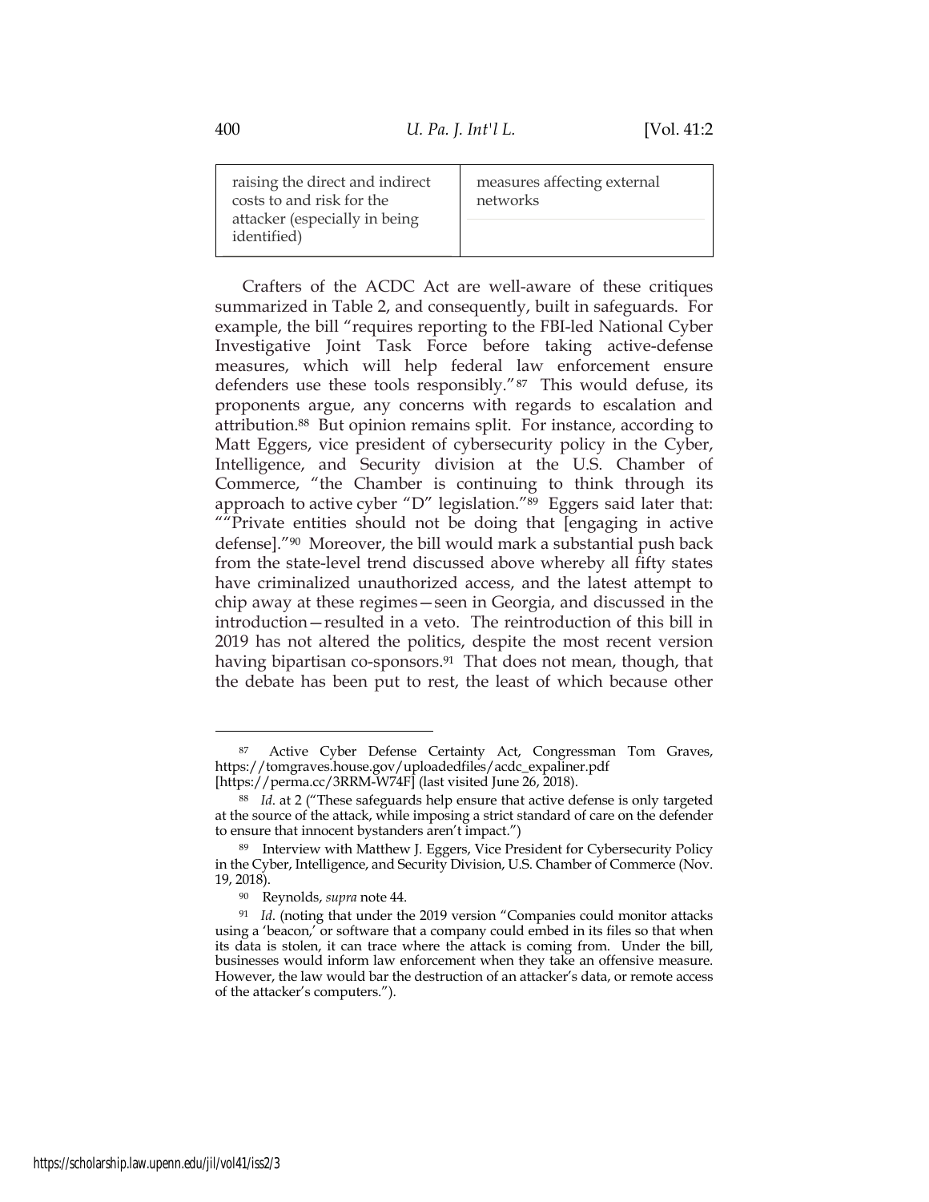| raising the direct and indirect costs to and risk for the attacker (especially in being identified) | measures affecting external networks |
|---|---|

Crafters of the ACDC Act are well-aware of these critiques summarized in Table 2, and consequently, built in safeguards. For example, the bill "requires reporting to the FBI-led National Cyber Investigative Joint Task Force before taking active-defense measures, which will help federal law enforcement ensure defenders use these tools responsibly."[87] This would defuse, its proponents argue, any concerns with regards to escalation and attribution.[88] But opinion remains split. For instance, according to Matt Eggers, vice president of cybersecurity policy in the Cyber, Intelligence, and Security division at the U.S. Chamber of Commerce, "the Chamber is continuing to think through its approach to active cyber "D" legislation."[89] Eggers said later that: ""Private entities should not be doing that [engaging in active defense]."[90] Moreover, the bill would mark a substantial push back from the state-level trend discussed above whereby all fifty states have criminalized unauthorized access, and the latest attempt to chip away at these regimes—seen in Georgia, and discussed in the introduction—resulted in a veto. The reintroduction of this bill in 2019 has not altered the politics, despite the most recent version having bipartisan co-sponsors.[91] That does not mean, though, that the debate has been put to rest, the least of which because other

---

[87] Active Cyber Defense Certainty Act, Congressman Tom Graves, https://tomgraves.house.gov/uploadedfiles/acdc_expaliner.pdf [https://perma.cc/3RRM-W74F] (last visited June 26, 2018).

[88] *Id*. at 2 ("These safeguards help ensure that active defense is only targeted at the source of the attack, while imposing a strict standard of care on the defender to ensure that innocent bystanders aren't impact.")

[89] Interview with Matthew J. Eggers, Vice President for Cybersecurity Policy in the Cyber, Intelligence, and Security Division, U.S. Chamber of Commerce (Nov. 19, 2018).

[90] Reynolds, *supra* note 44.

[91] *Id*. (noting that under the 2019 version "Companies could monitor attacks using a 'beacon,' or software that a company could embed in its files so that when its data is stolen, it can trace where the attack is coming from. Under the bill, businesses would inform law enforcement when they take an offensive measure. However, the law would bar the destruction of an attacker's data, or remote access of the attacker's computers.").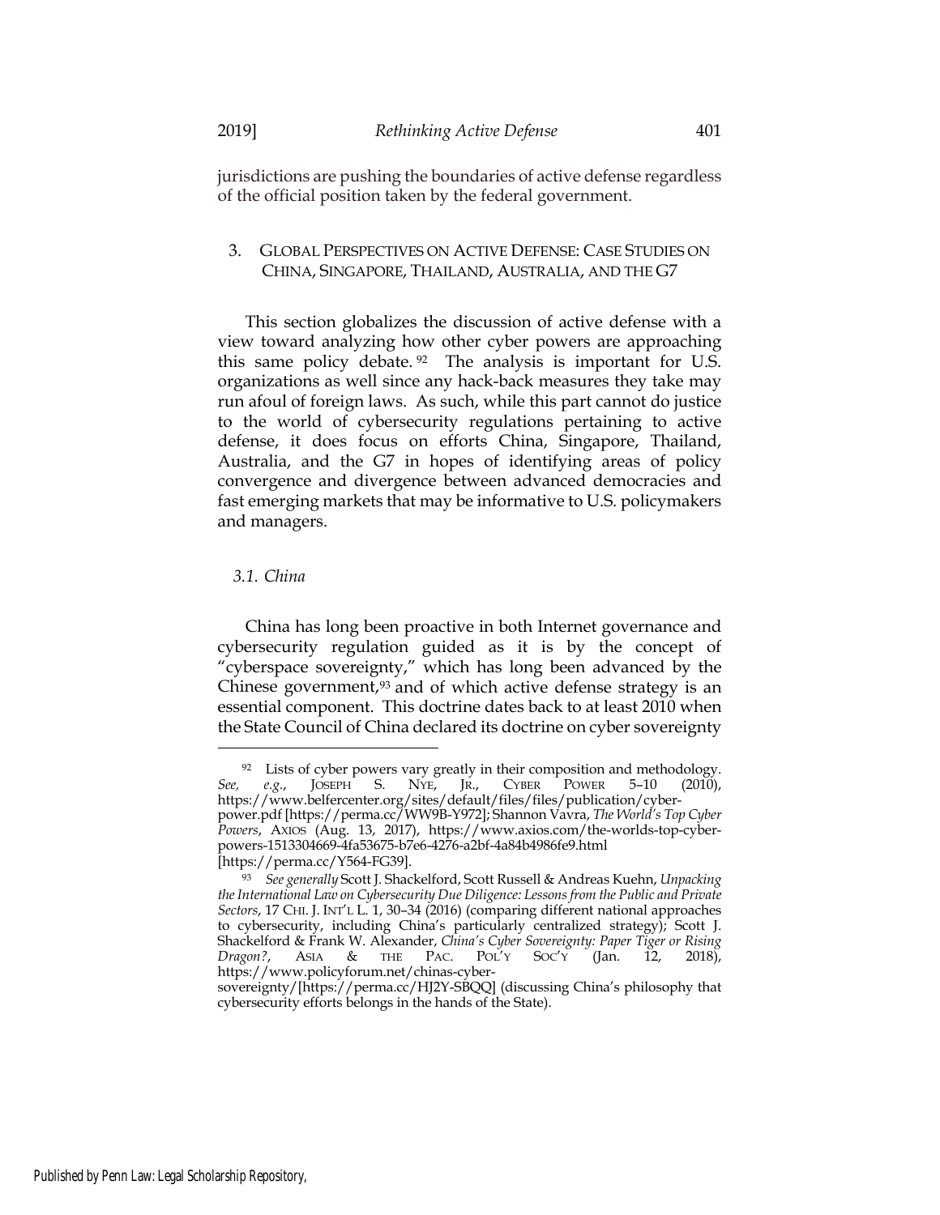jurisdictions are pushing the boundaries of active defense regardless of the official position taken by the federal government.

## 3. GLOBAL PERSPECTIVES ON ACTIVE DEFENSE: CASE STUDIES ON CHINA, SINGAPORE, THAILAND, AUSTRALIA, AND THE G7

This section globalizes the discussion of active defense with a view toward analyzing how other cyber powers are approaching this same policy debate.[92] The analysis is important for U.S. organizations as well since any hack-back measures they take may run afoul of foreign laws. As such, while this part cannot do justice to the world of cybersecurity regulations pertaining to active defense, it does focus on efforts China, Singapore, Thailand, Australia, and the G7 in hopes of identifying areas of policy convergence and divergence between advanced democracies and fast emerging markets that may be informative to U.S. policymakers and managers.

### *3.1. China*

China has long been proactive in both Internet governance and cybersecurity regulation guided as it is by the concept of "cyberspace sovereignty," which has long been advanced by the Chinese government,[93] and of which active defense strategy is an essential component. This doctrine dates back to at least 2010 when the State Council of China declared its doctrine on cyber sovereignty

---

[92] Lists of cyber powers vary greatly in their composition and methodology. *See, e.g.*, JOSEPH S. NYE, JR., CYBER POWER 5–10 (2010), https://www.belfercenter.org/sites/default/files/files/publication/cyber-power.pdf [https://perma.cc/WW9B-Y972]; Shannon Vavra, *The World's Top Cyber Powers*, AXIOS (Aug. 13, 2017), https://www.axios.com/the-worlds-top-cyber-powers-1513304669-4fa53675-b7e6-4276-a2bf-4a84b4986fe9.html [https://perma.cc/Y564-FG39].

[93] *See generally* Scott J. Shackelford, Scott Russell & Andreas Kuehn, *Unpacking the International Law on Cybersecurity Due Diligence: Lessons from the Public and Private Sectors*, 17 CHI. J. INT'L L. 1, 30–34 (2016) (comparing different national approaches to cybersecurity, including China's particularly centralized strategy); Scott J. Shackelford & Frank W. Alexander, *China's Cyber Sovereignty: Paper Tiger or Rising Dragon?*, ASIA & THE PAC. POL'Y SOC'Y (Jan. 12, 2018), https://www.policyforum.net/chinas-cyber-sovereignty/[https://perma.cc/HJ2Y-SBQQ] (discussing China's philosophy that cybersecurity efforts belongs in the hands of the State).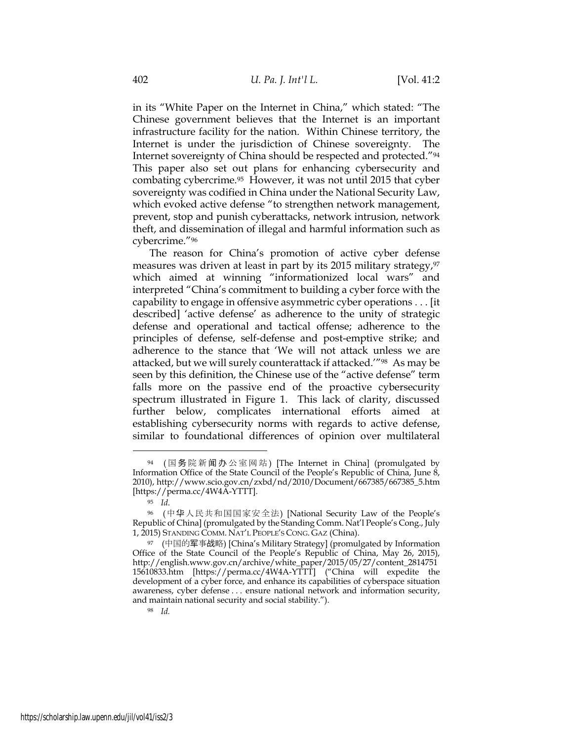in its "White Paper on the Internet in China," which stated: "The Chinese government believes that the Internet is an important infrastructure facility for the nation. Within Chinese territory, the Internet is under the jurisdiction of Chinese sovereignty. The Internet sovereignty of China should be respected and protected."[94] This paper also set out plans for enhancing cybersecurity and combating cybercrime.[95] However, it was not until 2015 that cyber sovereignty was codified in China under the National Security Law, which evoked active defense "to strengthen network management, prevent, stop and punish cyberattacks, network intrusion, network theft, and dissemination of illegal and harmful information such as cybercrime."[96]

The reason for China's promotion of active cyber defense measures was driven at least in part by its 2015 military strategy,[97] which aimed at winning "informationized local wars" and interpreted "China's commitment to building a cyber force with the capability to engage in offensive asymmetric cyber operations . . . [it described] 'active defense' as adherence to the unity of strategic defense and operational and tactical offense; adherence to the principles of defense, self-defense and post-emptive strike; and adherence to the stance that 'We will not attack unless we are attacked, but we will surely counterattack if attacked.'"[98] As may be seen by this definition, the Chinese use of the "active defense" term falls more on the passive end of the proactive cybersecurity spectrum illustrated in Figure 1. This lack of clarity, discussed further below, complicates international efforts aimed at establishing cybersecurity norms with regards to active defense, similar to foundational differences of opinion over multilateral

---

[94] (国务院新闻办公室网站) [The Internet in China] (promulgated by Information Office of the State Council of the People's Republic of China, June 8, 2010), http://www.scio.gov.cn/zxbd/nd/2010/Document/667385/667385_5.htm [https://perma.cc/4W4A-YTTT].

[95] *Id.*

[96] (中华人民共和国国家安全法) [National Security Law of the People's Republic of China] (promulgated by the Standing Comm. Nat'l People's Cong., July 1, 2015) STANDING COMM. NAT'L PEOPLE'S CONG. GAZ (China).

[97] (中国的军事战略) [China's Military Strategy] (promulgated by Information Office of the State Council of the People's Republic of China, May 26, 2015), http://english.www.gov.cn/archive/white_paper/2015/05/27/content_281475115610833.htm [https://perma.cc/4W4A-YTTT] ("China will expedite the development of a cyber force, and enhance its capabilities of cyberspace situation awareness, cyber defense . . . ensure national network and information security, and maintain national security and social stability.").

[98] *Id.*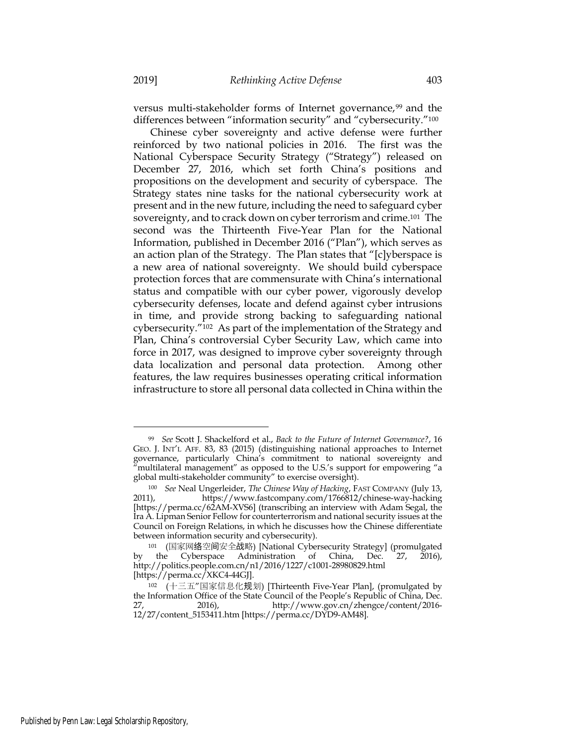versus multi-stakeholder forms of Internet governance,[99] and the differences between "information security" and "cybersecurity."[100]

Chinese cyber sovereignty and active defense were further reinforced by two national policies in 2016. The first was the National Cyberspace Security Strategy ("Strategy") released on December 27, 2016, which set forth China's positions and propositions on the development and security of cyberspace. The Strategy states nine tasks for the national cybersecurity work at present and in the new future, including the need to safeguard cyber sovereignty, and to crack down on cyber terrorism and crime.[101] The second was the Thirteenth Five-Year Plan for the National Information, published in December 2016 ("Plan"), which serves as an action plan of the Strategy. The Plan states that "[c]yberspace is a new area of national sovereignty. We should build cyberspace protection forces that are commensurate with China's international status and compatible with our cyber power, vigorously develop cybersecurity defenses, locate and defend against cyber intrusions in time, and provide strong backing to safeguarding national cybersecurity."[102] As part of the implementation of the Strategy and Plan, China's controversial Cyber Security Law, which came into force in 2017, was designed to improve cyber sovereignty through data localization and personal data protection. Among other features, the law requires businesses operating critical information infrastructure to store all personal data collected in China within the

---

[99] *See* Scott J. Shackelford et al., *Back to the Future of Internet Governance?*, 16 GEO. J. INT'L AFF. 83, 83 (2015) (distinguishing national approaches to Internet governance, particularly China's commitment to national sovereignty and "multilateral management" as opposed to the U.S.'s support for empowering "a global multi-stakeholder community" to exercise oversight).

[100] *See* Neal Ungerleider, *The Chinese Way of Hacking*, FAST COMPANY (July 13, 2011), https://www.fastcompany.com/1766812/chinese-way-hacking [https://perma.cc/62AM-XVS6] (transcribing an interview with Adam Segal, the Ira A. Lipman Senior Fellow for counterterrorism and national security issues at the Council on Foreign Relations, in which he discusses how the Chinese differentiate between information security and cybersecurity).

[101] (国家网络空间安全战略) [National Cybersecurity Strategy] (promulgated by the Cyberspace Administration of China, Dec. 27, 2016), http://politics.people.com.cn/n1/2016/1227/c1001-28980829.html [https://perma.cc/XKC4-44GJ].

[102] (十三五"国家信息化规划) [Thirteenth Five-Year Plan], (promulgated by the Information Office of the State Council of the People's Republic of China, Dec. 27, 2016), http://www.gov.cn/zhengce/content/2016-12/27/content_5153411.htm [https://perma.cc/DYD9-AM48].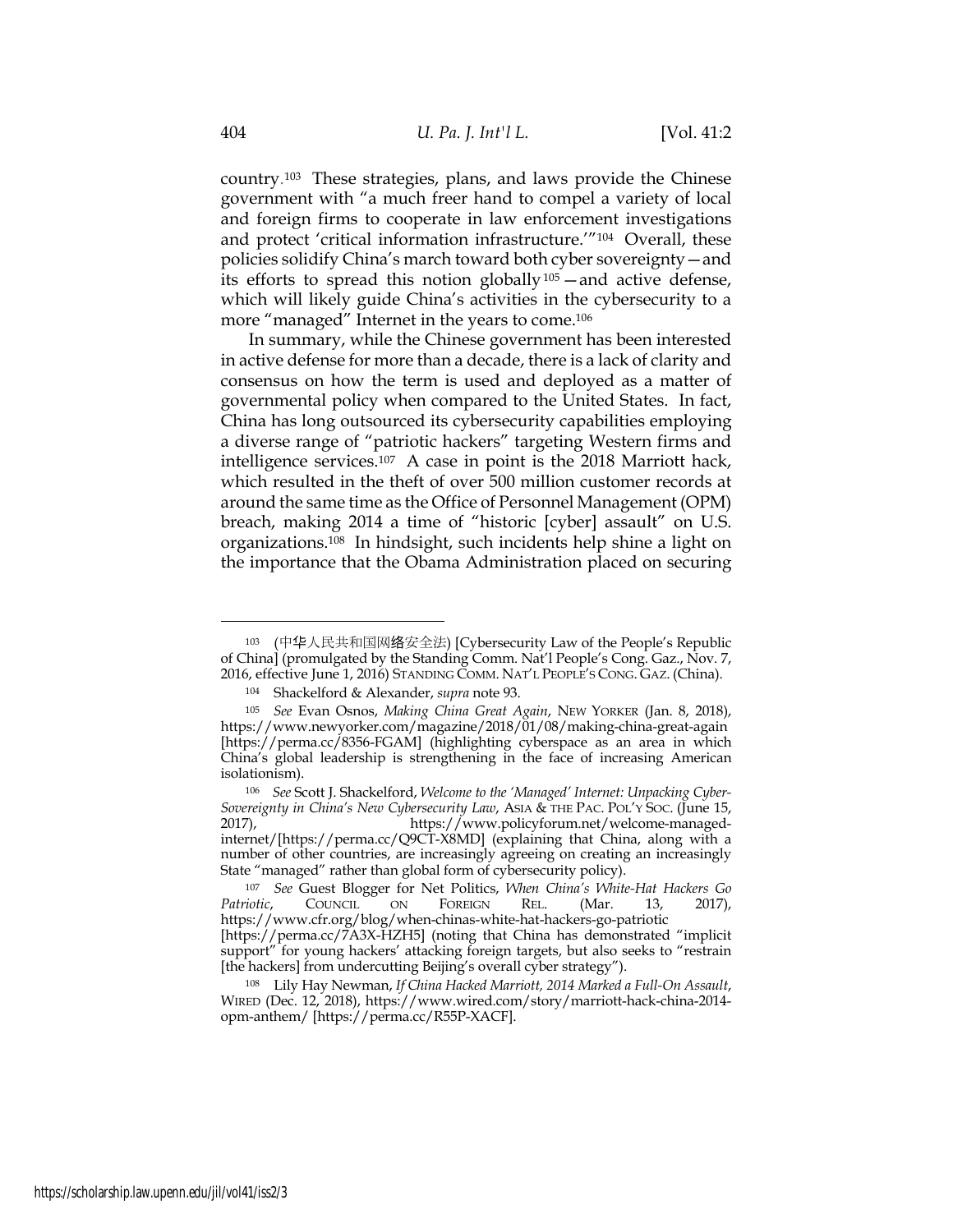country.[103] These strategies, plans, and laws provide the Chinese government with "a much freer hand to compel a variety of local and foreign firms to cooperate in law enforcement investigations and protect 'critical information infrastructure.'"[104] Overall, these policies solidify China's march toward both cyber sovereignty—and its efforts to spread this notion globally[105]—and active defense, which will likely guide China's activities in the cybersecurity to a more "managed" Internet in the years to come.[106]

In summary, while the Chinese government has been interested in active defense for more than a decade, there is a lack of clarity and consensus on how the term is used and deployed as a matter of governmental policy when compared to the United States. In fact, China has long outsourced its cybersecurity capabilities employing a diverse range of "patriotic hackers" targeting Western firms and intelligence services.[107] A case in point is the 2018 Marriott hack, which resulted in the theft of over 500 million customer records at around the same time as the Office of Personnel Management (OPM) breach, making 2014 a time of "historic [cyber] assault" on U.S. organizations.[108] In hindsight, such incidents help shine a light on the importance that the Obama Administration placed on securing

---

[103] (中华人民共和国网络安全法) [Cybersecurity Law of the People's Republic of China] (promulgated by the Standing Comm. Nat'l People's Cong. Gaz., Nov. 7, 2016, effective June 1, 2016) STANDING COMM. NAT'L PEOPLE'S CONG. GAZ. (China).

[104] Shackelford & Alexander, *supra* note 93.

[105] *See* Evan Osnos, *Making China Great Again*, NEW YORKER (Jan. 8, 2018), https://www.newyorker.com/magazine/2018/01/08/making-china-great-again [https://perma.cc/8356-FGAM] (highlighting cyberspace as an area in which China's global leadership is strengthening in the face of increasing American isolationism).

[106] *See* Scott J. Shackelford, *Welcome to the 'Managed' Internet: Unpacking Cyber-Sovereignty in China's New Cybersecurity Law*, ASIA & THE PAC. POL'Y SOC. (June 15, 2017), https://www.policyforum.net/welcome-managed-internet/[https://perma.cc/Q9CT-X8MD] (explaining that China, along with a number of other countries, are increasingly agreeing on creating an increasingly State "managed" rather than global form of cybersecurity policy).

[107] *See* Guest Blogger for Net Politics, *When China's White-Hat Hackers Go Patriotic*, COUNCIL ON FOREIGN REL. (Mar. 13, 2017), https://www.cfr.org/blog/when-chinas-white-hat-hackers-go-patriotic [https://perma.cc/7A3X-HZH5] (noting that China has demonstrated "implicit support" for young hackers' attacking foreign targets, but also seeks to "restrain [the hackers] from undercutting Beijing's overall cyber strategy").

[108] Lily Hay Newman, *If China Hacked Marriott, 2014 Marked a Full-On Assault*, WIRED (Dec. 12, 2018), https://www.wired.com/story/marriott-hack-china-2014-opm-anthem/ [https://perma.cc/R55P-XACF].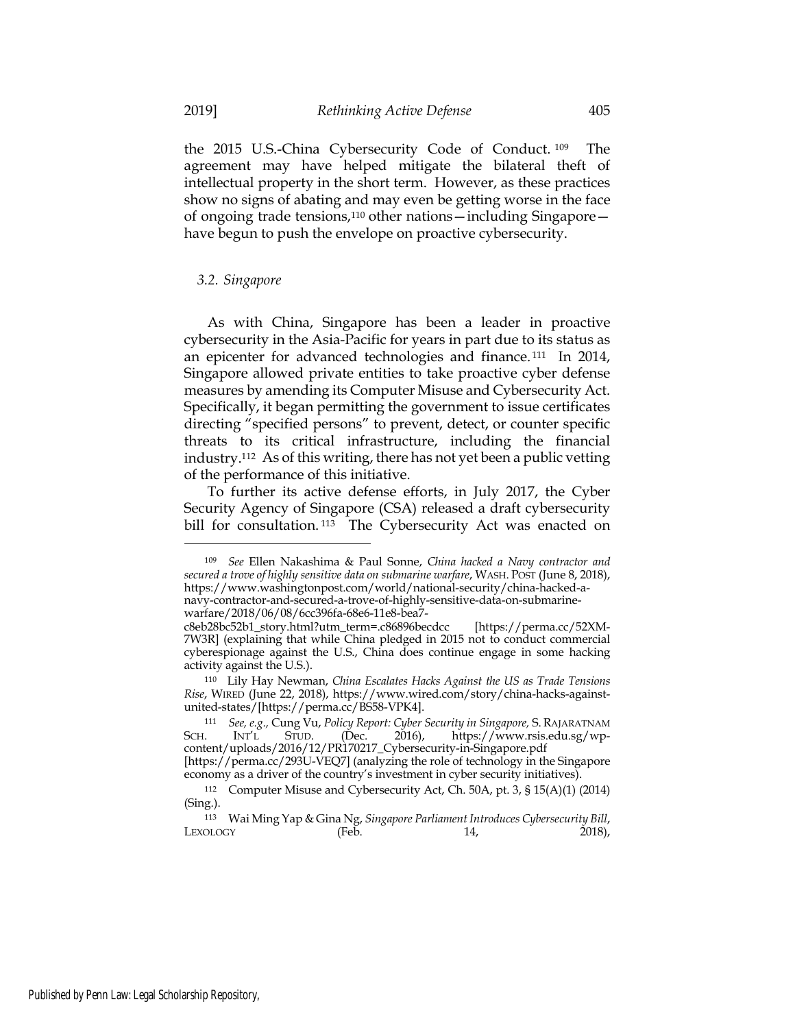the 2015 U.S.-China Cybersecurity Code of Conduct.[109] The agreement may have helped mitigate the bilateral theft of intellectual property in the short term. However, as these practices show no signs of abating and may even be getting worse in the face of ongoing trade tensions,[110] other nations—including Singapore—have begun to push the envelope on proactive cybersecurity.

### *3.2. Singapore*

As with China, Singapore has been a leader in proactive cybersecurity in the Asia-Pacific for years in part due to its status as an epicenter for advanced technologies and finance.[111] In 2014, Singapore allowed private entities to take proactive cyber defense measures by amending its Computer Misuse and Cybersecurity Act. Specifically, it began permitting the government to issue certificates directing "specified persons" to prevent, detect, or counter specific threats to its critical infrastructure, including the financial industry.[112] As of this writing, there has not yet been a public vetting of the performance of this initiative.

To further its active defense efforts, in July 2017, the Cyber Security Agency of Singapore (CSA) released a draft cybersecurity bill for consultation.[113] The Cybersecurity Act was enacted on

---

[109] *See* Ellen Nakashima & Paul Sonne, *China hacked a Navy contractor and secured a trove of highly sensitive data on submarine warfare*, WASH. POST (June 8, 2018), https://www.washingtonpost.com/world/national-security/china-hacked-a-navy-contractor-and-secured-a-trove-of-highly-sensitive-data-on-submarine-warfare/2018/06/08/6cc396fa-68e6-11e8-bea7-c8eb28bc52b1_story.html?utm_term=.c86896becdcc [https://perma.cc/52XM-7W3R] (explaining that while China pledged in 2015 not to conduct commercial cyberespionage against the U.S., China does continue engage in some hacking activity against the U.S.).

[110] Lily Hay Newman, *China Escalates Hacks Against the US as Trade Tensions Rise*, WIRED (June 22, 2018), https://www.wired.com/story/china-hacks-against-united-states/[https://perma.cc/BS58-VPK4].

[111] *See, e.g.,* Cung Vu, *Policy Report: Cyber Security in Singapore,* S. RAJARATNAM SCH. INT'L STUD. (Dec. 2016), https://www.rsis.edu.sg/wp-content/uploads/2016/12/PR170217_Cybersecurity-in-Singapore.pdf [https://perma.cc/293U-VEQ7] (analyzing the role of technology in the Singapore economy as a driver of the country's investment in cyber security initiatives).

[112] Computer Misuse and Cybersecurity Act, Ch. 50A, pt. 3, § 15(A)(1) (2014) (Sing.).

[113] Wai Ming Yap & Gina Ng, *Singapore Parliament Introduces Cybersecurity Bill*, LEXOLOGY (Feb. 14, 2018),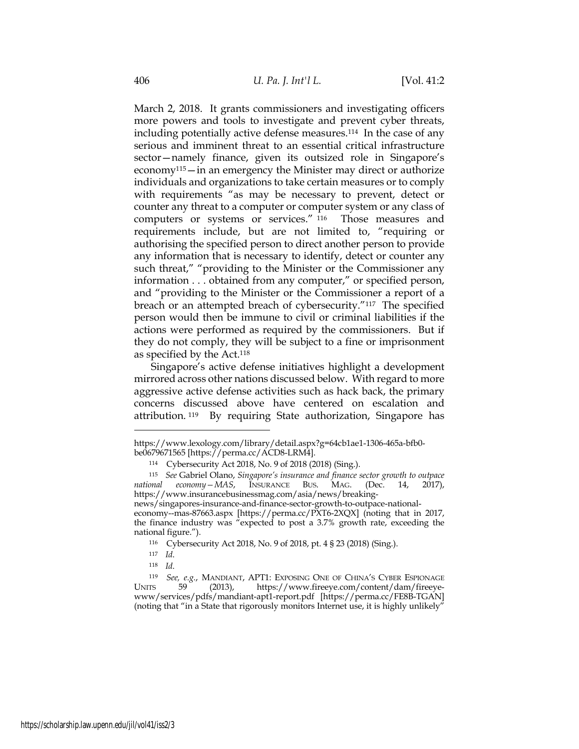March 2, 2018. It grants commissioners and investigating officers more powers and tools to investigate and prevent cyber threats, including potentially active defense measures.[114] In the case of any serious and imminent threat to an essential critical infrastructure sector—namely finance, given its outsized role in Singapore's economy[115]—in an emergency the Minister may direct or authorize individuals and organizations to take certain measures or to comply with requirements "as may be necessary to prevent, detect or counter any threat to a computer or computer system or any class of computers or systems or services."[116] Those measures and requirements include, but are not limited to, "requiring or authorising the specified person to direct another person to provide any information that is necessary to identify, detect or counter any such threat," "providing to the Minister or the Commissioner any information . . . obtained from any computer," or specified person, and "providing to the Minister or the Commissioner a report of a breach or an attempted breach of cybersecurity."[117] The specified person would then be immune to civil or criminal liabilities if the actions were performed as required by the commissioners. But if they do not comply, they will be subject to a fine or imprisonment as specified by the Act.[118]

Singapore's active defense initiatives highlight a development mirrored across other nations discussed below. With regard to more aggressive active defense activities such as hack back, the primary concerns discussed above have centered on escalation and attribution.[119] By requiring State authorization, Singapore has

---

https://www.lexology.com/library/detail.aspx?g=64cb1ae1-1306-465a-bfb0-be0679671565 [https://perma.cc/ACD8-LRM4].

[114] Cybersecurity Act 2018, No. 9 of 2018 (2018) (Sing.).

[115] *See* Gabriel Olano, *Singapore's insurance and finance sector growth to outpace national economy—MAS*, INSURANCE BUS. MAG. (Dec. 14, 2017), https://www.insurancebusinessmag.com/asia/news/breaking-news/singapores-insurance-and-finance-sector-growth-to-outpace-national-economy--mas-87663.aspx [https://perma.cc/PXT6-2XQX] (noting that in 2017, the finance industry was "expected to post a 3.7% growth rate, exceeding the national figure.").

[116] Cybersecurity Act 2018, No. 9 of 2018, pt. 4 § 23 (2018) (Sing.).

[117] *Id.*

[118] *Id.*

[119] *See, e.g.*, MANDIANT, APT1: EXPOSING ONE OF CHINA'S CYBER ESPIONAGE UNITS 59 (2013), https://www.fireeye.com/content/dam/fireeye-www/services/pdfs/mandiant-apt1-report.pdf [https://perma.cc/FE8B-TGAN] (noting that "in a State that rigorously monitors Internet use, it is highly unlikely"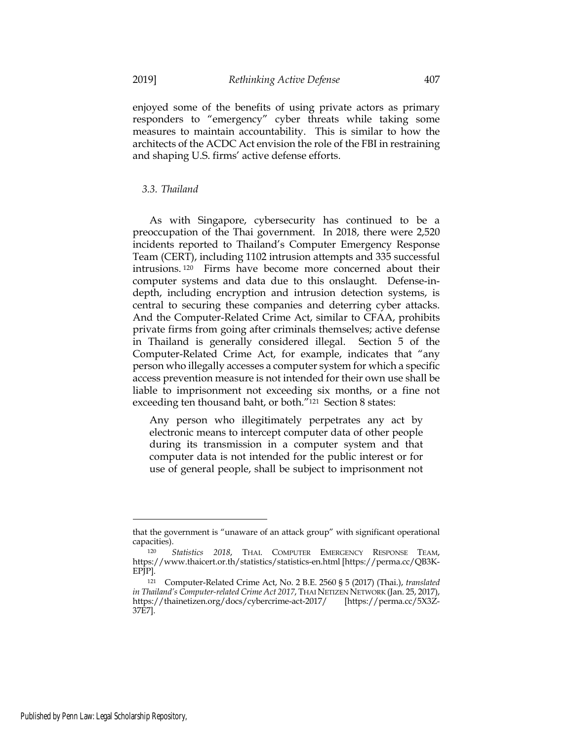enjoyed some of the benefits of using private actors as primary responders to "emergency" cyber threats while taking some measures to maintain accountability. This is similar to how the architects of the ACDC Act envision the role of the FBI in restraining and shaping U.S. firms' active defense efforts.

### *3.3. Thailand*

As with Singapore, cybersecurity has continued to be a preoccupation of the Thai government. In 2018, there were 2,520 incidents reported to Thailand's Computer Emergency Response Team (CERT), including 1102 intrusion attempts and 335 successful intrusions.[120] Firms have become more concerned about their computer systems and data due to this onslaught. Defense-in-depth, including encryption and intrusion detection systems, is central to securing these companies and deterring cyber attacks. And the Computer-Related Crime Act, similar to CFAA, prohibits private firms from going after criminals themselves; active defense in Thailand is generally considered illegal. Section 5 of the Computer-Related Crime Act, for example, indicates that "any person who illegally accesses a computer system for which a specific access prevention measure is not intended for their own use shall be liable to imprisonment not exceeding six months, or a fine not exceeding ten thousand baht, or both."[121] Section 8 states:

> Any person who illegitimately perpetrates any act by electronic means to intercept computer data of other people during its transmission in a computer system and that computer data is not intended for the public interest or for use of general people, shall be subject to imprisonment not

---

that the government is "unaware of an attack group" with significant operational capacities).

[120] *Statistics 2018*, THAI. COMPUTER EMERGENCY RESPONSE TEAM, https://www.thaicert.or.th/statistics/statistics-en.html [https://perma.cc/QB3K-EPJP].

[121] Computer-Related Crime Act, No. 2 B.E. 2560 § 5 (2017) (Thai.), *translated in Thailand's Computer-related Crime Act 2017*, THAI NETIZEN NETWORK (Jan. 25, 2017), https://thainetizen.org/docs/cybercrime-act-2017/ [https://perma.cc/5X3Z-37E7].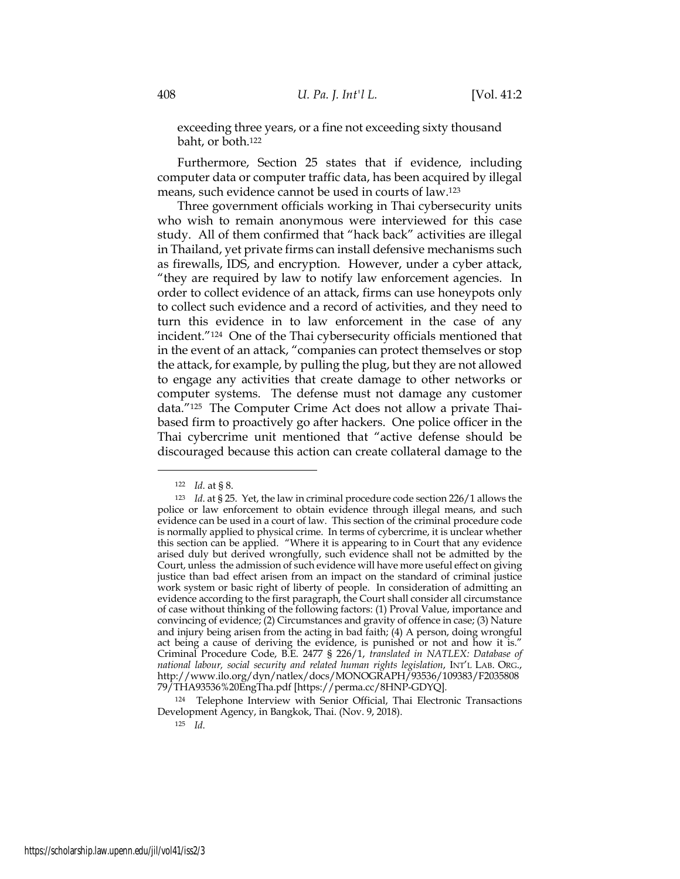exceeding three years, or a fine not exceeding sixty thousand baht, or both.[122]

Furthermore, Section 25 states that if evidence, including computer data or computer traffic data, has been acquired by illegal means, such evidence cannot be used in courts of law.[123]

Three government officials working in Thai cybersecurity units who wish to remain anonymous were interviewed for this case study. All of them confirmed that "hack back" activities are illegal in Thailand, yet private firms can install defensive mechanisms such as firewalls, IDS, and encryption. However, under a cyber attack, "they are required by law to notify law enforcement agencies. In order to collect evidence of an attack, firms can use honeypots only to collect such evidence and a record of activities, and they need to turn this evidence in to law enforcement in the case of any incident."[124] One of the Thai cybersecurity officials mentioned that in the event of an attack, "companies can protect themselves or stop the attack, for example, by pulling the plug, but they are not allowed to engage any activities that create damage to other networks or computer systems. The defense must not damage any customer data."[125] The Computer Crime Act does not allow a private Thai-based firm to proactively go after hackers. One police officer in the Thai cybercrime unit mentioned that "active defense should be discouraged because this action can create collateral damage to the

---

[122] *Id.* at § 8.

[123] *Id.* at § 25. Yet, the law in criminal procedure code section 226/1 allows the police or law enforcement to obtain evidence through illegal means, and such evidence can be used in a court of law. This section of the criminal procedure code is normally applied to physical crime. In terms of cybercrime, it is unclear whether this section can be applied. "Where it is appearing to in Court that any evidence arised duly but derived wrongfully, such evidence shall not be admitted by the Court, unless the admission of such evidence will have more useful effect on giving justice than bad effect arisen from an impact on the standard of criminal justice work system or basic right of liberty of people. In consideration of admitting an evidence according to the first paragraph, the Court shall consider all circumstance of case without thinking of the following factors: (1) Proval Value, importance and convincing of evidence; (2) Circumstances and gravity of offence in case; (3) Nature and injury being arisen from the acting in bad faith; (4) A person, doing wrongful act being a cause of deriving the evidence, is punished or not and how it is." Criminal Procedure Code, B.E. 2477 § 226/1, *translated in NATLEX: Database of national labour, social security and related human rights legislation*, INT'L LAB. ORG., http://www.ilo.org/dyn/natlex/docs/MONOGRAPH/93536/109383/F2035808 79/THA93536%20EngTha.pdf [https://perma.cc/8HNP-GDYQ].

[124] Telephone Interview with Senior Official, Thai Electronic Transactions Development Agency, in Bangkok, Thai. (Nov. 9, 2018).

[125] *Id.*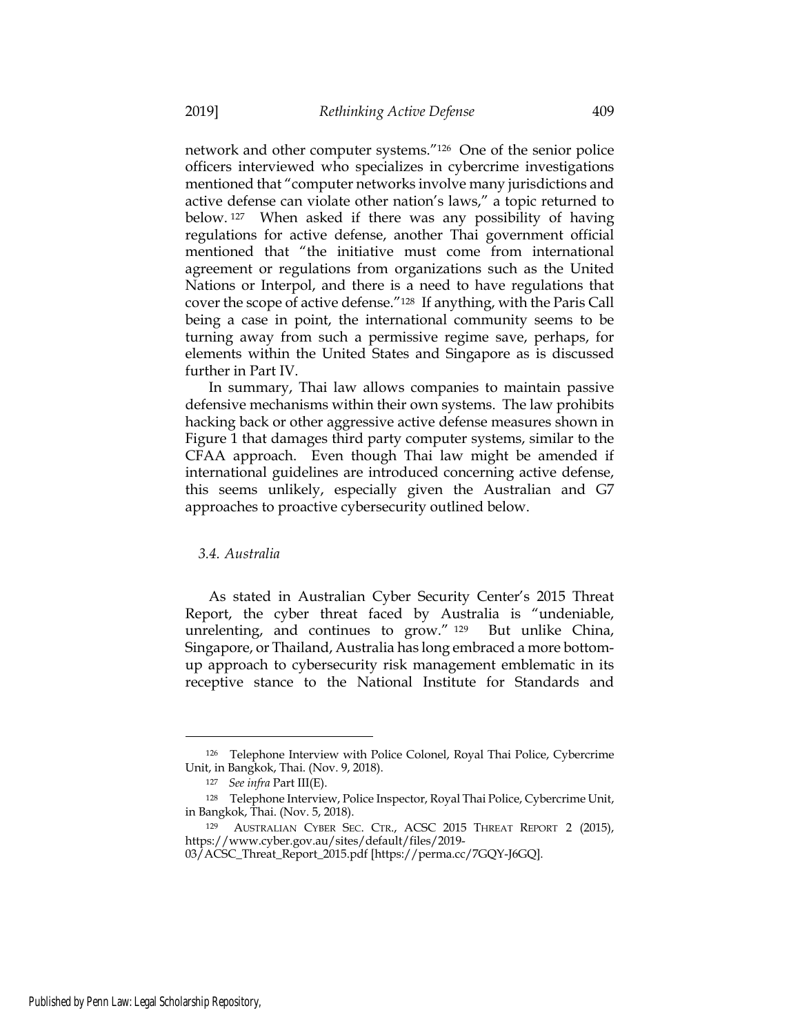network and other computer systems."[126] One of the senior police officers interviewed who specializes in cybercrime investigations mentioned that "computer networks involve many jurisdictions and active defense can violate other nation's laws," a topic returned to below.[127] When asked if there was any possibility of having regulations for active defense, another Thai government official mentioned that "the initiative must come from international agreement or regulations from organizations such as the United Nations or Interpol, and there is a need to have regulations that cover the scope of active defense."[128] If anything, with the Paris Call being a case in point, the international community seems to be turning away from such a permissive regime save, perhaps, for elements within the United States and Singapore as is discussed further in Part IV.

In summary, Thai law allows companies to maintain passive defensive mechanisms within their own systems. The law prohibits hacking back or other aggressive active defense measures shown in Figure 1 that damages third party computer systems, similar to the CFAA approach. Even though Thai law might be amended if international guidelines are introduced concerning active defense, this seems unlikely, especially given the Australian and G7 approaches to proactive cybersecurity outlined below.

### *3.4. Australia*

As stated in Australian Cyber Security Center's 2015 Threat Report, the cyber threat faced by Australia is "undeniable, unrelenting, and continues to grow."[129] But unlike China, Singapore, or Thailand, Australia has long embraced a more bottom-up approach to cybersecurity risk management emblematic in its receptive stance to the National Institute for Standards and

---

[126] Telephone Interview with Police Colonel, Royal Thai Police, Cybercrime Unit, in Bangkok, Thai. (Nov. 9, 2018).

[127] *See infra* Part III(E).

[128] Telephone Interview, Police Inspector, Royal Thai Police, Cybercrime Unit, in Bangkok, Thai. (Nov. 5, 2018).

[129] AUSTRALIAN CYBER SEC. CTR., ACSC 2015 THREAT REPORT 2 (2015), https://www.cyber.gov.au/sites/default/files/2019-03/ACSC_Threat_Report_2015.pdf [https://perma.cc/7GQY-J6GQ].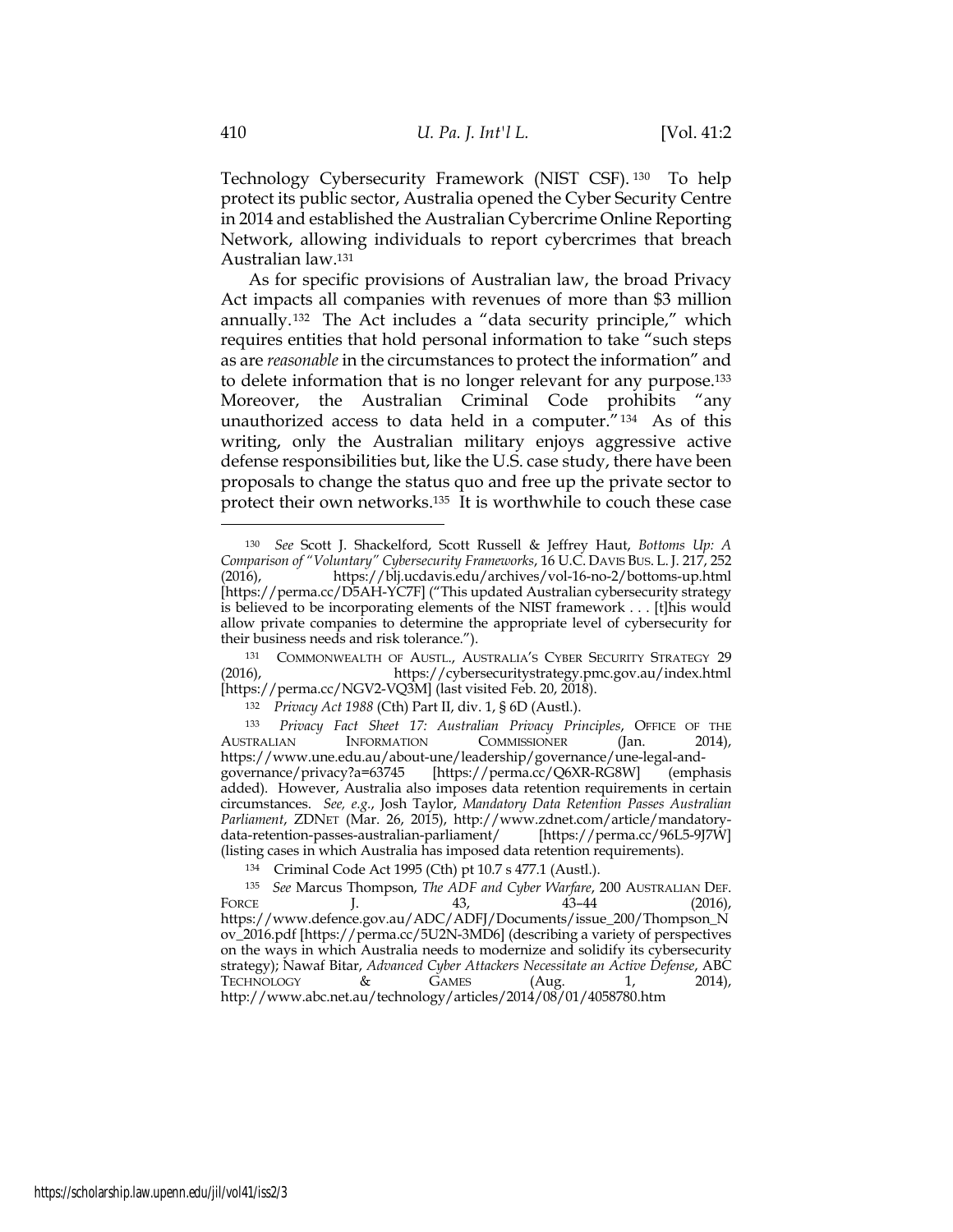Technology Cybersecurity Framework (NIST CSF).[130] To help protect its public sector, Australia opened the Cyber Security Centre in 2014 and established the Australian Cybercrime Online Reporting Network, allowing individuals to report cybercrimes that breach Australian law.[131]

As for specific provisions of Australian law, the broad Privacy Act impacts all companies with revenues of more than $3 million annually.[132] The Act includes a "data security principle," which requires entities that hold personal information to take "such steps as are *reasonable* in the circumstances to protect the information" and to delete information that is no longer relevant for any purpose.[133] Moreover, the Australian Criminal Code prohibits "any unauthorized access to data held in a computer."[134] As of this writing, only the Australian military enjoys aggressive active defense responsibilities but, like the U.S. case study, there have been proposals to change the status quo and free up the private sector to protect their own networks.[135] It is worthwhile to couch these case

---

[130] *See* Scott J. Shackelford, Scott Russell & Jeffrey Haut, *Bottoms Up: A Comparison of "Voluntary" Cybersecurity Frameworks*, 16 U.C. DAVIS BUS. L. J. 217, 252 (2016), https://blj.ucdavis.edu/archives/vol-16-no-2/bottoms-up.html [https://perma.cc/D5AH-YC7F] ("This updated Australian cybersecurity strategy is believed to be incorporating elements of the NIST framework . . . [t]his would allow private companies to determine the appropriate level of cybersecurity for their business needs and risk tolerance.").

[131] COMMONWEALTH OF AUSTL., AUSTRALIA'S CYBER SECURITY STRATEGY 29 (2016), https://cybersecuritystrategy.pmc.gov.au/index.html [https://perma.cc/NGV2-VQ3M] (last visited Feb. 20, 2018).

[132] *Privacy Act 1988* (Cth) Part II, div. 1, § 6D (Austl.).

[133] *Privacy Fact Sheet 17: Australian Privacy Principles*, OFFICE OF THE AUSTRALIAN INFORMATION COMMISSIONER (Jan. 2014), https://www.une.edu.au/about-une/leadership/governance/une-legal-and-governance/privacy?a=63745 [https://perma.cc/Q6XR-RG8W] (emphasis added). However, Australia also imposes data retention requirements in certain circumstances. *See, e.g.*, Josh Taylor, *Mandatory Data Retention Passes Australian Parliament*, ZDNET (Mar. 26, 2015), http://www.zdnet.com/article/mandatory-data-retention-passes-australian-parliament/ [https://perma.cc/96L5-9J7W] (listing cases in which Australia has imposed data retention requirements).

[134] Criminal Code Act 1995 (Cth) pt 10.7 s 477.1 (Austl.).

[135] *See* Marcus Thompson, *The ADF and Cyber Warfare*, 200 AUSTRALIAN DEF. FORCE J. 43, 43–44 (2016), https://www.defence.gov.au/ADC/ADFJ/Documents/issue_200/Thompson_Nov_2016.pdf [https://perma.cc/5U2N-3MD6] (describing a variety of perspectives on the ways in which Australia needs to modernize and solidify its cybersecurity strategy); Nawaf Bitar, *Advanced Cyber Attackers Necessitate an Active Defense*, ABC TECHNOLOGY & GAMES (Aug. 1, 2014), http://www.abc.net.au/technology/articles/2014/08/01/4058780.htm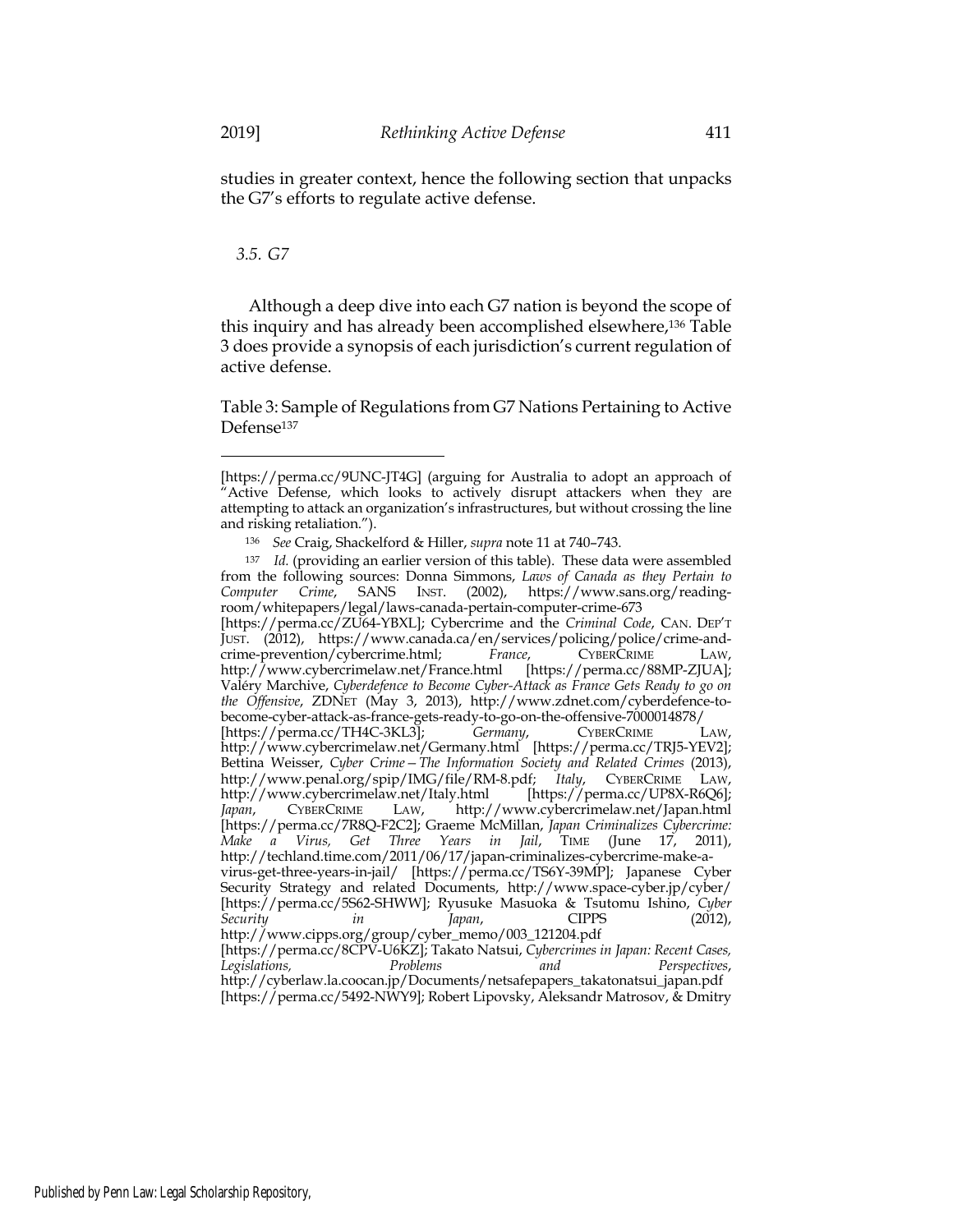studies in greater context, hence the following section that unpacks the G7's efforts to regulate active defense.

### *3.5. G7*

Although a deep dive into each G7 nation is beyond the scope of this inquiry and has already been accomplished elsewhere,[136] Table 3 does provide a synopsis of each jurisdiction's current regulation of active defense.

Table 3: Sample of Regulations from G7 Nations Pertaining to Active Defense[137]

---

[https://perma.cc/9UNC-JT4G] (arguing for Australia to adopt an approach of "Active Defense, which looks to actively disrupt attackers when they are attempting to attack an organization's infrastructures, but without crossing the line and risking retaliation.").

[136] *See* Craig, Shackelford & Hiller, *supra* note 11 at 740–743.

[137] *Id.* (providing an earlier version of this table). These data were assembled from the following sources: Donna Simmons, *Laws of Canada as they Pertain to Computer Crime*, SANS INST. (2002), https://www.sans.org/reading-room/whitepapers/legal/laws-canada-pertain-computer-crime-673 [https://perma.cc/ZU64-YBXL]; Cybercrime and the *Criminal Code*, CAN. DEP'T JUST. (2012), https://www.canada.ca/en/services/policing/police/crime-and-crime-prevention/cybercrime.html; *France*, CYBERCRIME LAW, http://www.cybercrimelaw.net/France.html [https://perma.cc/88MP-ZJUA]; Valéry Marchive, *Cyberdefence to Become Cyber-Attack as France Gets Ready to go on the Offensive*, ZDNET (May 3, 2013), http://www.zdnet.com/cyberdefence-to-become-cyber-attack-as-france-gets-ready-to-go-on-the-offensive-7000014878/ [https://perma.cc/TH4C-3KL3]; *Germany*, CYBERCRIME LAW, http://www.cybercrimelaw.net/Germany.html [https://perma.cc/TRJ5-YEV2]; Bettina Weisser, *Cyber Crime—The Information Society and Related Crimes* (2013), http://www.penal.org/spip/IMG/file/RM-8.pdf; *Italy*, CYBERCRIME LAW, http://www.cybercrimelaw.net/Italy.html [https://perma.cc/UP8X-R6Q6]; *Japan*, CYBERCRIME LAW, http://www.cybercrimelaw.net/Japan.html [https://perma.cc/7R8Q-F2C2]; Graeme McMillan, *Japan Criminalizes Cybercrime: Make a Virus, Get Three Years in Jail*, TIME (June 17, 2011), http://techland.time.com/2011/06/17/japan-criminalizes-cybercrime-make-a-virus-get-three-years-in-jail/ [https://perma.cc/TS6Y-39MP]; Japanese Cyber Security Strategy and related Documents, http://www.space-cyber.jp/cyber/ [https://perma.cc/5S62-SHWW]; Ryusuke Masuoka & Tsutomu Ishino, *Cyber Security in Japan*, CIPPS (2012), http://www.cipps.org/group/cyber_memo/003_121204.pdf [https://perma.cc/8CPV-U6KZ]; Takato Natsui, *Cybercrimes in Japan: Recent Cases, Legislations, Problems and Perspectives*, http://cyberlaw.la.coocan.jp/Documents/netsafepapers_takatonatsui_japan.pdf [https://perma.cc/5492-NWY9]; Robert Lipovsky, Aleksandr Matrosov, & Dmitry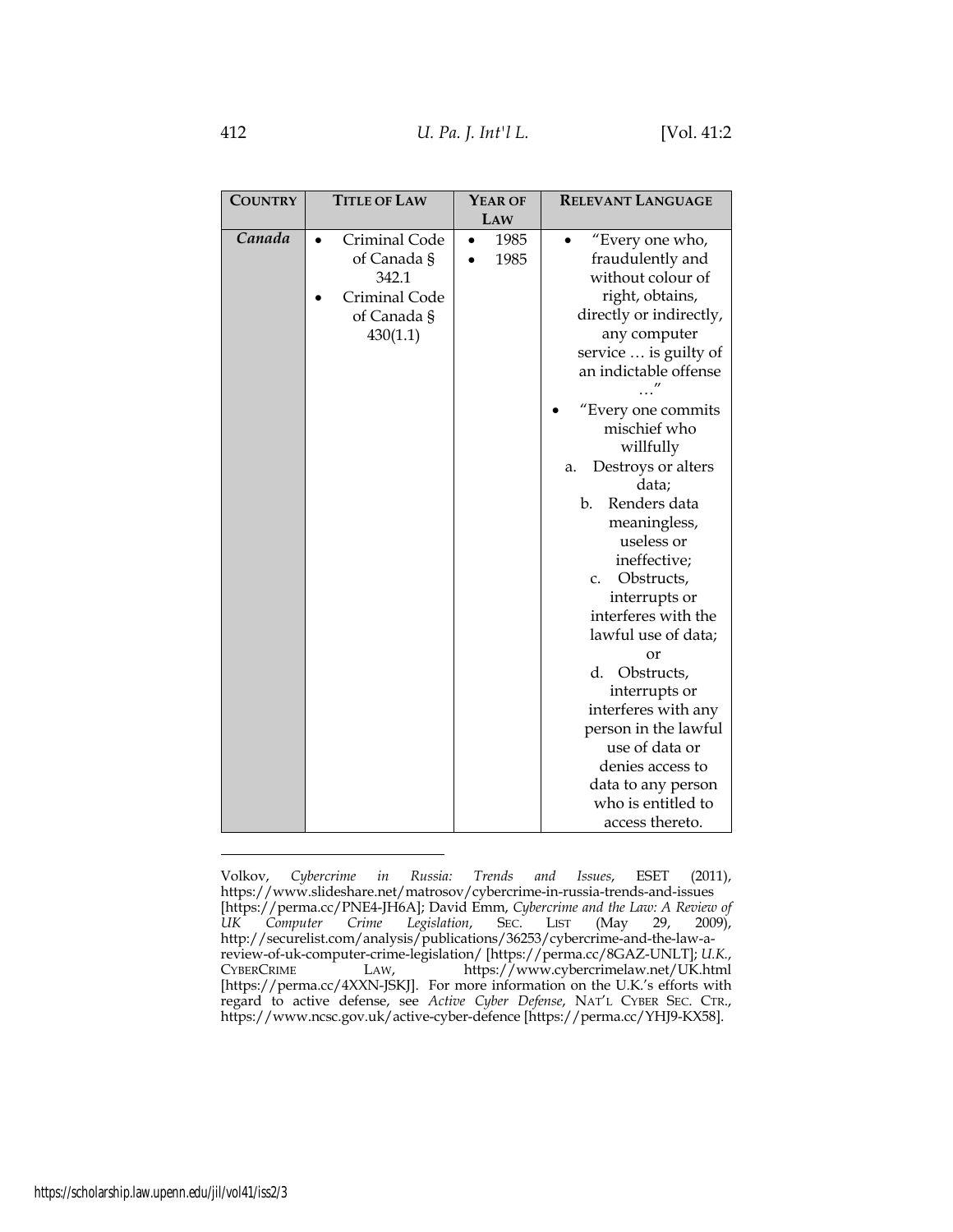| COUNTRY | TITLE OF LAW | YEAR OF LAW | RELEVANT LANGUAGE |
|---|---|---|---|
| *Canada* | • Criminal Code of Canada § 342.1<br>• Criminal Code of Canada § 430(1.1) | • 1985<br>• 1985 | • "Every one who, fraudulently and without colour of right, obtains, directly or indirectly, any computer service … is guilty of an indictable offense …"<br>• "Every one commits mischief who willfully<br>a. Destroys or alters data;<br>b. Renders data meaningless, useless or ineffective;<br>c. Obstructs, interrupts or interferes with the lawful use of data; or<br>d. Obstructs, interrupts or interferes with any person in the lawful use of data or denies access to data to any person who is entitled to access thereto. |

Volkov, *Cybercrime in Russia: Trends and Issues*, ESET (2011), https://www.slideshare.net/matrosov/cybercrime-in-russia-trends-and-issues [https://perma.cc/PNE4-JH6A]; David Emm, *Cybercrime and the Law: A Review of UK Computer Crime Legislation*, SEC. LIST (May 29, 2009), http://securelist.com/analysis/publications/36253/cybercrime-and-the-law-a-review-of-uk-computer-crime-legislation/ [https://perma.cc/8GAZ-UNLT]; *U.K.*, CYBERCRIME LAW, https://www.cybercrimelaw.net/UK.html [https://perma.cc/4XXN-JSKJ]. For more information on the U.K.'s efforts with regard to active defense, see *Active Cyber Defense*, NAT'L CYBER SEC. CTR., https://www.ncsc.gov.uk/active-cyber-defence [https://perma.cc/YHJ9-KX58].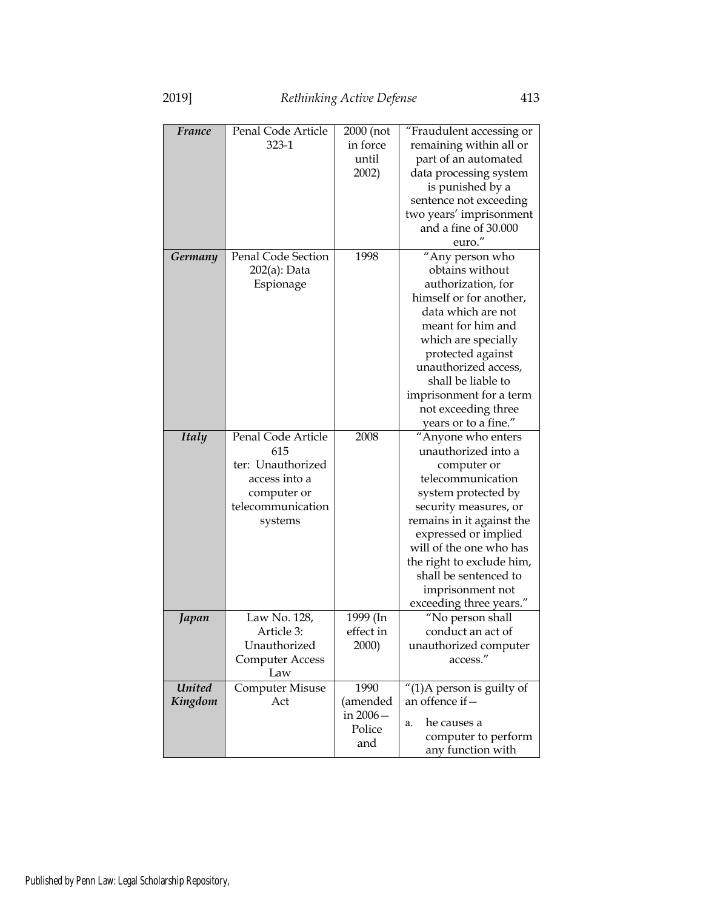| ***France*** | Penal Code Article 323-1 | 2000 (not in force until 2002) | "Fraudulent accessing or remaining within all or part of an automated data processing system is punished by a sentence not exceeding two years' imprisonment and a fine of 30.000 euro." |
|---|---|---|---|
| ***Germany*** | Penal Code Section 202(a): Data Espionage | 1998 | "Any person who obtains without authorization, for himself or for another, data which are not meant for him and which are specially protected against unauthorized access, shall be liable to imprisonment for a term not exceeding three years or to a fine." |
| ***Italy*** | Penal Code Article 615 ter: Unauthorized access into a computer or telecommunication systems | 2008 | "Anyone who enters unauthorized into a computer or telecommunication system protected by security measures, or remains in it against the expressed or implied will of the one who has the right to exclude him, shall be sentenced to imprisonment not exceeding three years." |
| ***Japan*** | Law No. 128, Article 3: Unauthorized Computer Access Law | 1999 (In effect in 2000) | "No person shall conduct an act of unauthorized computer access." |
| ***United Kingdom*** | Computer Misuse Act | 1990 (amended in 2006—Police and | "(1)A person is guilty of an offence if— <br> a. he causes a computer to perform any function with |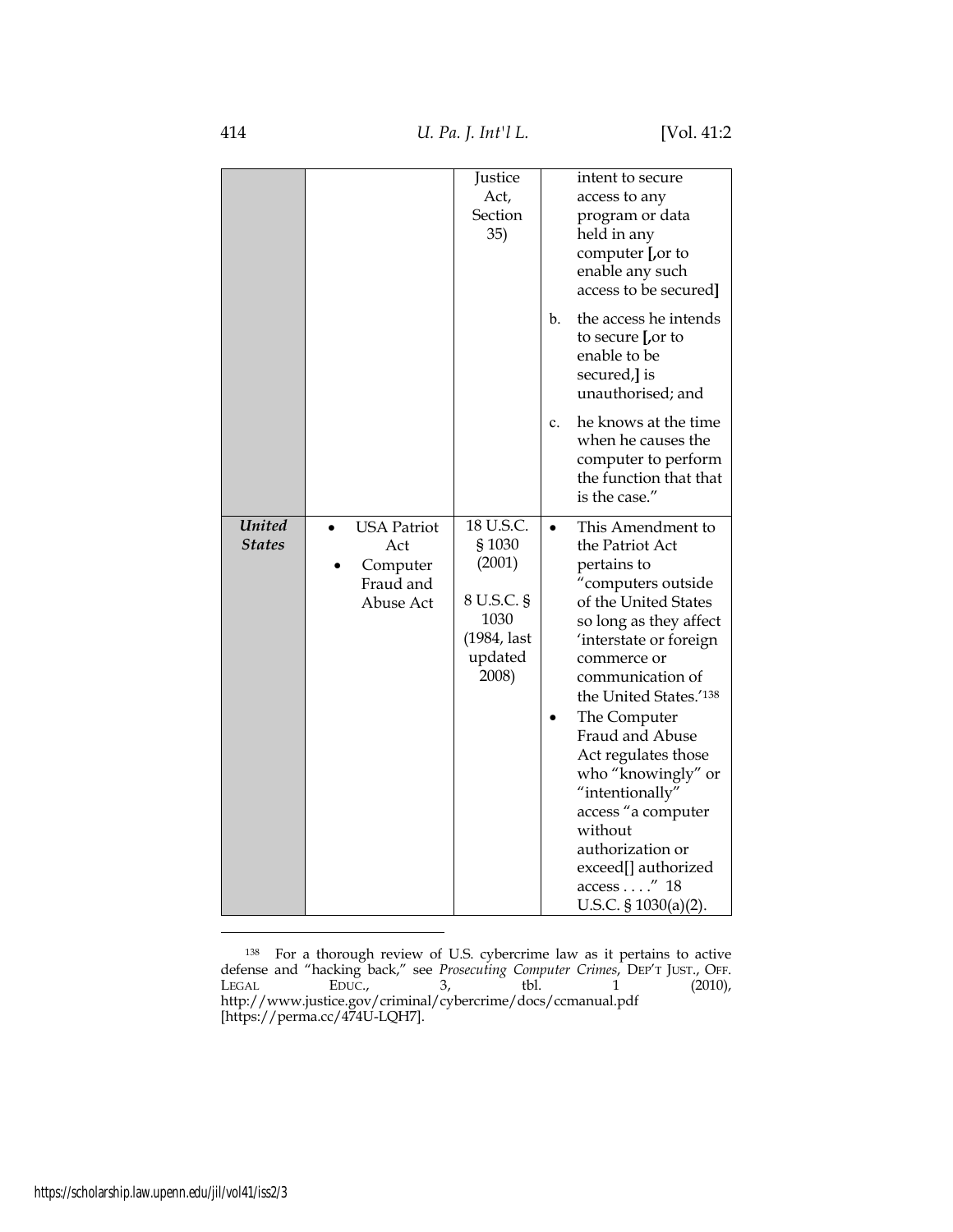| | | Justice Act, Section 35) | intent to secure access to any program or data held in any computer [,or to enable any such access to be secured]<br>b. the access he intends to secure [,or to enable to be secured,] is unauthorised; and<br>c. he knows at the time when he causes the computer to perform the function that that is the case." |
|---|---|---|---|
| ***United States*** | • USA Patriot Act<br>• Computer Fraud and Abuse Act | 18 U.S.C. § 1030 (2001)<br><br>8 U.S.C. § 1030 (1984, last updated 2008) | • This Amendment to the Patriot Act pertains to "computers outside of the United States so long as they affect 'interstate or foreign commerce or communication of the United States.'[138]<br>• The Computer Fraud and Abuse Act regulates those who "knowingly" or "intentionally" access "a computer without authorization or exceed[] authorized access . . . ." 18 U.S.C. § 1030(a)(2). |

[138] For a thorough review of U.S. cybercrime law as it pertains to active defense and "hacking back," see *Prosecuting Computer Crimes*, DEP'T JUST., OFF. LEGAL EDUC., 3, tbl. 1 (2010), http://www.justice.gov/criminal/cybercrime/docs/ccmanual.pdf [https://perma.cc/474U-LQH7].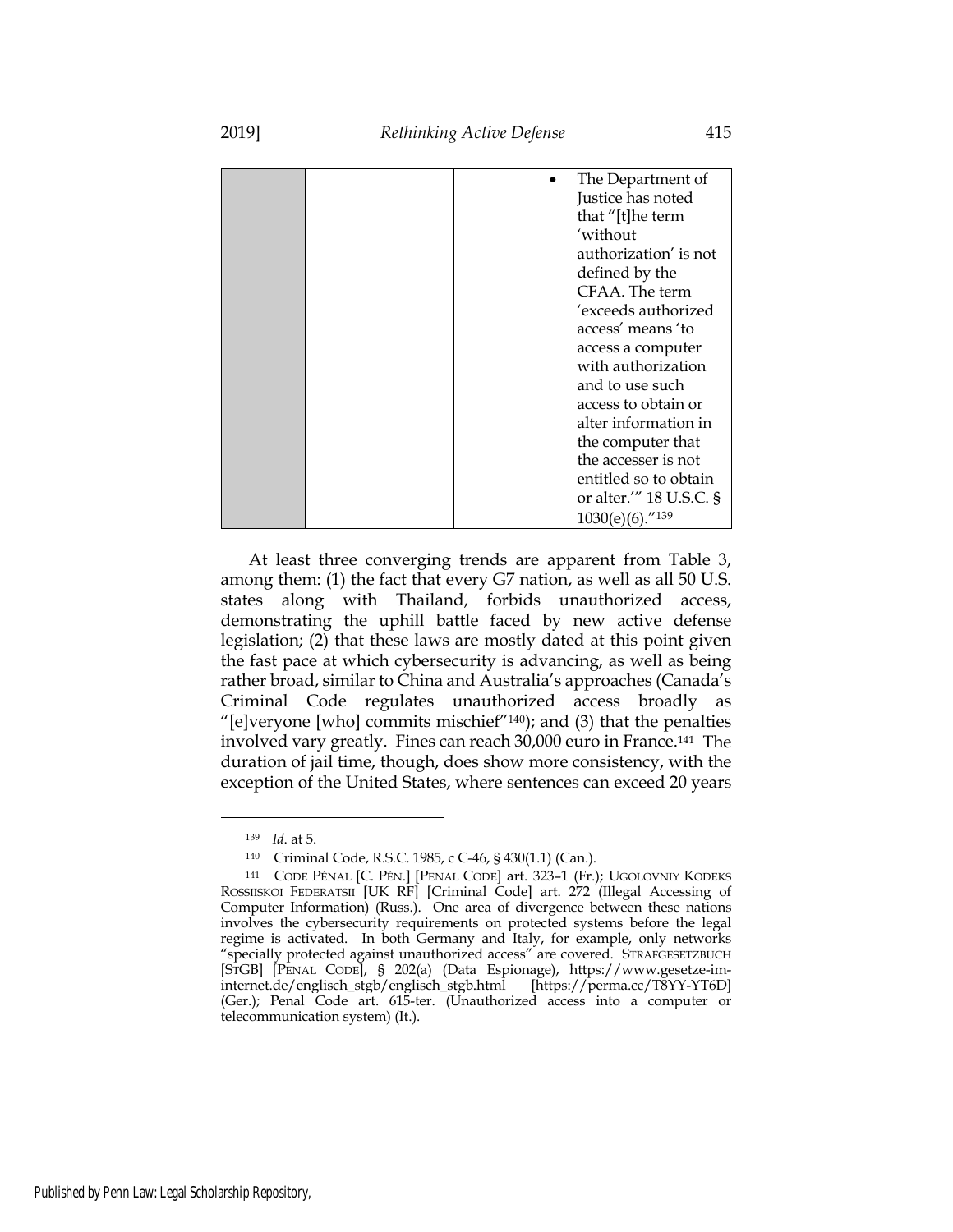| | | | • The Department of Justice has noted that "[t]he term 'without authorization' is not defined by the CFAA. The term 'exceeds authorized access' means 'to access a computer with authorization and to use such access to obtain or alter information in the computer that the accesser is not entitled so to obtain or alter.'" 18 U.S.C. § 1030(e)(6)."[139] |
|---|---|---|---|

At least three converging trends are apparent from Table 3, among them: (1) the fact that every G7 nation, as well as all 50 U.S. states along with Thailand, forbids unauthorized access, demonstrating the uphill battle faced by new active defense legislation; (2) that these laws are mostly dated at this point given the fast pace at which cybersecurity is advancing, as well as being rather broad, similar to China and Australia's approaches (Canada's Criminal Code regulates unauthorized access broadly as "[e]veryone [who] commits mischief"[140]); and (3) that the penalties involved vary greatly. Fines can reach 30,000 euro in France.[141] The duration of jail time, though, does show more consistency, with the exception of the United States, where sentences can exceed 20 years

---

[139] *Id.* at 5.

[140] Criminal Code, R.S.C. 1985, c C-46, § 430(1.1) (Can.).

[141] CODE PÉNAL [C. PÉN.] [PENAL CODE] art. 323–1 (Fr.); UGOLOVNIY KODEKS ROSSIISKOI FEDERATSII [UK RF] [Criminal Code] art. 272 (Illegal Accessing of Computer Information) (Russ.). One area of divergence between these nations involves the cybersecurity requirements on protected systems before the legal regime is activated. In both Germany and Italy, for example, only networks "specially protected against unauthorized access" are covered. STRAFGESETZBUCH [STGB] [PENAL CODE], § 202(a) (Data Espionage), https://www.gesetze-im-internet.de/englisch_stgb/englisch_stgb.html [https://perma.cc/T8YY-YT6D] (Ger.); Penal Code art. 615-ter. (Unauthorized access into a computer or telecommunication system) (It.).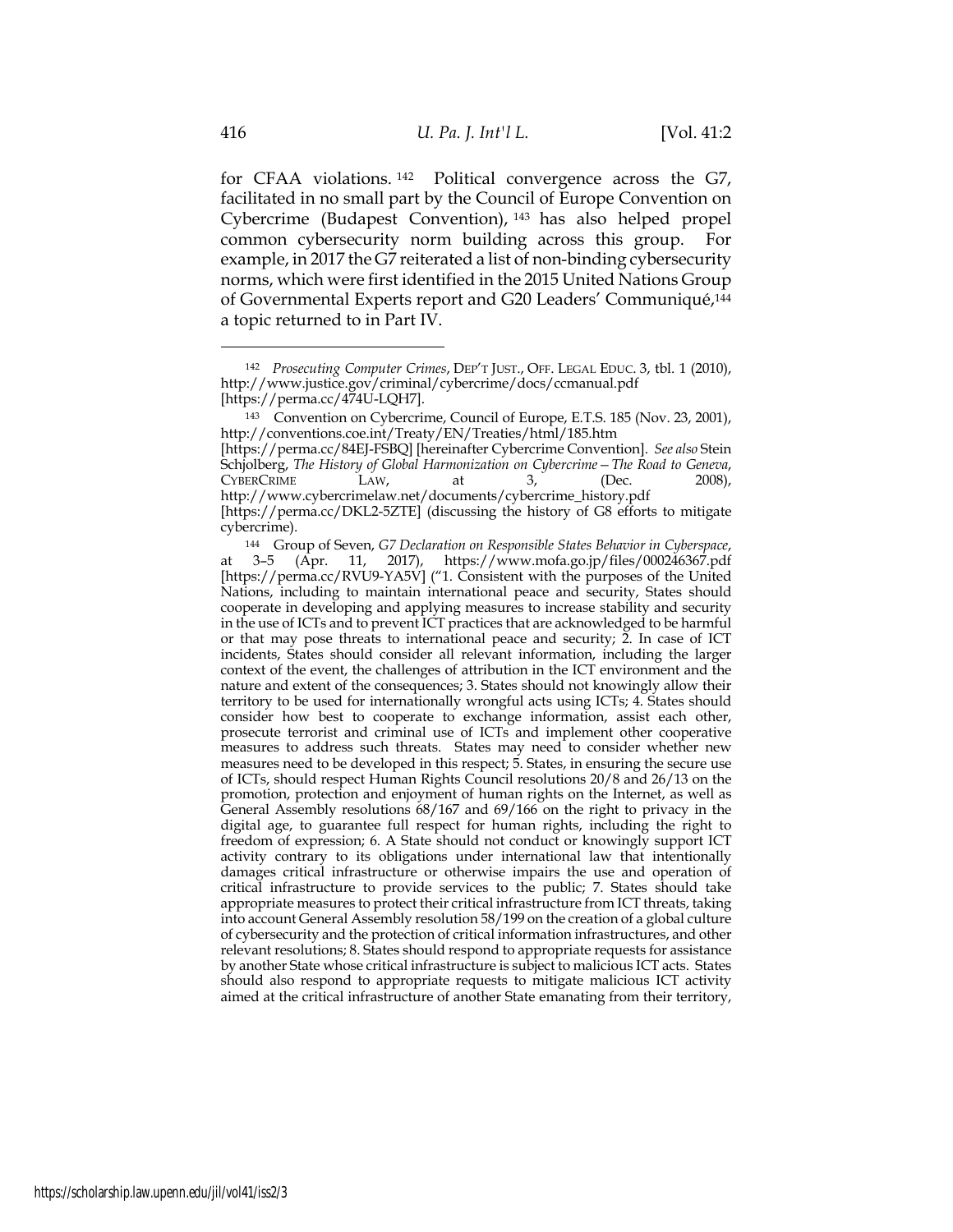for CFAA violations.[142] Political convergence across the G7, facilitated in no small part by the Council of Europe Convention on Cybercrime (Budapest Convention),[143] has also helped propel common cybersecurity norm building across this group. For example, in 2017 the G7 reiterated a list of non-binding cybersecurity norms, which were first identified in the 2015 United Nations Group of Governmental Experts report and G20 Leaders' Communiqué,[144] a topic returned to in Part IV.

---

[142] *Prosecuting Computer Crimes*, DEP'T JUST., OFF. LEGAL EDUC. 3, tbl. 1 (2010), http://www.justice.gov/criminal/cybercrime/docs/ccmanual.pdf [https://perma.cc/474U-LQH7].

[143] Convention on Cybercrime, Council of Europe, E.T.S. 185 (Nov. 23, 2001), http://conventions.coe.int/Treaty/EN/Treaties/html/185.htm [https://perma.cc/84EJ-FSBQ] [hereinafter Cybercrime Convention]. *See also* Stein Schjolberg, *The History of Global Harmonization on Cybercrime—The Road to Geneva*, CYBERCRIME LAW, at 3, (Dec. 2008), http://www.cybercrimelaw.net/documents/cybercrime_history.pdf [https://perma.cc/DKL2-5ZTE] (discussing the history of G8 efforts to mitigate cybercrime).

[144] Group of Seven, *G7 Declaration on Responsible States Behavior in Cyberspace*, at 3–5 (Apr. 11, 2017), https://www.mofa.go.jp/files/000246367.pdf [https://perma.cc/RVU9-YA5V] ("1. Consistent with the purposes of the United Nations, including to maintain international peace and security, States should cooperate in developing and applying measures to increase stability and security in the use of ICTs and to prevent ICT practices that are acknowledged to be harmful or that may pose threats to international peace and security; 2. In case of ICT incidents, States should consider all relevant information, including the larger context of the event, the challenges of attribution in the ICT environment and the nature and extent of the consequences; 3. States should not knowingly allow their territory to be used for internationally wrongful acts using ICTs; 4. States should consider how best to cooperate to exchange information, assist each other, prosecute terrorist and criminal use of ICTs and implement other cooperative measures to address such threats. States may need to consider whether new measures need to be developed in this respect; 5. States, in ensuring the secure use of ICTs, should respect Human Rights Council resolutions 20/8 and 26/13 on the promotion, protection and enjoyment of human rights on the Internet, as well as General Assembly resolutions 68/167 and 69/166 on the right to privacy in the digital age, to guarantee full respect for human rights, including the right to freedom of expression; 6. A State should not conduct or knowingly support ICT activity contrary to its obligations under international law that intentionally damages critical infrastructure or otherwise impairs the use and operation of critical infrastructure to provide services to the public; 7. States should take appropriate measures to protect their critical infrastructure from ICT threats, taking into account General Assembly resolution 58/199 on the creation of a global culture of cybersecurity and the protection of critical information infrastructures, and other relevant resolutions; 8. States should respond to appropriate requests for assistance by another State whose critical infrastructure is subject to malicious ICT acts. States should also respond to appropriate requests to mitigate malicious ICT activity aimed at the critical infrastructure of another State emanating from their territory,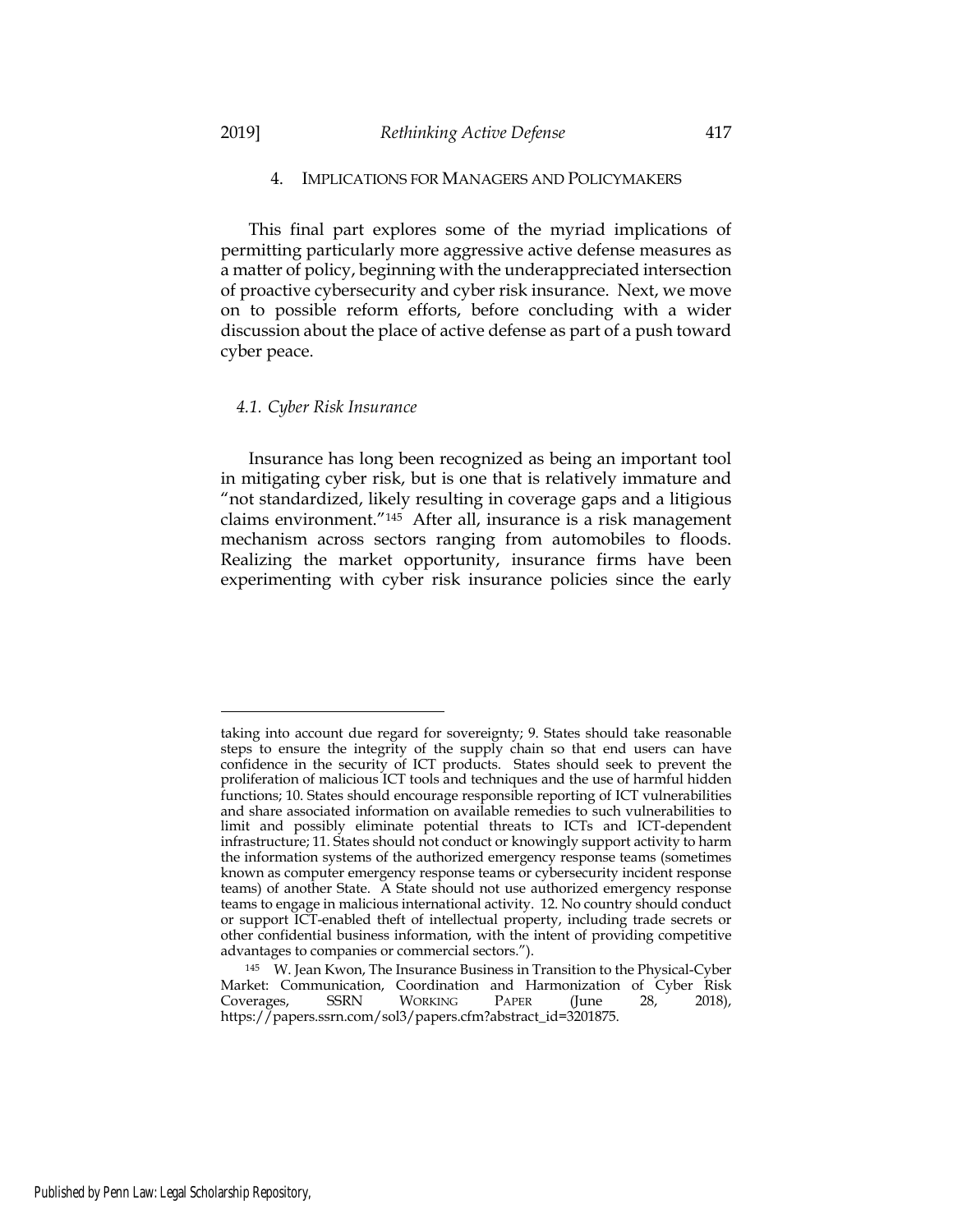## 4. IMPLICATIONS FOR MANAGERS AND POLICYMAKERS

This final part explores some of the myriad implications of permitting particularly more aggressive active defense measures as a matter of policy, beginning with the underappreciated intersection of proactive cybersecurity and cyber risk insurance. Next, we move on to possible reform efforts, before concluding with a wider discussion about the place of active defense as part of a push toward cyber peace.

### *4.1. Cyber Risk Insurance*

Insurance has long been recognized as being an important tool in mitigating cyber risk, but is one that is relatively immature and "not standardized, likely resulting in coverage gaps and a litigious claims environment."[145] After all, insurance is a risk management mechanism across sectors ranging from automobiles to floods. Realizing the market opportunity, insurance firms have been experimenting with cyber risk insurance policies since the early

---

taking into account due regard for sovereignty; 9. States should take reasonable steps to ensure the integrity of the supply chain so that end users can have confidence in the security of ICT products. States should seek to prevent the proliferation of malicious ICT tools and techniques and the use of harmful hidden functions; 10. States should encourage responsible reporting of ICT vulnerabilities and share associated information on available remedies to such vulnerabilities to limit and possibly eliminate potential threats to ICTs and ICT-dependent infrastructure; 11. States should not conduct or knowingly support activity to harm the information systems of the authorized emergency response teams (sometimes known as computer emergency response teams or cybersecurity incident response teams) of another State. A State should not use authorized emergency response teams to engage in malicious international activity. 12. No country should conduct or support ICT-enabled theft of intellectual property, including trade secrets or other confidential business information, with the intent of providing competitive advantages to companies or commercial sectors.").

[145] W. Jean Kwon, The Insurance Business in Transition to the Physical-Cyber Market: Communication, Coordination and Harmonization of Cyber Risk Coverages, SSRN WORKING PAPER (June 28, 2018), https://papers.ssrn.com/sol3/papers.cfm?abstract_id=3201875.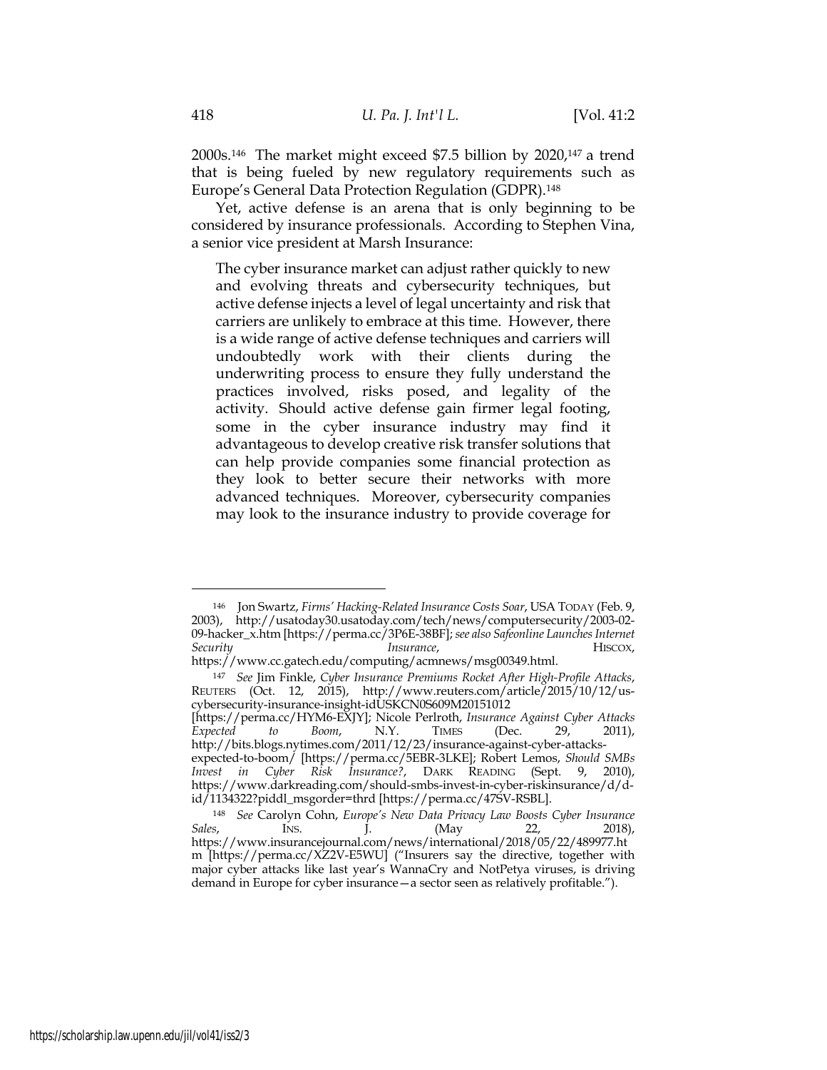2000s.[146] The market might exceed $7.5 billion by 2020,[147] a trend that is being fueled by new regulatory requirements such as Europe's General Data Protection Regulation (GDPR).[148]

Yet, active defense is an arena that is only beginning to be considered by insurance professionals. According to Stephen Vina, a senior vice president at Marsh Insurance:

> The cyber insurance market can adjust rather quickly to new and evolving threats and cybersecurity techniques, but active defense injects a level of legal uncertainty and risk that carriers are unlikely to embrace at this time. However, there is a wide range of active defense techniques and carriers will undoubtedly work with their clients during the underwriting process to ensure they fully understand the practices involved, risks posed, and legality of the activity. Should active defense gain firmer legal footing, some in the cyber insurance industry may find it advantageous to develop creative risk transfer solutions that can help provide companies some financial protection as they look to better secure their networks with more advanced techniques. Moreover, cybersecurity companies may look to the insurance industry to provide coverage for

---

[146] Jon Swartz, *Firms' Hacking-Related Insurance Costs Soar*, USA TODAY (Feb. 9, 2003), http://usatoday30.usatoday.com/tech/news/computersecurity/2003-02-09-hacker_x.htm [https://perma.cc/3P6E-38BF]; *see also Safeonline Launches Internet Security Insurance*, HISCOX, https://www.cc.gatech.edu/computing/acmnews/msg00349.html.

[147] *See* Jim Finkle, *Cyber Insurance Premiums Rocket After High-Profile Attacks*, REUTERS (Oct. 12, 2015), http://www.reuters.com/article/2015/10/12/us-cybersecurity-insurance-insight-idUSKCN0S609M20151012 [https://perma.cc/HYM6-EXJY]; Nicole Perlroth, *Insurance Against Cyber Attacks Expected to Boom*, N.Y. TIMES (Dec. 29, 2011), http://bits.blogs.nytimes.com/2011/12/23/insurance-against-cyber-attacks-expected-to-boom/ [https://perma.cc/5EBR-3LKE]; Robert Lemos, *Should SMBs Invest in Cyber Risk Insurance?*, DARK READING (Sept. 9, 2010), https://www.darkreading.com/should-smbs-invest-in-cyber-riskinsurance/d/d-id/1134322?piddl_msgorder=thrd [https://perma.cc/47SV-RSBL].

[148] *See* Carolyn Cohn, *Europe's New Data Privacy Law Boosts Cyber Insurance Sales*, INS. J. (May 22, 2018), https://www.insurancejournal.com/news/international/2018/05/22/489977.htm [https://perma.cc/XZ2V-E5WU] ("Insurers say the directive, together with major cyber attacks like last year's WannaCry and NotPetya viruses, is driving demand in Europe for cyber insurance—a sector seen as relatively profitable.").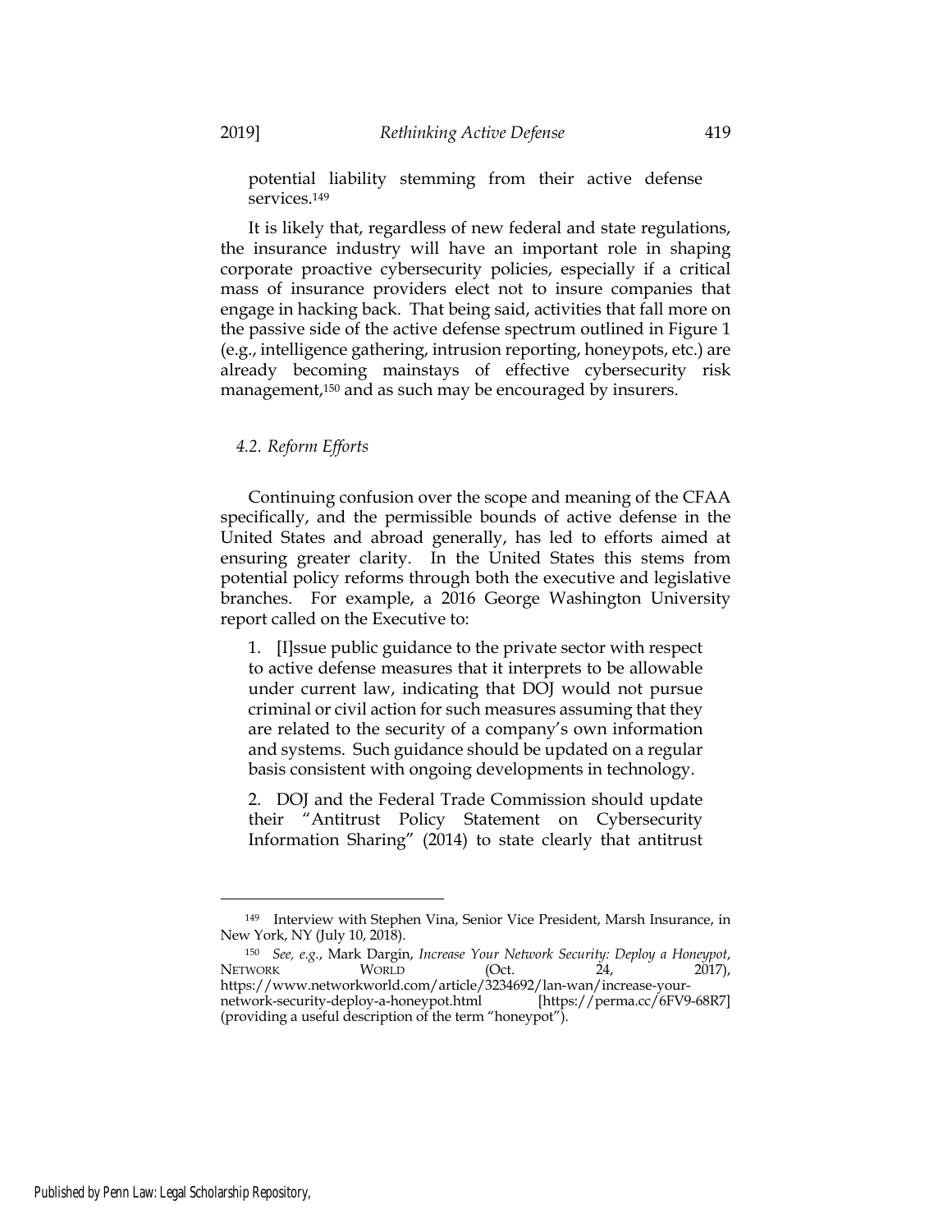potential liability stemming from their active defense services.[149]

It is likely that, regardless of new federal and state regulations, the insurance industry will have an important role in shaping corporate proactive cybersecurity policies, especially if a critical mass of insurance providers elect not to insure companies that engage in hacking back. That being said, activities that fall more on the passive side of the active defense spectrum outlined in Figure 1 (e.g., intelligence gathering, intrusion reporting, honeypots, etc.) are already becoming mainstays of effective cybersecurity risk management,[150] and as such may be encouraged by insurers.

### *4.2. Reform Efforts*

Continuing confusion over the scope and meaning of the CFAA specifically, and the permissible bounds of active defense in the United States and abroad generally, has led to efforts aimed at ensuring greater clarity. In the United States this stems from potential policy reforms through both the executive and legislative branches. For example, a 2016 George Washington University report called on the Executive to:

> 1. [I]ssue public guidance to the private sector with respect to active defense measures that it interprets to be allowable under current law, indicating that DOJ would not pursue criminal or civil action for such measures assuming that they are related to the security of a company's own information and systems. Such guidance should be updated on a regular basis consistent with ongoing developments in technology.
>
> 2. DOJ and the Federal Trade Commission should update their "Antitrust Policy Statement on Cybersecurity Information Sharing" (2014) to state clearly that antitrust

---

[149] Interview with Stephen Vina, Senior Vice President, Marsh Insurance, in New York, NY (July 10, 2018).

[150] *See, e.g.*, Mark Dargin, *Increase Your Network Security: Deploy a Honeypot*, NETWORK WORLD (Oct. 24, 2017), https://www.networkworld.com/article/3234692/lan-wan/increase-your-network-security-deploy-a-honeypot.html [https://perma.cc/6FV9-68R7] (providing a useful description of the term "honeypot").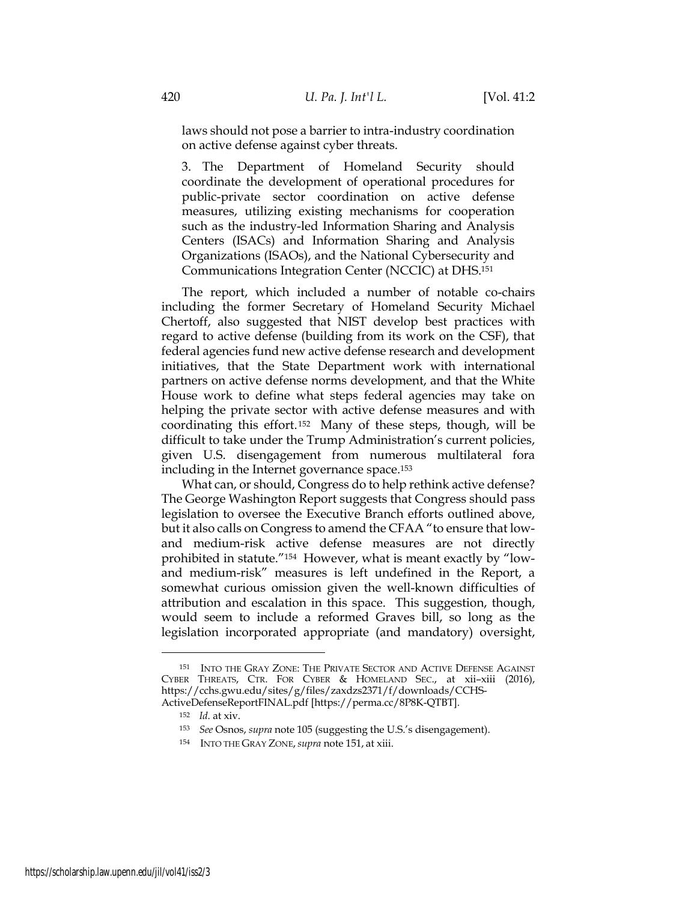laws should not pose a barrier to intra-industry coordination on active defense against cyber threats.

> 3. The Department of Homeland Security should coordinate the development of operational procedures for public-private sector coordination on active defense measures, utilizing existing mechanisms for cooperation such as the industry-led Information Sharing and Analysis Centers (ISACs) and Information Sharing and Analysis Organizations (ISAOs), and the National Cybersecurity and Communications Integration Center (NCCIC) at DHS.[151]

The report, which included a number of notable co-chairs including the former Secretary of Homeland Security Michael Chertoff, also suggested that NIST develop best practices with regard to active defense (building from its work on the CSF), that federal agencies fund new active defense research and development initiatives, that the State Department work with international partners on active defense norms development, and that the White House work to define what steps federal agencies may take on helping the private sector with active defense measures and with coordinating this effort.[152] Many of these steps, though, will be difficult to take under the Trump Administration's current policies, given U.S. disengagement from numerous multilateral fora including in the Internet governance space.[153]

What can, or should, Congress do to help rethink active defense? The George Washington Report suggests that Congress should pass legislation to oversee the Executive Branch efforts outlined above, but it also calls on Congress to amend the CFAA "to ensure that low- and medium-risk active defense measures are not directly prohibited in statute."[154] However, what is meant exactly by "low- and medium-risk" measures is left undefined in the Report, a somewhat curious omission given the well-known difficulties of attribution and escalation in this space. This suggestion, though, would seem to include a reformed Graves bill, so long as the legislation incorporated appropriate (and mandatory) oversight,

---

[151] INTO THE GRAY ZONE: THE PRIVATE SECTOR AND ACTIVE DEFENSE AGAINST CYBER THREATS, CTR. FOR CYBER & HOMELAND SEC., at xii–xiii (2016), https://cchs.gwu.edu/sites/g/files/zaxdzs2371/f/downloads/CCHS-ActiveDefenseReportFINAL.pdf [https://perma.cc/8P8K-QTBT].

[152] *Id.* at xiv.

[153] *See* Osnos, *supra* note 105 (suggesting the U.S.'s disengagement).

[154] INTO THE GRAY ZONE, *supra* note 151, at xiii.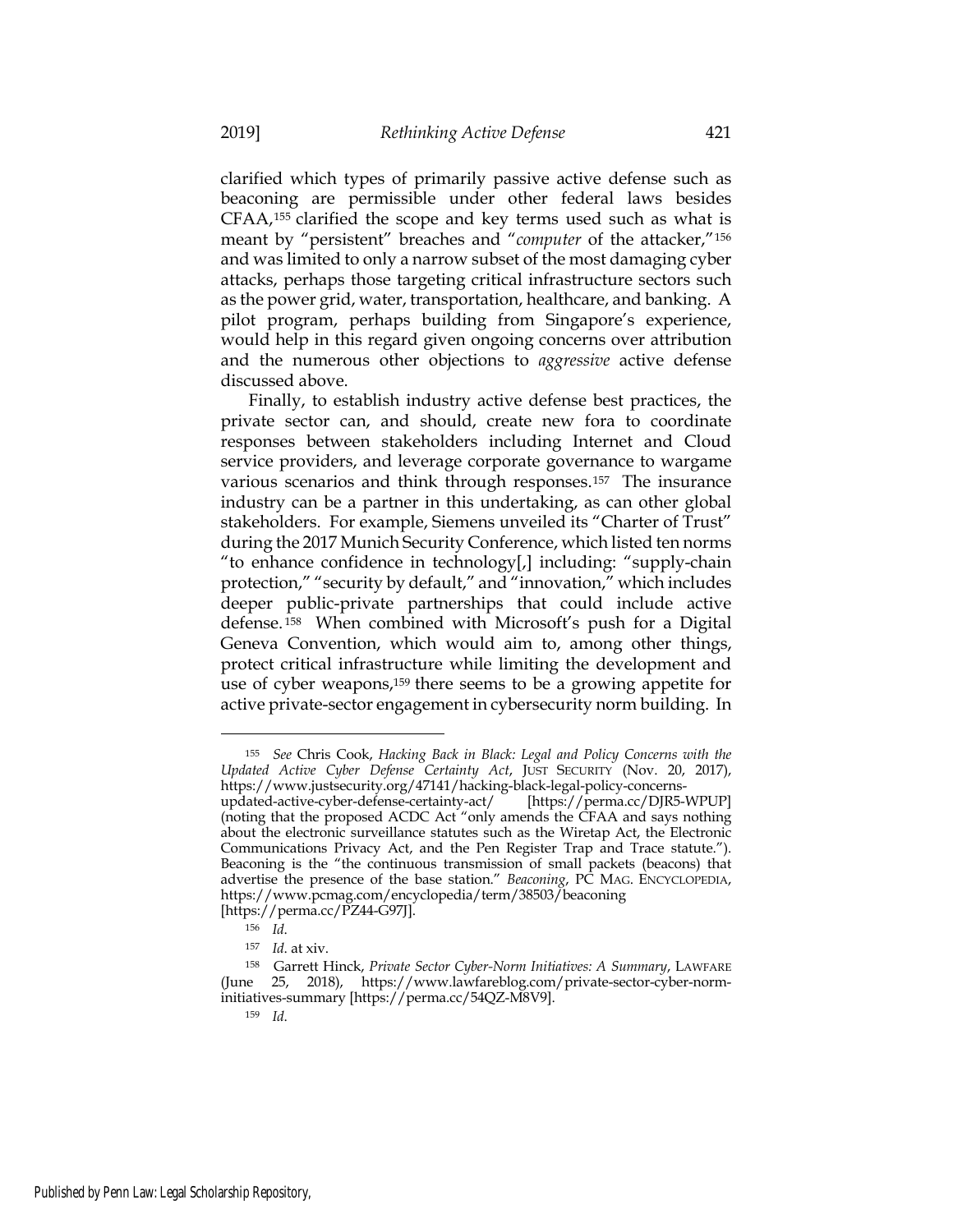clarified which types of primarily passive active defense such as beaconing are permissible under other federal laws besides CFAA,[155] clarified the scope and key terms used such as what is meant by "persistent" breaches and "*computer* of the attacker,"[156] and was limited to only a narrow subset of the most damaging cyber attacks, perhaps those targeting critical infrastructure sectors such as the power grid, water, transportation, healthcare, and banking. A pilot program, perhaps building from Singapore's experience, would help in this regard given ongoing concerns over attribution and the numerous other objections to *aggressive* active defense discussed above.

Finally, to establish industry active defense best practices, the private sector can, and should, create new fora to coordinate responses between stakeholders including Internet and Cloud service providers, and leverage corporate governance to wargame various scenarios and think through responses.[157] The insurance industry can be a partner in this undertaking, as can other global stakeholders. For example, Siemens unveiled its "Charter of Trust" during the 2017 Munich Security Conference, which listed ten norms "to enhance confidence in technology[,] including: "supply-chain protection," "security by default," and "innovation," which includes deeper public-private partnerships that could include active defense.[158] When combined with Microsoft's push for a Digital Geneva Convention, which would aim to, among other things, protect critical infrastructure while limiting the development and use of cyber weapons,[159] there seems to be a growing appetite for active private-sector engagement in cybersecurity norm building. In

---

[155] *See* Chris Cook, *Hacking Back in Black: Legal and Policy Concerns with the Updated Active Cyber Defense Certainty Act*, JUST SECURITY (Nov. 20, 2017), https://www.justsecurity.org/47141/hacking-black-legal-policy-concerns-updated-active-cyber-defense-certainty-act/ [https://perma.cc/DJR5-WPUP] (noting that the proposed ACDC Act "only amends the CFAA and says nothing about the electronic surveillance statutes such as the Wiretap Act, the Electronic Communications Privacy Act, and the Pen Register Trap and Trace statute."). Beaconing is the "the continuous transmission of small packets (beacons) that advertise the presence of the base station." *Beaconing*, PC MAG. ENCYCLOPEDIA, https://www.pcmag.com/encyclopedia/term/38503/beaconing [https://perma.cc/PZ44-G97J].

[156] *Id.*

[157] *Id.* at xiv.

[158] Garrett Hinck, *Private Sector Cyber-Norm Initiatives: A Summary*, LAWFARE (June 25, 2018), https://www.lawfareblog.com/private-sector-cyber-norm-initiatives-summary [https://perma.cc/54QZ-M8V9].

[159] *Id.*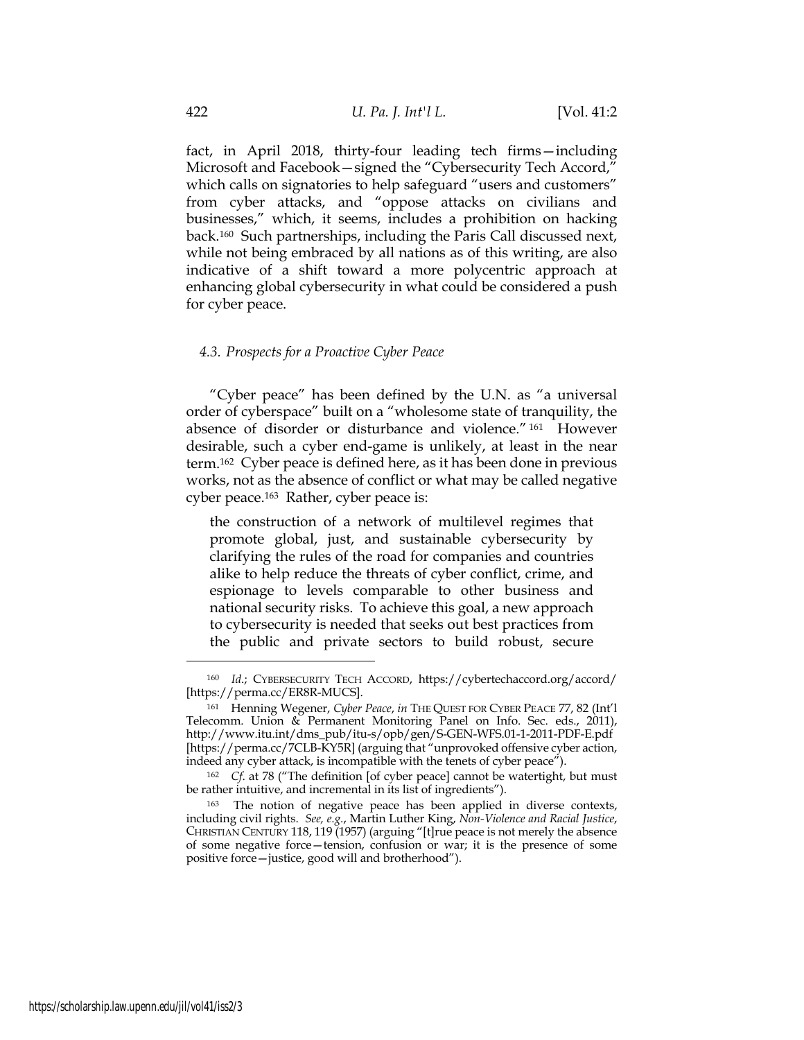fact, in April 2018, thirty-four leading tech firms—including Microsoft and Facebook—signed the "Cybersecurity Tech Accord," which calls on signatories to help safeguard "users and customers" from cyber attacks, and "oppose attacks on civilians and businesses," which, it seems, includes a prohibition on hacking back.[160] Such partnerships, including the Paris Call discussed next, while not being embraced by all nations as of this writing, are also indicative of a shift toward a more polycentric approach at enhancing global cybersecurity in what could be considered a push for cyber peace.

### *4.3. Prospects for a Proactive Cyber Peace*

"Cyber peace" has been defined by the U.N. as "a universal order of cyberspace" built on a "wholesome state of tranquility, the absence of disorder or disturbance and violence."[161] However desirable, such a cyber end-game is unlikely, at least in the near term.[162] Cyber peace is defined here, as it has been done in previous works, not as the absence of conflict or what may be called negative cyber peace.[163] Rather, cyber peace is:

> the construction of a network of multilevel regimes that promote global, just, and sustainable cybersecurity by clarifying the rules of the road for companies and countries alike to help reduce the threats of cyber conflict, crime, and espionage to levels comparable to other business and national security risks. To achieve this goal, a new approach to cybersecurity is needed that seeks out best practices from the public and private sectors to build robust, secure

---

[160] *Id.*; CYBERSECURITY TECH ACCORD, https://cybertechaccord.org/accord/ [https://perma.cc/ER8R-MUCS].

[161] Henning Wegener, *Cyber Peace*, *in* THE QUEST FOR CYBER PEACE 77, 82 (Int'l Telecomm. Union & Permanent Monitoring Panel on Info. Sec. eds., 2011), http://www.itu.int/dms_pub/itu-s/opb/gen/S-GEN-WFS.01-1-2011-PDF-E.pdf [https://perma.cc/7CLB-KY5R] (arguing that "unprovoked offensive cyber action, indeed any cyber attack, is incompatible with the tenets of cyber peace").

[162] *Cf.* at 78 ("The definition [of cyber peace] cannot be watertight, but must be rather intuitive, and incremental in its list of ingredients").

[163] The notion of negative peace has been applied in diverse contexts, including civil rights. *See, e.g.*, Martin Luther King, *Non-Violence and Racial Justice*, CHRISTIAN CENTURY 118, 119 (1957) (arguing "[t]rue peace is not merely the absence of some negative force—tension, confusion or war; it is the presence of some positive force—justice, good will and brotherhood").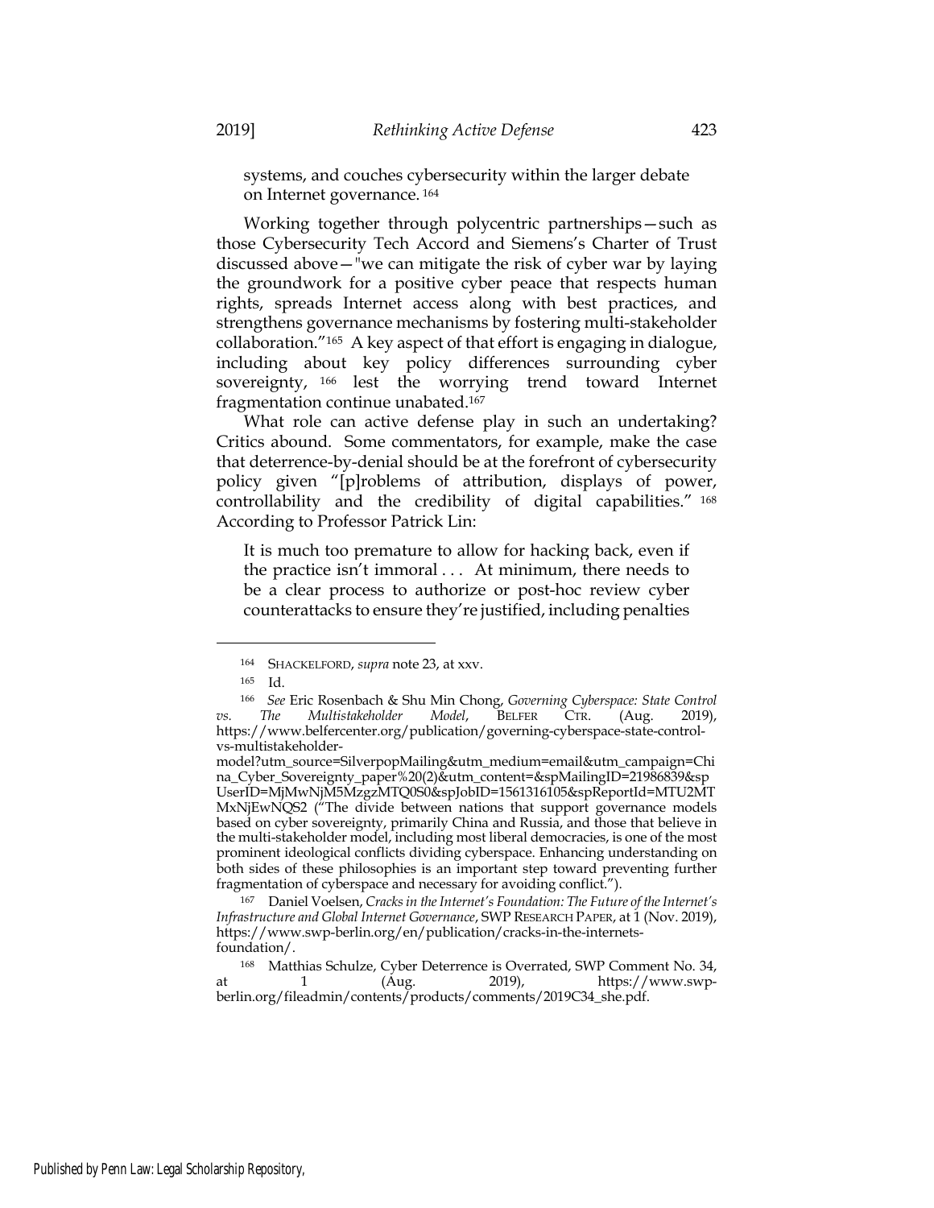systems, and couches cybersecurity within the larger debate on Internet governance.[164]

Working together through polycentric partnerships—such as those Cybersecurity Tech Accord and Siemens's Charter of Trust discussed above—"we can mitigate the risk of cyber war by laying the groundwork for a positive cyber peace that respects human rights, spreads Internet access along with best practices, and strengthens governance mechanisms by fostering multi-stakeholder collaboration."[165] A key aspect of that effort is engaging in dialogue, including about key policy differences surrounding cyber sovereignty,[166] lest the worrying trend toward Internet fragmentation continue unabated.[167]

What role can active defense play in such an undertaking? Critics abound. Some commentators, for example, make the case that deterrence-by-denial should be at the forefront of cybersecurity policy given "[p]roblems of attribution, displays of power, controllability and the credibility of digital capabilities."[168] According to Professor Patrick Lin:

> It is much too premature to allow for hacking back, even if the practice isn't immoral . . . At minimum, there needs to be a clear process to authorize or post-hoc review cyber counterattacks to ensure they're justified, including penalties

---

[164] SHACKELFORD, *supra* note 23, at xxv.

[165] Id.

[166] *See* Eric Rosenbach & Shu Min Chong, *Governing Cyberspace: State Control vs. The Multistakeholder Model*, BELFER CTR. (Aug. 2019), https://www.belfercenter.org/publication/governing-cyberspace-state-control-vs-multistakeholder-model?utm_source=SilverpopMailing&utm_medium=email&utm_campaign=China_Cyber_Sovereignty_paper%20(2)&utm_content=&spMailingID=21986839&spUserID=MjMwNjM5MzgzMTQ0S0&spJobID=1561316105&spReportId=MTU2MTMxNjEwNQS2 ("The divide between nations that support governance models based on cyber sovereignty, primarily China and Russia, and those that believe in the multi-stakeholder model, including most liberal democracies, is one of the most prominent ideological conflicts dividing cyberspace. Enhancing understanding on both sides of these philosophies is an important step toward preventing further fragmentation of cyberspace and necessary for avoiding conflict.").

[167] Daniel Voelsen, *Cracks in the Internet's Foundation: The Future of the Internet's Infrastructure and Global Internet Governance*, SWP RESEARCH PAPER, at 1 (Nov. 2019), https://www.swp-berlin.org/en/publication/cracks-in-the-internets-foundation/.

[168] Matthias Schulze, Cyber Deterrence is Overrated, SWP Comment No. 34, at 1 (Aug. 2019), https://www.swp-berlin.org/fileadmin/contents/products/comments/2019C34_she.pdf.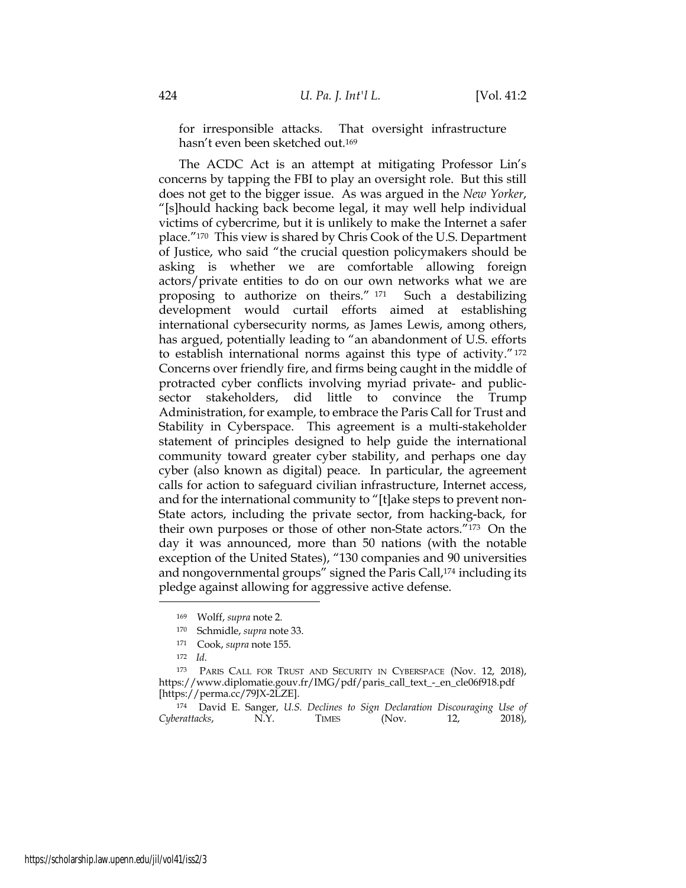for irresponsible attacks. That oversight infrastructure hasn't even been sketched out.[169]

The ACDC Act is an attempt at mitigating Professor Lin's concerns by tapping the FBI to play an oversight role. But this still does not get to the bigger issue. As was argued in the *New Yorker*, "[s]hould hacking back become legal, it may well help individual victims of cybercrime, but it is unlikely to make the Internet a safer place."[170] This view is shared by Chris Cook of the U.S. Department of Justice, who said "the crucial question policymakers should be asking is whether we are comfortable allowing foreign actors/private entities to do on our own networks what we are proposing to authorize on theirs." [171] Such a destabilizing development would curtail efforts aimed at establishing international cybersecurity norms, as James Lewis, among others, has argued, potentially leading to "an abandonment of U.S. efforts to establish international norms against this type of activity."[172] Concerns over friendly fire, and firms being caught in the middle of protracted cyber conflicts involving myriad private- and public-sector stakeholders, did little to convince the Trump Administration, for example, to embrace the Paris Call for Trust and Stability in Cyberspace. This agreement is a multi-stakeholder statement of principles designed to help guide the international community toward greater cyber stability, and perhaps one day cyber (also known as digital) peace. In particular, the agreement calls for action to safeguard civilian infrastructure, Internet access, and for the international community to "[t]ake steps to prevent non-State actors, including the private sector, from hacking-back, for their own purposes or those of other non-State actors."[173] On the day it was announced, more than 50 nations (with the notable exception of the United States), "130 companies and 90 universities and nongovernmental groups" signed the Paris Call,[174] including its pledge against allowing for aggressive active defense.

---

[169] Wolff, *supra* note 2.

[170] Schmidle, *supra* note 33.

[171] Cook, *supra* note 155.

[172] *Id.*

[173] PARIS CALL FOR TRUST AND SECURITY IN CYBERSPACE (Nov. 12, 2018), https://www.diplomatie.gouv.fr/IMG/pdf/paris_call_text_-_en_cle06f918.pdf [https://perma.cc/79JX-2LZE].

[174] David E. Sanger, *U.S. Declines to Sign Declaration Discouraging Use of Cyberattacks*, N.Y. TIMES (Nov. 12, 2018),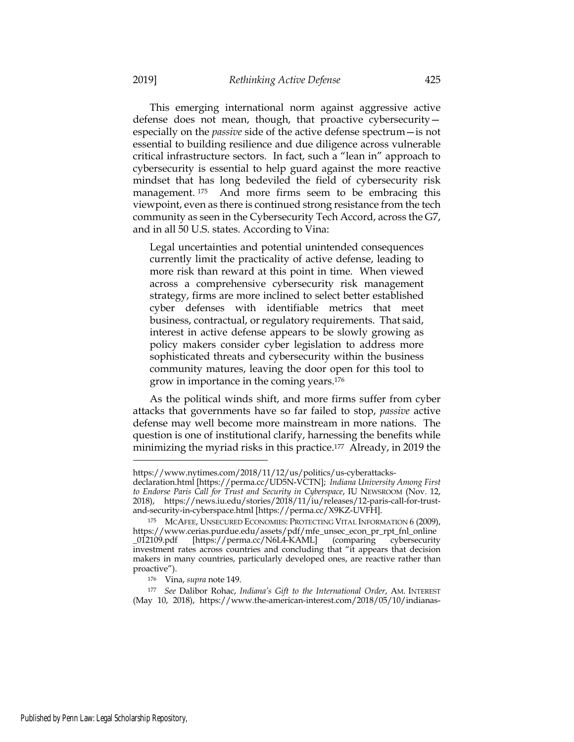This emerging international norm against aggressive active defense does not mean, though, that proactive cybersecurity—especially on the *passive* side of the active defense spectrum—is not essential to building resilience and due diligence across vulnerable critical infrastructure sectors. In fact, such a "lean in" approach to cybersecurity is essential to help guard against the more reactive mindset that has long bedeviled the field of cybersecurity risk management.[175] And more firms seem to be embracing this viewpoint, even as there is continued strong resistance from the tech community as seen in the Cybersecurity Tech Accord, across the G7, and in all 50 U.S. states. According to Vina:

> Legal uncertainties and potential unintended consequences currently limit the practicality of active defense, leading to more risk than reward at this point in time. When viewed across a comprehensive cybersecurity risk management strategy, firms are more inclined to select better established cyber defenses with identifiable metrics that meet business, contractual, or regulatory requirements. That said, interest in active defense appears to be slowly growing as policy makers consider cyber legislation to address more sophisticated threats and cybersecurity within the business community matures, leaving the door open for this tool to grow in importance in the coming years.[176]

As the political winds shift, and more firms suffer from cyber attacks that governments have so far failed to stop, *passive* active defense may well become more mainstream in more nations. The question is one of institutional clarify, harnessing the benefits while minimizing the myriad risks in this practice.[177] Already, in 2019 the

---

https://www.nytimes.com/2018/11/12/us/politics/us-cyberattacks-declaration.html [https://perma.cc/UD5N-VCTN]; *Indiana University Among First to Endorse Paris Call for Trust and Security in Cyberspace*, IU NEWSROOM (Nov. 12, 2018), https://news.iu.edu/stories/2018/11/iu/releases/12-paris-call-for-trust-and-security-in-cyberspace.html [https://perma.cc/X9KZ-UVFH].

[175] MCAFEE, UNSECURED ECONOMIES: PROTECTING VITAL INFORMATION 6 (2009), https://www.cerias.purdue.edu/assets/pdf/mfe_unsec_econ_pr_rpt_fnl_online_012109.pdf [https://perma.cc/N6L4-KAML] (comparing cybersecurity investment rates across countries and concluding that "it appears that decision makers in many countries, particularly developed ones, are reactive rather than proactive").

[176] Vina, *supra* note 149.

[177] *See* Dalibor Rohac, *Indiana's Gift to the International Order*, AM. INTEREST (May 10, 2018), https://www.the-american-interest.com/2018/05/10/indianas-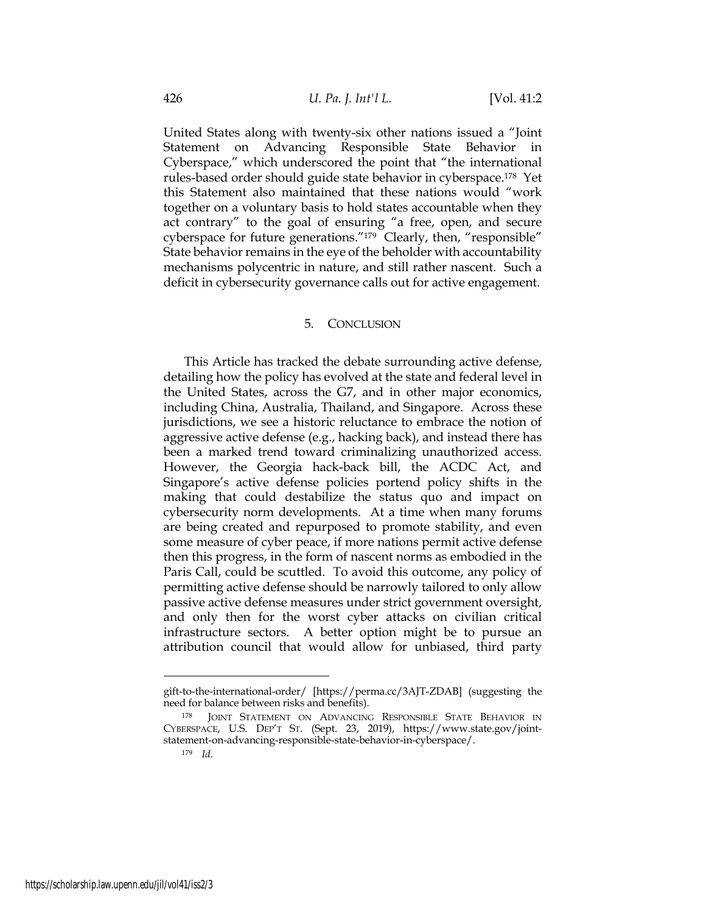United States along with twenty-six other nations issued a "Joint Statement on Advancing Responsible State Behavior in Cyberspace," which underscored the point that "the international rules-based order should guide state behavior in cyberspace.[178] Yet this Statement also maintained that these nations would "work together on a voluntary basis to hold states accountable when they act contrary" to the goal of ensuring "a free, open, and secure cyberspace for future generations."[179] Clearly, then, "responsible" State behavior remains in the eye of the beholder with accountability mechanisms polycentric in nature, and still rather nascent. Such a deficit in cybersecurity governance calls out for active engagement.

## 5. CONCLUSION

This Article has tracked the debate surrounding active defense, detailing how the policy has evolved at the state and federal level in the United States, across the G7, and in other major economics, including China, Australia, Thailand, and Singapore. Across these jurisdictions, we see a historic reluctance to embrace the notion of aggressive active defense (e.g., hacking back), and instead there has been a marked trend toward criminalizing unauthorized access. However, the Georgia hack-back bill, the ACDC Act, and Singapore's active defense policies portend policy shifts in the making that could destabilize the status quo and impact on cybersecurity norm developments. At a time when many forums are being created and repurposed to promote stability, and even some measure of cyber peace, if more nations permit active defense then this progress, in the form of nascent norms as embodied in the Paris Call, could be scuttled. To avoid this outcome, any policy of permitting active defense should be narrowly tailored to only allow passive active defense measures under strict government oversight, and only then for the worst cyber attacks on civilian critical infrastructure sectors. A better option might be to pursue an attribution council that would allow for unbiased, third party

---

gift-to-the-international-order/ [https://perma.cc/3AJT-ZDAB] (suggesting the need for balance between risks and benefits).

[178] JOINT STATEMENT ON ADVANCING RESPONSIBLE STATE BEHAVIOR IN CYBERSPACE, U.S. DEP'T ST. (Sept. 23, 2019), https://www.state.gov/joint-statement-on-advancing-responsible-state-behavior-in-cyberspace/.

[179] *Id.*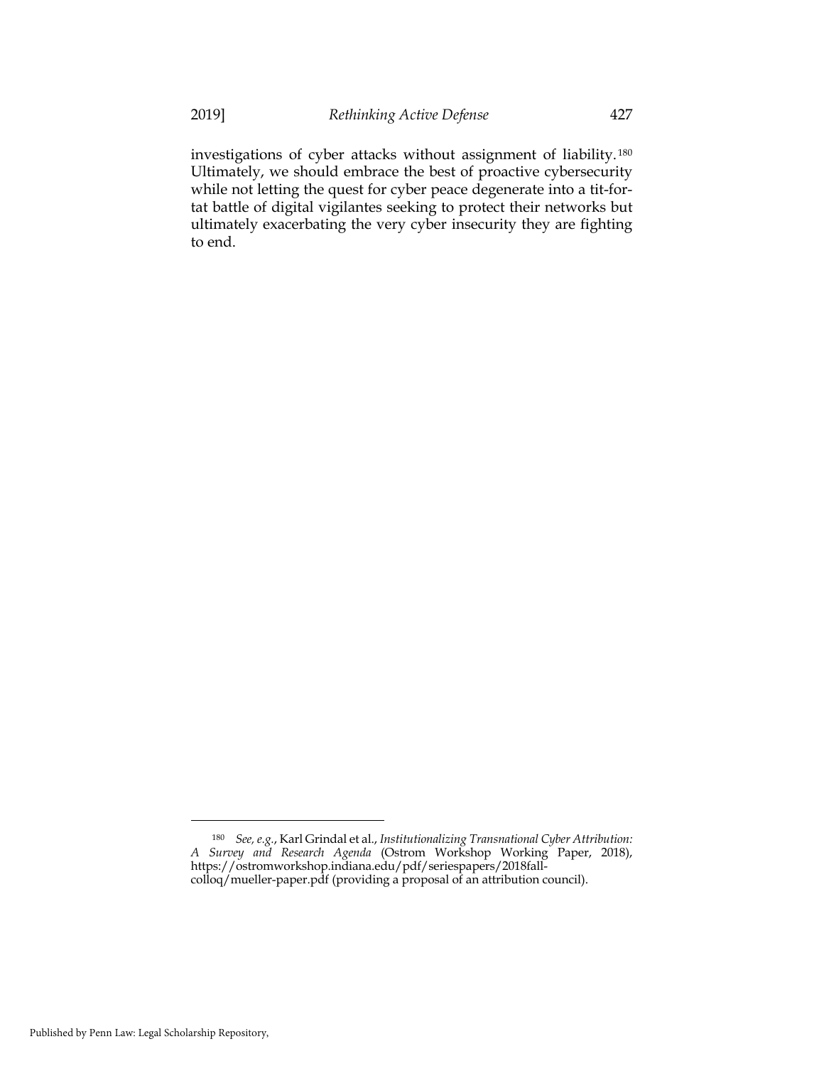investigations of cyber attacks without assignment of liability.[180] Ultimately, we should embrace the best of proactive cybersecurity while not letting the quest for cyber peace degenerate into a tit-for-tat battle of digital vigilantes seeking to protect their networks but ultimately exacerbating the very cyber insecurity they are fighting to end.

---

[180] *See, e.g.*, Karl Grindal et al., *Institutionalizing Transnational Cyber Attribution: A Survey and Research Agenda* (Ostrom Workshop Working Paper, 2018), https://ostromworkshop.indiana.edu/pdf/seriespapers/2018fall-colloq/mueller-paper.pdf (providing a proposal of an attribution council).

Published by Penn Law: Legal Scholarship Repository,